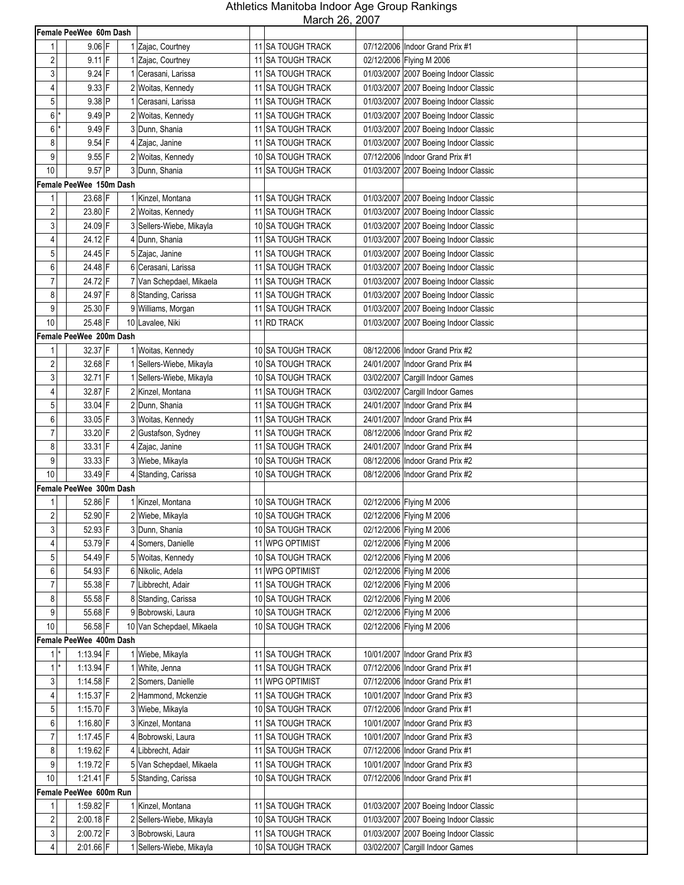# Athletics Manitoba Indoor Age Group Rankings

March 26, 2007

| Rank | Tie | Result | Type | Place | Name | Age | Club | Date | Meet | |
|---|---|---|---|---|---|---|---|---|---|---|
| **Female PeeWee 60m Dash** | | | | | | | | | | |
| 1 | | 9.06 | F | 1 | Zajac, Courtney | 11 | SA TOUGH TRACK | 07/12/2006 | Indoor Grand Prix #1 | |
| 2 | | 9.11 | F | 1 | Zajac, Courtney | 11 | SA TOUGH TRACK | 02/12/2006 | Flying M 2006 | |
| 3 | | 9.24 | F | 1 | Cerasani, Larissa | 11 | SA TOUGH TRACK | 01/03/2007 | 2007 Boeing Indoor Classic | |
| 4 | | 9.33 | F | 2 | Woitas, Kennedy | 11 | SA TOUGH TRACK | 01/03/2007 | 2007 Boeing Indoor Classic | |
| 5 | | 9.38 | P | 1 | Cerasani, Larissa | 11 | SA TOUGH TRACK | 01/03/2007 | 2007 Boeing Indoor Classic | |
| 6 | * | 9.49 | P | 2 | Woitas, Kennedy | 11 | SA TOUGH TRACK | 01/03/2007 | 2007 Boeing Indoor Classic | |
| 6 | * | 9.49 | F | 3 | Dunn, Shania | 11 | SA TOUGH TRACK | 01/03/2007 | 2007 Boeing Indoor Classic | |
| 8 | | 9.54 | F | 4 | Zajac, Janine | 11 | SA TOUGH TRACK | 01/03/2007 | 2007 Boeing Indoor Classic | |
| 9 | | 9.55 | F | 2 | Woitas, Kennedy | 10 | SA TOUGH TRACK | 07/12/2006 | Indoor Grand Prix #1 | |
| 10 | | 9.57 | P | 3 | Dunn, Shania | 11 | SA TOUGH TRACK | 01/03/2007 | 2007 Boeing Indoor Classic | |
| **Female PeeWee 150m Dash** | | | | | | | | | | |
| 1 | | 23.68 | F | 1 | Kinzel, Montana | 11 | SA TOUGH TRACK | 01/03/2007 | 2007 Boeing Indoor Classic | |
| 2 | | 23.80 | F | 2 | Woitas, Kennedy | 11 | SA TOUGH TRACK | 01/03/2007 | 2007 Boeing Indoor Classic | |
| 3 | | 24.09 | F | 3 | Sellers-Wiebe, Mikayla | 10 | SA TOUGH TRACK | 01/03/2007 | 2007 Boeing Indoor Classic | |
| 4 | | 24.12 | F | 4 | Dunn, Shania | 11 | SA TOUGH TRACK | 01/03/2007 | 2007 Boeing Indoor Classic | |
| 5 | | 24.45 | F | 5 | Zajac, Janine | 11 | SA TOUGH TRACK | 01/03/2007 | 2007 Boeing Indoor Classic | |
| 6 | | 24.48 | F | 6 | Cerasani, Larissa | 11 | SA TOUGH TRACK | 01/03/2007 | 2007 Boeing Indoor Classic | |
| 7 | | 24.72 | F | 7 | Van Schepdael, Mikaela | 11 | SA TOUGH TRACK | 01/03/2007 | 2007 Boeing Indoor Classic | |
| 8 | | 24.97 | F | 8 | Standing, Carissa | 11 | SA TOUGH TRACK | 01/03/2007 | 2007 Boeing Indoor Classic | |
| 9 | | 25.30 | F | 9 | Williams, Morgan | 11 | SA TOUGH TRACK | 01/03/2007 | 2007 Boeing Indoor Classic | |
| 10 | | 25.48 | F | 10 | Lavalee, Niki | 11 | RD TRACK | 01/03/2007 | 2007 Boeing Indoor Classic | |
| **Female PeeWee 200m Dash** | | | | | | | | | | |
| 1 | | 32.37 | F | 1 | Woitas, Kennedy | 10 | SA TOUGH TRACK | 08/12/2006 | Indoor Grand Prix #2 | |
| 2 | | 32.68 | F | 1 | Sellers-Wiebe, Mikayla | 10 | SA TOUGH TRACK | 24/01/2007 | Indoor Grand Prix #4 | |
| 3 | | 32.71 | F | 1 | Sellers-Wiebe, Mikayla | 10 | SA TOUGH TRACK | 03/02/2007 | Cargill Indoor Games | |
| 4 | | 32.87 | F | 2 | Kinzel, Montana | 11 | SA TOUGH TRACK | 03/02/2007 | Cargill Indoor Games | |
| 5 | | 33.04 | F | 2 | Dunn, Shania | 11 | SA TOUGH TRACK | 24/01/2007 | Indoor Grand Prix #4 | |
| 6 | | 33.05 | F | 3 | Woitas, Kennedy | 11 | SA TOUGH TRACK | 24/01/2007 | Indoor Grand Prix #4 | |
| 7 | | 33.20 | F | 2 | Gustafson, Sydney | 11 | SA TOUGH TRACK | 08/12/2006 | Indoor Grand Prix #2 | |
| 8 | | 33.31 | F | 4 | Zajac, Janine | 11 | SA TOUGH TRACK | 24/01/2007 | Indoor Grand Prix #4 | |
| 9 | | 33.33 | F | 3 | Wiebe, Mikayla | 10 | SA TOUGH TRACK | 08/12/2006 | Indoor Grand Prix #2 | |
| 10 | | 33.49 | F | 4 | Standing, Carissa | 10 | SA TOUGH TRACK | 08/12/2006 | Indoor Grand Prix #2 | |
| **Female PeeWee 300m Dash** | | | | | | | | | | |
| 1 | | 52.86 | F | 1 | Kinzel, Montana | 10 | SA TOUGH TRACK | 02/12/2006 | Flying M 2006 | |
| 2 | | 52.90 | F | 2 | Wiebe, Mikayla | 10 | SA TOUGH TRACK | 02/12/2006 | Flying M 2006 | |
| 3 | | 52.93 | F | 3 | Dunn, Shania | 10 | SA TOUGH TRACK | 02/12/2006 | Flying M 2006 | |
| 4 | | 53.79 | F | 4 | Somers, Danielle | 11 | WPG OPTIMIST | 02/12/2006 | Flying M 2006 | |
| 5 | | 54.49 | F | 5 | Woitas, Kennedy | 10 | SA TOUGH TRACK | 02/12/2006 | Flying M 2006 | |
| 6 | | 54.93 | F | 6 | Nikolic, Adela | 11 | WPG OPTIMIST | 02/12/2006 | Flying M 2006 | |
| 7 | | 55.38 | F | 7 | Libbrecht, Adair | 11 | SA TOUGH TRACK | 02/12/2006 | Flying M 2006 | |
| 8 | | 55.58 | F | 8 | Standing, Carissa | 10 | SA TOUGH TRACK | 02/12/2006 | Flying M 2006 | |
| 9 | | 55.68 | F | 9 | Bobrowski, Laura | 10 | SA TOUGH TRACK | 02/12/2006 | Flying M 2006 | |
| 10 | | 56.58 | F | 10 | Van Schepdael, Mikaela | 10 | SA TOUGH TRACK | 02/12/2006 | Flying M 2006 | |
| **Female PeeWee 400m Dash** | | | | | | | | | | |
| 1 | * | 1:13.94 | F | 1 | Wiebe, Mikayla | 11 | SA TOUGH TRACK | 10/01/2007 | Indoor Grand Prix #3 | |
| 1 | * | 1:13.94 | F | 1 | White, Jenna | 11 | SA TOUGH TRACK | 07/12/2006 | Indoor Grand Prix #1 | |
| 3 | | 1:14.58 | F | 2 | Somers, Danielle | 11 | WPG OPTIMIST | 07/12/2006 | Indoor Grand Prix #1 | |
| 4 | | 1:15.37 | F | 2 | Hammond, Mckenzie | 11 | SA TOUGH TRACK | 10/01/2007 | Indoor Grand Prix #3 | |
| 5 | | 1:15.70 | F | 3 | Wiebe, Mikayla | 10 | SA TOUGH TRACK | 07/12/2006 | Indoor Grand Prix #1 | |
| 6 | | 1:16.80 | F | 3 | Kinzel, Montana | 11 | SA TOUGH TRACK | 10/01/2007 | Indoor Grand Prix #3 | |
| 7 | | 1:17.45 | F | 4 | Bobrowski, Laura | 11 | SA TOUGH TRACK | 10/01/2007 | Indoor Grand Prix #3 | |
| 8 | | 1:19.62 | F | 4 | Libbrecht, Adair | 11 | SA TOUGH TRACK | 07/12/2006 | Indoor Grand Prix #1 | |
| 9 | | 1:19.72 | F | 5 | Van Schepdael, Mikaela | 11 | SA TOUGH TRACK | 10/01/2007 | Indoor Grand Prix #3 | |
| 10 | | 1:21.41 | F | 5 | Standing, Carissa | 10 | SA TOUGH TRACK | 07/12/2006 | Indoor Grand Prix #1 | |
| **Female PeeWee 600m Run** | | | | | | | | | | |
| 1 | | 1:59.82 | F | 1 | Kinzel, Montana | 11 | SA TOUGH TRACK | 01/03/2007 | 2007 Boeing Indoor Classic | |
| 2 | | 2:00.18 | F | 2 | Sellers-Wiebe, Mikayla | 10 | SA TOUGH TRACK | 01/03/2007 | 2007 Boeing Indoor Classic | |
| 3 | | 2:00.72 | F | 3 | Bobrowski, Laura | 11 | SA TOUGH TRACK | 01/03/2007 | 2007 Boeing Indoor Classic | |
| 4 | | 2:01.66 | F | 1 | Sellers-Wiebe, Mikayla | 10 | SA TOUGH TRACK | 03/02/2007 | Cargill Indoor Games | |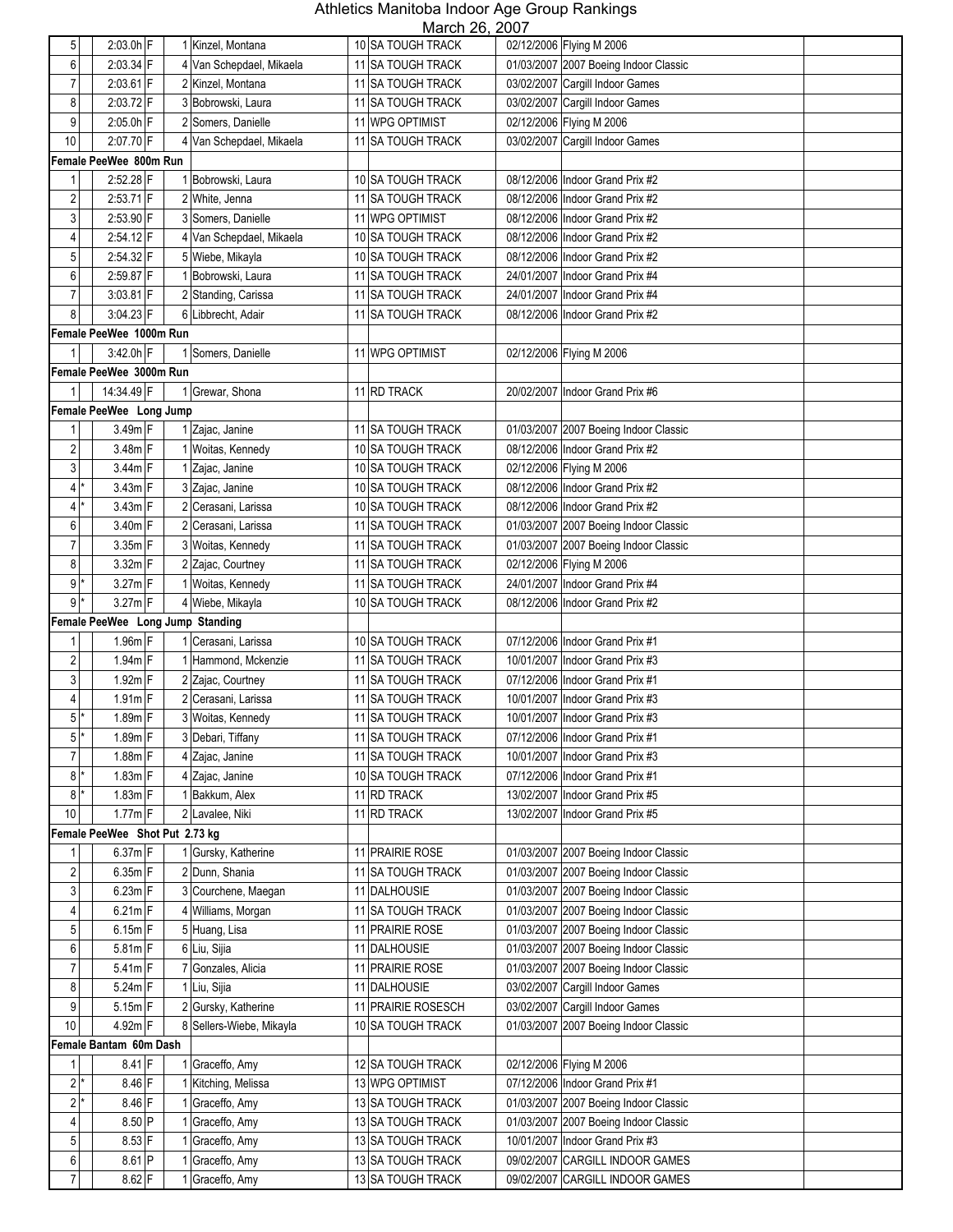# Athletics Manitoba Indoor Age Group Rankings

March 26, 2007

| | | | | | | | | | |
|---|---|---|---|---|---|---|---|---|---|
| 5 | | 2:03.0h | F | 1 | Kinzel, Montana | 10 | SA TOUGH TRACK | 02/12/2006 | Flying M 2006 |
| 6 | | 2:03.34 | F | 4 | Van Schepdael, Mikaela | 11 | SA TOUGH TRACK | 01/03/2007 | 2007 Boeing Indoor Classic |
| 7 | | 2:03.61 | F | 2 | Kinzel, Montana | 11 | SA TOUGH TRACK | 03/02/2007 | Cargill Indoor Games |
| 8 | | 2:03.72 | F | 3 | Bobrowski, Laura | 11 | SA TOUGH TRACK | 03/02/2007 | Cargill Indoor Games |
| 9 | | 2:05.0h | F | 2 | Somers, Danielle | 11 | WPG OPTIMIST | 02/12/2006 | Flying M 2006 |
| 10 | | 2:07.70 | F | 4 | Van Schepdael, Mikaela | 11 | SA TOUGH TRACK | 03/02/2007 | Cargill Indoor Games |
| **Female PeeWee 800m Run** | | | | | | | | | |
| 1 | | 2:52.28 | F | 1 | Bobrowski, Laura | 10 | SA TOUGH TRACK | 08/12/2006 | Indoor Grand Prix #2 |
| 2 | | 2:53.71 | F | 2 | White, Jenna | 11 | SA TOUGH TRACK | 08/12/2006 | Indoor Grand Prix #2 |
| 3 | | 2:53.90 | F | 3 | Somers, Danielle | 11 | WPG OPTIMIST | 08/12/2006 | Indoor Grand Prix #2 |
| 4 | | 2:54.12 | F | 4 | Van Schepdael, Mikaela | 10 | SA TOUGH TRACK | 08/12/2006 | Indoor Grand Prix #2 |
| 5 | | 2:54.32 | F | 5 | Wiebe, Mikayla | 10 | SA TOUGH TRACK | 08/12/2006 | Indoor Grand Prix #2 |
| 6 | | 2:59.87 | F | 1 | Bobrowski, Laura | 11 | SA TOUGH TRACK | 24/01/2007 | Indoor Grand Prix #4 |
| 7 | | 3:03.81 | F | 2 | Standing, Carissa | 11 | SA TOUGH TRACK | 24/01/2007 | Indoor Grand Prix #4 |
| 8 | | 3:04.23 | F | 6 | Libbrecht, Adair | 11 | SA TOUGH TRACK | 08/12/2006 | Indoor Grand Prix #2 |
| **Female PeeWee 1000m Run** | | | | | | | | | |
| 1 | | 3:42.0h | F | 1 | Somers, Danielle | 11 | WPG OPTIMIST | 02/12/2006 | Flying M 2006 |
| **Female PeeWee 3000m Run** | | | | | | | | | |
| 1 | | 14:34.49 | F | 1 | Grewar, Shona | 11 | RD TRACK | 20/02/2007 | Indoor Grand Prix #6 |
| **Female PeeWee Long Jump** | | | | | | | | | |
| 1 | | 3.49m | F | 1 | Zajac, Janine | 11 | SA TOUGH TRACK | 01/03/2007 | 2007 Boeing Indoor Classic |
| 2 | | 3.48m | F | 1 | Woitas, Kennedy | 10 | SA TOUGH TRACK | 08/12/2006 | Indoor Grand Prix #2 |
| 3 | | 3.44m | F | 1 | Zajac, Janine | 10 | SA TOUGH TRACK | 02/12/2006 | Flying M 2006 |
| 4 | * | 3.43m | F | 3 | Zajac, Janine | 10 | SA TOUGH TRACK | 08/12/2006 | Indoor Grand Prix #2 |
| 4 | * | 3.43m | F | 2 | Cerasani, Larissa | 10 | SA TOUGH TRACK | 08/12/2006 | Indoor Grand Prix #2 |
| 6 | | 3.40m | F | 2 | Cerasani, Larissa | 11 | SA TOUGH TRACK | 01/03/2007 | 2007 Boeing Indoor Classic |
| 7 | | 3.35m | F | 3 | Woitas, Kennedy | 11 | SA TOUGH TRACK | 01/03/2007 | 2007 Boeing Indoor Classic |
| 8 | | 3.32m | F | 2 | Zajac, Courtney | 11 | SA TOUGH TRACK | 02/12/2006 | Flying M 2006 |
| 9 | * | 3.27m | F | 1 | Woitas, Kennedy | 11 | SA TOUGH TRACK | 24/01/2007 | Indoor Grand Prix #4 |
| 9 | * | 3.27m | F | 4 | Wiebe, Mikayla | 10 | SA TOUGH TRACK | 08/12/2006 | Indoor Grand Prix #2 |
| **Female PeeWee Long Jump Standing** | | | | | | | | | |
| 1 | | 1.96m | F | 1 | Cerasani, Larissa | 10 | SA TOUGH TRACK | 07/12/2006 | Indoor Grand Prix #1 |
| 2 | | 1.94m | F | 1 | Hammond, Mckenzie | 11 | SA TOUGH TRACK | 10/01/2007 | Indoor Grand Prix #3 |
| 3 | | 1.92m | F | 2 | Zajac, Courtney | 11 | SA TOUGH TRACK | 07/12/2006 | Indoor Grand Prix #1 |
| 4 | | 1.91m | F | 2 | Cerasani, Larissa | 11 | SA TOUGH TRACK | 10/01/2007 | Indoor Grand Prix #3 |
| 5 | * | 1.89m | F | 3 | Woitas, Kennedy | 11 | SA TOUGH TRACK | 10/01/2007 | Indoor Grand Prix #3 |
| 5 | * | 1.89m | F | 3 | Debari, Tiffany | 11 | SA TOUGH TRACK | 07/12/2006 | Indoor Grand Prix #1 |
| 7 | | 1.88m | F | 4 | Zajac, Janine | 11 | SA TOUGH TRACK | 10/01/2007 | Indoor Grand Prix #3 |
| 8 | * | 1.83m | F | 4 | Zajac, Janine | 10 | SA TOUGH TRACK | 07/12/2006 | Indoor Grand Prix #1 |
| 8 | * | 1.83m | F | 1 | Bakkum, Alex | 11 | RD TRACK | 13/02/2007 | Indoor Grand Prix #5 |
| 10 | | 1.77m | F | 2 | Lavalee, Niki | 11 | RD TRACK | 13/02/2007 | Indoor Grand Prix #5 |
| **Female PeeWee Shot Put 2.73 kg** | | | | | | | | | |
| 1 | | 6.37m | F | 1 | Gursky, Katherine | 11 | PRAIRIE ROSE | 01/03/2007 | 2007 Boeing Indoor Classic |
| 2 | | 6.35m | F | 2 | Dunn, Shania | 11 | SA TOUGH TRACK | 01/03/2007 | 2007 Boeing Indoor Classic |
| 3 | | 6.23m | F | 3 | Courchene, Maegan | 11 | DALHOUSIE | 01/03/2007 | 2007 Boeing Indoor Classic |
| 4 | | 6.21m | F | 4 | Williams, Morgan | 11 | SA TOUGH TRACK | 01/03/2007 | 2007 Boeing Indoor Classic |
| 5 | | 6.15m | F | 5 | Huang, Lisa | 11 | PRAIRIE ROSE | 01/03/2007 | 2007 Boeing Indoor Classic |
| 6 | | 5.81m | F | 6 | Liu, Sijia | 11 | DALHOUSIE | 01/03/2007 | 2007 Boeing Indoor Classic |
| 7 | | 5.41m | F | 7 | Gonzales, Alicia | 11 | PRAIRIE ROSE | 01/03/2007 | 2007 Boeing Indoor Classic |
| 8 | | 5.24m | F | 1 | Liu, Sijia | 11 | DALHOUSIE | 03/02/2007 | Cargill Indoor Games |
| 9 | | 5.15m | F | 2 | Gursky, Katherine | 11 | PRAIRIE ROSESCH | 03/02/2007 | Cargill Indoor Games |
| 10 | | 4.92m | F | 8 | Sellers-Wiebe, Mikayla | 10 | SA TOUGH TRACK | 01/03/2007 | 2007 Boeing Indoor Classic |
| **Female Bantam 60m Dash** | | | | | | | | | |
| 1 | | 8.41 | F | 1 | Graceffo, Amy | 12 | SA TOUGH TRACK | 02/12/2006 | Flying M 2006 |
| 2 | * | 8.46 | F | 1 | Kitching, Melissa | 13 | WPG OPTIMIST | 07/12/2006 | Indoor Grand Prix #1 |
| 2 | * | 8.46 | F | 1 | Graceffo, Amy | 13 | SA TOUGH TRACK | 01/03/2007 | 2007 Boeing Indoor Classic |
| 4 | | 8.50 | P | 1 | Graceffo, Amy | 13 | SA TOUGH TRACK | 01/03/2007 | 2007 Boeing Indoor Classic |
| 5 | | 8.53 | F | 1 | Graceffo, Amy | 13 | SA TOUGH TRACK | 10/01/2007 | Indoor Grand Prix #3 |
| 6 | | 8.61 | P | 1 | Graceffo, Amy | 13 | SA TOUGH TRACK | 09/02/2007 | CARGILL INDOOR GAMES |
| 7 | | 8.62 | F | 1 | Graceffo, Amy | 13 | SA TOUGH TRACK | 09/02/2007 | CARGILL INDOOR GAMES |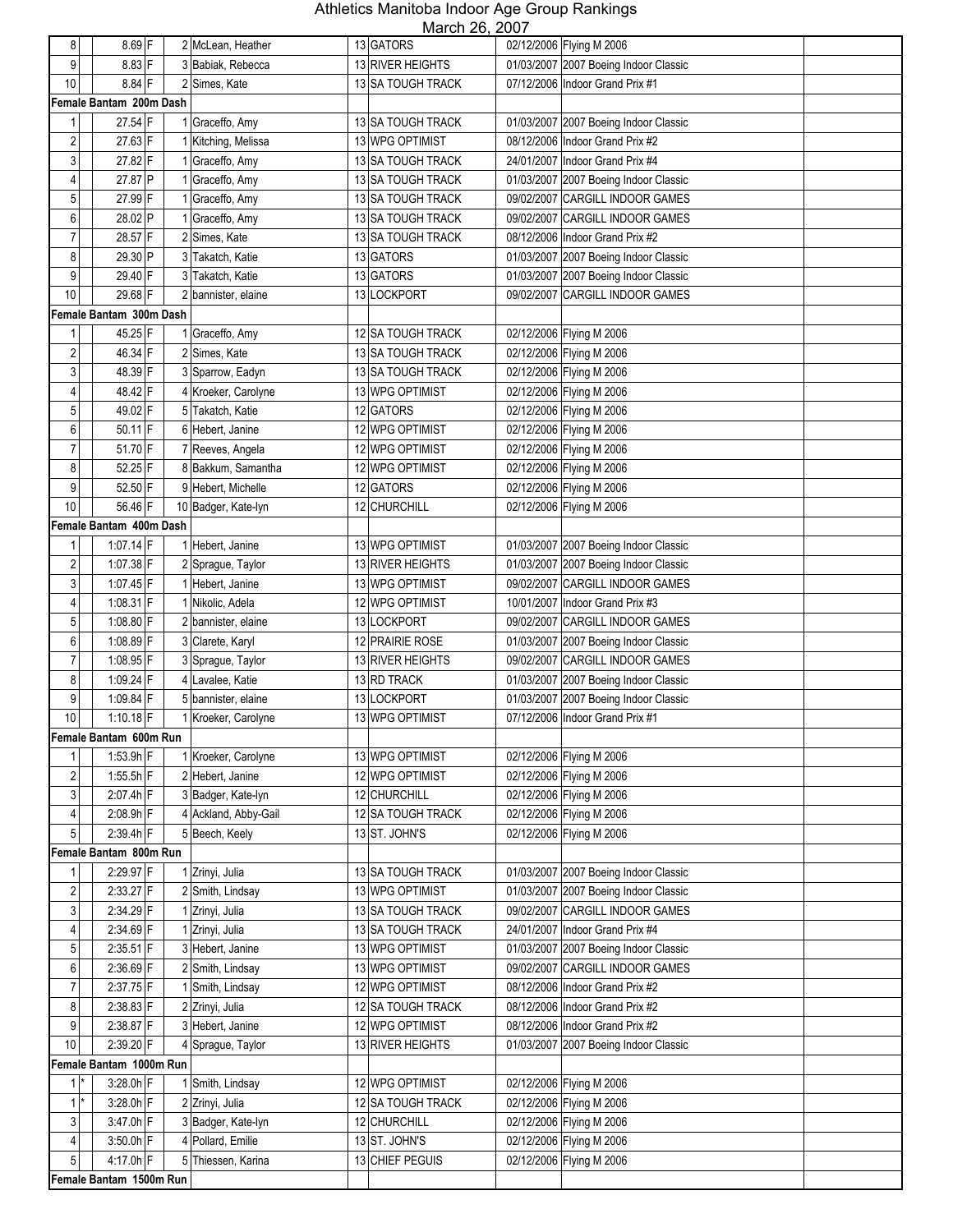# Athletics Manitoba Indoor Age Group Rankings

March 26, 2007

| | | | | | | | | | | |
|---|---|---|---|---|---|---|---|---|---|---|
| 8 | | 8.69 | F | 2 | McLean, Heather | 13 | GATORS | 02/12/2006 | Flying M 2006 | |
| 9 | | 8.83 | F | 3 | Babiak, Rebecca | 13 | RIVER HEIGHTS | 01/03/2007 | 2007 Boeing Indoor Classic | |
| 10 | | 8.84 | F | 2 | Simes, Kate | 13 | SA TOUGH TRACK | 07/12/2006 | Indoor Grand Prix #1 | |
| **Female Bantam 200m Dash** | | | | | | | | | | |
| 1 | | 27.54 | F | 1 | Graceffo, Amy | 13 | SA TOUGH TRACK | 01/03/2007 | 2007 Boeing Indoor Classic | |
| 2 | | 27.63 | F | 1 | Kitching, Melissa | 13 | WPG OPTIMIST | 08/12/2006 | Indoor Grand Prix #2 | |
| 3 | | 27.82 | F | 1 | Graceffo, Amy | 13 | SA TOUGH TRACK | 24/01/2007 | Indoor Grand Prix #4 | |
| 4 | | 27.87 | P | 1 | Graceffo, Amy | 13 | SA TOUGH TRACK | 01/03/2007 | 2007 Boeing Indoor Classic | |
| 5 | | 27.99 | F | 1 | Graceffo, Amy | 13 | SA TOUGH TRACK | 09/02/2007 | CARGILL INDOOR GAMES | |
| 6 | | 28.02 | P | 1 | Graceffo, Amy | 13 | SA TOUGH TRACK | 09/02/2007 | CARGILL INDOOR GAMES | |
| 7 | | 28.57 | F | 2 | Simes, Kate | 13 | SA TOUGH TRACK | 08/12/2006 | Indoor Grand Prix #2 | |
| 8 | | 29.30 | P | 3 | Takatch, Katie | 13 | GATORS | 01/03/2007 | 2007 Boeing Indoor Classic | |
| 9 | | 29.40 | F | 3 | Takatch, Katie | 13 | GATORS | 01/03/2007 | 2007 Boeing Indoor Classic | |
| 10 | | 29.68 | F | 2 | bannister, elaine | 13 | LOCKPORT | 09/02/2007 | CARGILL INDOOR GAMES | |
| **Female Bantam 300m Dash** | | | | | | | | | | |
| 1 | | 45.25 | F | 1 | Graceffo, Amy | 12 | SA TOUGH TRACK | 02/12/2006 | Flying M 2006 | |
| 2 | | 46.34 | F | 2 | Simes, Kate | 13 | SA TOUGH TRACK | 02/12/2006 | Flying M 2006 | |
| 3 | | 48.39 | F | 3 | Sparrow, Eadyn | 13 | SA TOUGH TRACK | 02/12/2006 | Flying M 2006 | |
| 4 | | 48.42 | F | 4 | Kroeker, Carolyne | 13 | WPG OPTIMIST | 02/12/2006 | Flying M 2006 | |
| 5 | | 49.02 | F | 5 | Takatch, Katie | 12 | GATORS | 02/12/2006 | Flying M 2006 | |
| 6 | | 50.11 | F | 6 | Hebert, Janine | 12 | WPG OPTIMIST | 02/12/2006 | Flying M 2006 | |
| 7 | | 51.70 | F | 7 | Reeves, Angela | 12 | WPG OPTIMIST | 02/12/2006 | Flying M 2006 | |
| 8 | | 52.25 | F | 8 | Bakkum, Samantha | 12 | WPG OPTIMIST | 02/12/2006 | Flying M 2006 | |
| 9 | | 52.50 | F | 9 | Hebert, Michelle | 12 | GATORS | 02/12/2006 | Flying M 2006 | |
| 10 | | 56.46 | F | 10 | Badger, Kate-lyn | 12 | CHURCHILL | 02/12/2006 | Flying M 2006 | |
| **Female Bantam 400m Dash** | | | | | | | | | | |
| 1 | | 1:07.14 | F | 1 | Hebert, Janine | 13 | WPG OPTIMIST | 01/03/2007 | 2007 Boeing Indoor Classic | |
| 2 | | 1:07.38 | F | 2 | Sprague, Taylor | 13 | RIVER HEIGHTS | 01/03/2007 | 2007 Boeing Indoor Classic | |
| 3 | | 1:07.45 | F | 1 | Hebert, Janine | 13 | WPG OPTIMIST | 09/02/2007 | CARGILL INDOOR GAMES | |
| 4 | | 1:08.31 | F | 1 | Nikolic, Adela | 12 | WPG OPTIMIST | 10/01/2007 | Indoor Grand Prix #3 | |
| 5 | | 1:08.80 | F | 2 | bannister, elaine | 13 | LOCKPORT | 09/02/2007 | CARGILL INDOOR GAMES | |
| 6 | | 1:08.89 | F | 3 | Clarete, Karyl | 12 | PRAIRIE ROSE | 01/03/2007 | 2007 Boeing Indoor Classic | |
| 7 | | 1:08.95 | F | 3 | Sprague, Taylor | 13 | RIVER HEIGHTS | 09/02/2007 | CARGILL INDOOR GAMES | |
| 8 | | 1:09.24 | F | 4 | Lavalee, Katie | 13 | RD TRACK | 01/03/2007 | 2007 Boeing Indoor Classic | |
| 9 | | 1:09.84 | F | 5 | bannister, elaine | 13 | LOCKPORT | 01/03/2007 | 2007 Boeing Indoor Classic | |
| 10 | | 1:10.18 | F | 1 | Kroeker, Carolyne | 13 | WPG OPTIMIST | 07/12/2006 | Indoor Grand Prix #1 | |
| **Female Bantam 600m Run** | | | | | | | | | | |
| 1 | | 1:53.9h | F | 1 | Kroeker, Carolyne | 13 | WPG OPTIMIST | 02/12/2006 | Flying M 2006 | |
| 2 | | 1:55.5h | F | 2 | Hebert, Janine | 12 | WPG OPTIMIST | 02/12/2006 | Flying M 2006 | |
| 3 | | 2:07.4h | F | 3 | Badger, Kate-lyn | 12 | CHURCHILL | 02/12/2006 | Flying M 2006 | |
| 4 | | 2:08.9h | F | 4 | Ackland, Abby-Gail | 12 | SA TOUGH TRACK | 02/12/2006 | Flying M 2006 | |
| 5 | | 2:39.4h | F | 5 | Beech, Keely | 13 | ST. JOHN'S | 02/12/2006 | Flying M 2006 | |
| **Female Bantam 800m Run** | | | | | | | | | | |
| 1 | | 2:29.97 | F | 1 | Zrinyi, Julia | 13 | SA TOUGH TRACK | 01/03/2007 | 2007 Boeing Indoor Classic | |
| 2 | | 2:33.27 | F | 2 | Smith, Lindsay | 13 | WPG OPTIMIST | 01/03/2007 | 2007 Boeing Indoor Classic | |
| 3 | | 2:34.29 | F | 1 | Zrinyi, Julia | 13 | SA TOUGH TRACK | 09/02/2007 | CARGILL INDOOR GAMES | |
| 4 | | 2:34.69 | F | 1 | Zrinyi, Julia | 13 | SA TOUGH TRACK | 24/01/2007 | Indoor Grand Prix #4 | |
| 5 | | 2:35.51 | F | 3 | Hebert, Janine | 13 | WPG OPTIMIST | 01/03/2007 | 2007 Boeing Indoor Classic | |
| 6 | | 2:36.69 | F | 2 | Smith, Lindsay | 13 | WPG OPTIMIST | 09/02/2007 | CARGILL INDOOR GAMES | |
| 7 | | 2:37.75 | F | 1 | Smith, Lindsay | 12 | WPG OPTIMIST | 08/12/2006 | Indoor Grand Prix #2 | |
| 8 | | 2:38.83 | F | 2 | Zrinyi, Julia | 12 | SA TOUGH TRACK | 08/12/2006 | Indoor Grand Prix #2 | |
| 9 | | 2:38.87 | F | 3 | Hebert, Janine | 12 | WPG OPTIMIST | 08/12/2006 | Indoor Grand Prix #2 | |
| 10 | | 2:39.20 | F | 4 | Sprague, Taylor | 13 | RIVER HEIGHTS | 01/03/2007 | 2007 Boeing Indoor Classic | |
| **Female Bantam 1000m Run** | | | | | | | | | | |
| 1 | * | 3:28.0h | F | 1 | Smith, Lindsay | 12 | WPG OPTIMIST | 02/12/2006 | Flying M 2006 | |
| 1 | * | 3:28.0h | F | 2 | Zrinyi, Julia | 12 | SA TOUGH TRACK | 02/12/2006 | Flying M 2006 | |
| 3 | | 3:47.0h | F | 3 | Badger, Kate-lyn | 12 | CHURCHILL | 02/12/2006 | Flying M 2006 | |
| 4 | | 3:50.0h | F | 4 | Pollard, Emilie | 13 | ST. JOHN'S | 02/12/2006 | Flying M 2006 | |
| 5 | | 4:17.0h | F | 5 | Thiessen, Karina | 13 | CHIEF PEGUIS | 02/12/2006 | Flying M 2006 | |
| **Female Bantam 1500m Run** | | | | | | | | | | |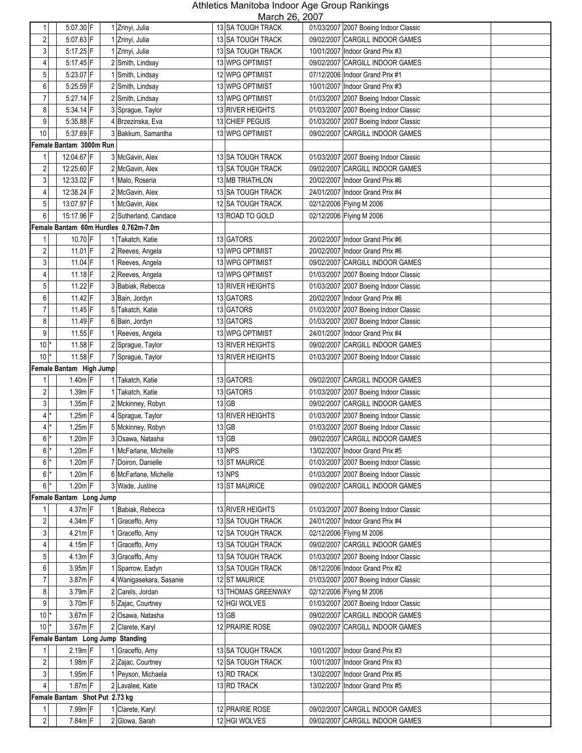# Athletics Manitoba Indoor Age Group Rankings

March 26, 2007

| Rank | | Mark | | Place | Name | Age | Club | Date | Meet | |
|---|---|---|---|---|---|---|---|---|---|---|
| 1 | | 5:07.30 | F | 1 | Zrinyi, Julia | 13 | SA TOUGH TRACK | 01/03/2007 | 2007 Boeing Indoor Classic | |
| 2 | | 5:07.63 | F | 1 | Zrinyi, Julia | 13 | SA TOUGH TRACK | 09/02/2007 | CARGILL INDOOR GAMES | |
| 3 | | 5:17.25 | F | 1 | Zrinyi, Julia | 13 | SA TOUGH TRACK | 10/01/2007 | Indoor Grand Prix #3 | |
| 4 | | 5:17.45 | F | 2 | Smith, Lindsay | 13 | WPG OPTIMIST | 09/02/2007 | CARGILL INDOOR GAMES | |
| 5 | | 5:23.07 | F | 1 | Smith, Lindsay | 12 | WPG OPTIMIST | 07/12/2006 | Indoor Grand Prix #1 | |
| 6 | | 5:25.59 | F | 2 | Smith, Lindsay | 13 | WPG OPTIMIST | 10/01/2007 | Indoor Grand Prix #3 | |
| 7 | | 5:27.14 | F | 2 | Smith, Lindsay | 13 | WPG OPTIMIST | 01/03/2007 | 2007 Boeing Indoor Classic | |
| 8 | | 5:34.14 | F | 3 | Sprague, Taylor | 13 | RIVER HEIGHTS | 01/03/2007 | 2007 Boeing Indoor Classic | |
| 9 | | 5:35.88 | F | 4 | Brzezinska, Eva | 13 | CHIEF PEGUIS | 01/03/2007 | 2007 Boeing Indoor Classic | |
| 10 | | 5:37.69 | F | 3 | Bakkum, Samantha | 13 | WPG OPTIMIST | 09/02/2007 | CARGILL INDOOR GAMES | |
| **Female Bantam 3000m Run** | | | | | | | | | | |
| 1 | | 12:04.67 | F | 3 | McGavin, Alex | 13 | SA TOUGH TRACK | 01/03/2007 | 2007 Boeing Indoor Classic | |
| 2 | | 12:25.60 | F | 2 | McGavin, Alex | 13 | SA TOUGH TRACK | 09/02/2007 | CARGILL INDOOR GAMES | |
| 3 | | 12:33.02 | F | 1 | Malo, Roseria | 13 | MB TRIATHLON | 20/02/2007 | Indoor Grand Prix #6 | |
| 4 | | 12:38.24 | F | 2 | McGavin, Alex | 13 | SA TOUGH TRACK | 24/01/2007 | Indoor Grand Prix #4 | |
| 5 | | 13:07.97 | F | 1 | McGavin, Alex | 12 | SA TOUGH TRACK | 02/12/2006 | Flying M 2006 | |
| 6 | | 15:17.96 | F | 2 | Sutherland, Candace | 13 | ROAD TO GOLD | 02/12/2006 | Flying M 2006 | |
| **Female Bantam 60m Hurdles 0.762m-7.0m** | | | | | | | | | | |
| 1 | | 10.70 | F | 1 | Takatch, Katie | 13 | GATORS | 20/02/2007 | Indoor Grand Prix #6 | |
| 2 | | 11.01 | F | 2 | Reeves, Angela | 13 | WPG OPTIMIST | 20/02/2007 | Indoor Grand Prix #6 | |
| 3 | | 11.04 | F | 1 | Reeves, Angela | 13 | WPG OPTIMIST | 09/02/2007 | CARGILL INDOOR GAMES | |
| 4 | | 11.18 | F | 2 | Reeves, Angela | 13 | WPG OPTIMIST | 01/03/2007 | 2007 Boeing Indoor Classic | |
| 5 | | 11.22 | F | 3 | Babiak, Rebecca | 13 | RIVER HEIGHTS | 01/03/2007 | 2007 Boeing Indoor Classic | |
| 6 | | 11.42 | F | 3 | Bain, Jordyn | 13 | GATORS | 20/02/2007 | Indoor Grand Prix #6 | |
| 7 | | 11.45 | F | 5 | Takatch, Katie | 13 | GATORS | 01/03/2007 | 2007 Boeing Indoor Classic | |
| 8 | | 11.49 | F | 6 | Bain, Jordyn | 13 | GATORS | 01/03/2007 | 2007 Boeing Indoor Classic | |
| 9 | | 11.55 | F | 1 | Reeves, Angela | 13 | WPG OPTIMIST | 24/01/2007 | Indoor Grand Prix #4 | |
| 10 | * | 11.58 | F | 2 | Sprague, Taylor | 13 | RIVER HEIGHTS | 09/02/2007 | CARGILL INDOOR GAMES | |
| 10 | * | 11.58 | F | 7 | Sprague, Taylor | 13 | RIVER HEIGHTS | 01/03/2007 | 2007 Boeing Indoor Classic | |
| **Female Bantam High Jump** | | | | | | | | | | |
| 1 | | 1.40m | F | 1 | Takatch, Katie | 13 | GATORS | 09/02/2007 | CARGILL INDOOR GAMES | |
| 2 | | 1.39m | F | 1 | Takatch, Katie | 13 | GATORS | 01/03/2007 | 2007 Boeing Indoor Classic | |
| 3 | | 1.35m | F | 2 | Mckinney, Robyn | 13 | GB | 09/02/2007 | CARGILL INDOOR GAMES | |
| 4 | * | 1.25m | F | 4 | Sprague, Taylor | 13 | RIVER HEIGHTS | 01/03/2007 | 2007 Boeing Indoor Classic | |
| 4 | * | 1.25m | F | 5 | Mckinney, Robyn | 13 | GB | 01/03/2007 | 2007 Boeing Indoor Classic | |
| 6 | * | 1.20m | F | 3 | Osawa, Natasha | 13 | GB | 09/02/2007 | CARGILL INDOOR GAMES | |
| 6 | * | 1.20m | F | 1 | McFarlane, Michelle | 13 | NPS | 13/02/2007 | Indoor Grand Prix #5 | |
| 6 | * | 1.20m | F | 7 | Doiron, Danielle | 13 | ST MAURICE | 01/03/2007 | 2007 Boeing Indoor Classic | |
| 6 | * | 1.20m | F | 6 | McFarlane, Michelle | 13 | NPS | 01/03/2007 | 2007 Boeing Indoor Classic | |
| 6 | * | 1.20m | F | 3 | Wade, Justine | 13 | ST MAURICE | 09/02/2007 | CARGILL INDOOR GAMES | |
| **Female Bantam Long Jump** | | | | | | | | | | |
| 1 | | 4.37m | F | 1 | Babiak, Rebecca | 13 | RIVER HEIGHTS | 01/03/2007 | 2007 Boeing Indoor Classic | |
| 2 | | 4.34m | F | 1 | Graceffo, Amy | 13 | SA TOUGH TRACK | 24/01/2007 | Indoor Grand Prix #4 | |
| 3 | | 4.21m | F | 1 | Graceffo, Amy | 12 | SA TOUGH TRACK | 02/12/2006 | Flying M 2006 | |
| 4 | | 4.15m | F | 1 | Graceffo, Amy | 13 | SA TOUGH TRACK | 09/02/2007 | CARGILL INDOOR GAMES | |
| 5 | | 4.13m | F | 3 | Graceffo, Amy | 13 | SA TOUGH TRACK | 01/03/2007 | 2007 Boeing Indoor Classic | |
| 6 | | 3.95m | F | 1 | Sparrow, Eadyn | 13 | SA TOUGH TRACK | 08/12/2006 | Indoor Grand Prix #2 | |
| 7 | | 3.87m | F | 4 | Wanigasekara, Sasanie | 12 | ST MAURICE | 01/03/2007 | 2007 Boeing Indoor Classic | |
| 8 | | 3.79m | F | 2 | Carels, Jordan | 13 | THOMAS GREENWAY | 02/12/2006 | Flying M 2006 | |
| 9 | | 3.70m | F | 5 | Zajac, Courtney | 12 | HGI WOLVES | 01/03/2007 | 2007 Boeing Indoor Classic | |
| 10 | * | 3.67m | F | 2 | Osawa, Natasha | 13 | GB | 09/02/2007 | CARGILL INDOOR GAMES | |
| 10 | * | 3.67m | F | 2 | Clarete, Karyl | 12 | PRAIRIE ROSE | 09/02/2007 | CARGILL INDOOR GAMES | |
| **Female Bantam Long Jump Standing** | | | | | | | | | | |
| 1 | | 2.19m | F | 1 | Graceffo, Amy | 13 | SA TOUGH TRACK | 10/01/2007 | Indoor Grand Prix #3 | |
| 2 | | 1.98m | F | 2 | Zajac, Courtney | 12 | SA TOUGH TRACK | 10/01/2007 | Indoor Grand Prix #3 | |
| 3 | | 1.95m | F | 1 | Peyson, Michaela | 13 | RD TRACK | 13/02/2007 | Indoor Grand Prix #5 | |
| 4 | | 1.87m | F | 2 | Lavalee, Katie | 13 | RD TRACK | 13/02/2007 | Indoor Grand Prix #5 | |
| **Female Bantam Shot Put 2.73 kg** | | | | | | | | | | |
| 1 | | 7.99m | F | 1 | Clarete, Karyl | 12 | PRAIRIE ROSE | 09/02/2007 | CARGILL INDOOR GAMES | |
| 2 | | 7.84m | F | 2 | Glowa, Sarah | 12 | HGI WOLVES | 09/02/2007 | CARGILL INDOOR GAMES | |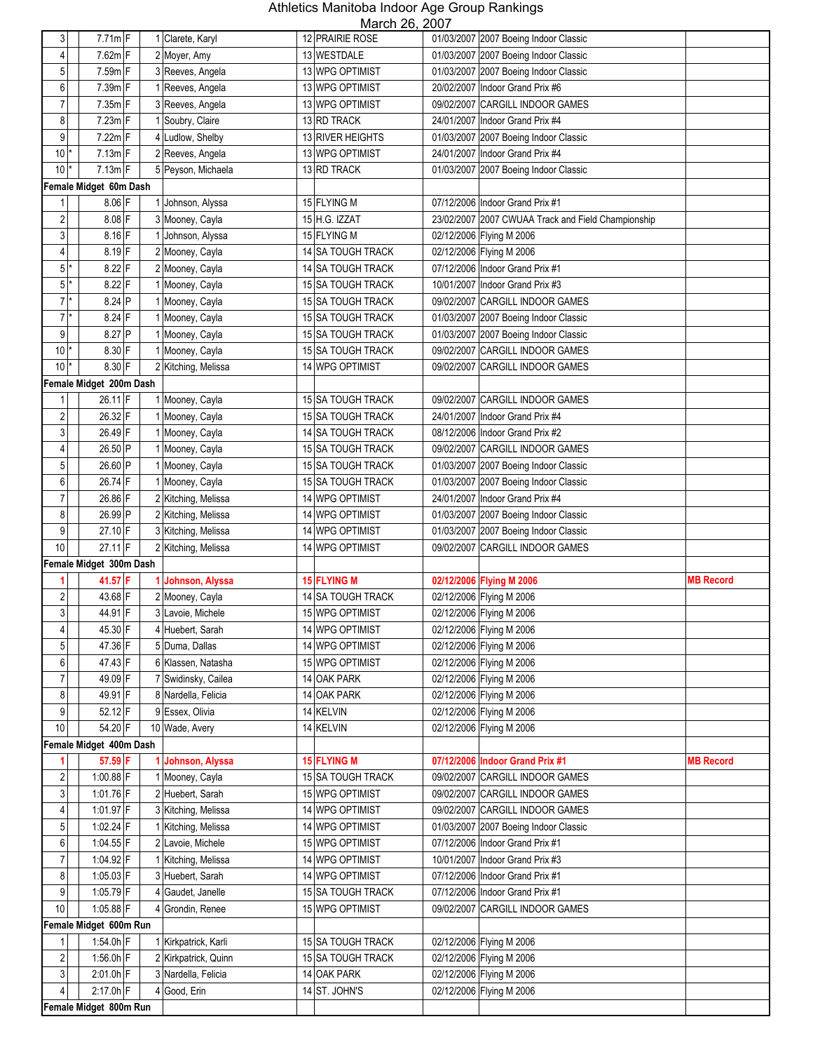# Athletics Manitoba Indoor Age Group Rankings

March 26, 2007

| | | | | | | | | | | |
|---|---|---|---|---|---|---|---|---|---|---|
| 3 | | 7.71m | F | 1 | Clarete, Karyl | 12 | PRAIRIE ROSE | 01/03/2007 | 2007 Boeing Indoor Classic | |
| 4 | | 7.62m | F | 2 | Moyer, Amy | 13 | WESTDALE | 01/03/2007 | 2007 Boeing Indoor Classic | |
| 5 | | 7.59m | F | 3 | Reeves, Angela | 13 | WPG OPTIMIST | 01/03/2007 | 2007 Boeing Indoor Classic | |
| 6 | | 7.39m | F | 1 | Reeves, Angela | 13 | WPG OPTIMIST | 20/02/2007 | Indoor Grand Prix #6 | |
| 7 | | 7.35m | F | 3 | Reeves, Angela | 13 | WPG OPTIMIST | 09/02/2007 | CARGILL INDOOR GAMES | |
| 8 | | 7.23m | F | 1 | Soubry, Claire | 13 | RD TRACK | 24/01/2007 | Indoor Grand Prix #4 | |
| 9 | | 7.22m | F | 4 | Ludlow, Shelby | 13 | RIVER HEIGHTS | 01/03/2007 | 2007 Boeing Indoor Classic | |
| 10 | * | 7.13m | F | 2 | Reeves, Angela | 13 | WPG OPTIMIST | 24/01/2007 | Indoor Grand Prix #4 | |
| 10 | * | 7.13m | F | 5 | Peyson, Michaela | 13 | RD TRACK | 01/03/2007 | 2007 Boeing Indoor Classic | |
| **Female Midget 60m Dash** | | | | | | | | | | |
| 1 | | 8.06 | F | 1 | Johnson, Alyssa | 15 | FLYING M | 07/12/2006 | Indoor Grand Prix #1 | |
| 2 | | 8.08 | F | 3 | Mooney, Cayla | 15 | H.G. IZZAT | 23/02/2007 | 2007 CWUAA Track and Field Championship | |
| 3 | | 8.16 | F | 1 | Johnson, Alyssa | 15 | FLYING M | 02/12/2006 | Flying M 2006 | |
| 4 | | 8.19 | F | 2 | Mooney, Cayla | 14 | SA TOUGH TRACK | 02/12/2006 | Flying M 2006 | |
| 5 | * | 8.22 | F | 2 | Mooney, Cayla | 14 | SA TOUGH TRACK | 07/12/2006 | Indoor Grand Prix #1 | |
| 5 | * | 8.22 | F | 1 | Mooney, Cayla | 15 | SA TOUGH TRACK | 10/01/2007 | Indoor Grand Prix #3 | |
| 7 | * | 8.24 | P | 1 | Mooney, Cayla | 15 | SA TOUGH TRACK | 09/02/2007 | CARGILL INDOOR GAMES | |
| 7 | * | 8.24 | F | 1 | Mooney, Cayla | 15 | SA TOUGH TRACK | 01/03/2007 | 2007 Boeing Indoor Classic | |
| 9 | | 8.27 | P | 1 | Mooney, Cayla | 15 | SA TOUGH TRACK | 01/03/2007 | 2007 Boeing Indoor Classic | |
| 10 | * | 8.30 | F | 1 | Mooney, Cayla | 15 | SA TOUGH TRACK | 09/02/2007 | CARGILL INDOOR GAMES | |
| 10 | * | 8.30 | F | 2 | Kitching, Melissa | 14 | WPG OPTIMIST | 09/02/2007 | CARGILL INDOOR GAMES | |
| **Female Midget 200m Dash** | | | | | | | | | | |
| 1 | | 26.11 | F | 1 | Mooney, Cayla | 15 | SA TOUGH TRACK | 09/02/2007 | CARGILL INDOOR GAMES | |
| 2 | | 26.32 | F | 1 | Mooney, Cayla | 15 | SA TOUGH TRACK | 24/01/2007 | Indoor Grand Prix #4 | |
| 3 | | 26.49 | F | 1 | Mooney, Cayla | 14 | SA TOUGH TRACK | 08/12/2006 | Indoor Grand Prix #2 | |
| 4 | | 26.50 | P | 1 | Mooney, Cayla | 15 | SA TOUGH TRACK | 09/02/2007 | CARGILL INDOOR GAMES | |
| 5 | | 26.60 | P | 1 | Mooney, Cayla | 15 | SA TOUGH TRACK | 01/03/2007 | 2007 Boeing Indoor Classic | |
| 6 | | 26.74 | F | 1 | Mooney, Cayla | 15 | SA TOUGH TRACK | 01/03/2007 | 2007 Boeing Indoor Classic | |
| 7 | | 26.86 | F | 2 | Kitching, Melissa | 14 | WPG OPTIMIST | 24/01/2007 | Indoor Grand Prix #4 | |
| 8 | | 26.99 | P | 2 | Kitching, Melissa | 14 | WPG OPTIMIST | 01/03/2007 | 2007 Boeing Indoor Classic | |
| 9 | | 27.10 | F | 3 | Kitching, Melissa | 14 | WPG OPTIMIST | 01/03/2007 | 2007 Boeing Indoor Classic | |
| 10 | | 27.11 | F | 2 | Kitching, Melissa | 14 | WPG OPTIMIST | 09/02/2007 | CARGILL INDOOR GAMES | |
| **Female Midget 300m Dash** | | | | | | | | | | |
| 1 | | 41.57 | F | 1 | Johnson, Alyssa | 15 | FLYING M | 02/12/2006 | Flying M 2006 | MB Record |
| 2 | | 43.68 | F | 2 | Mooney, Cayla | 14 | SA TOUGH TRACK | 02/12/2006 | Flying M 2006 | |
| 3 | | 44.91 | F | 3 | Lavoie, Michele | 15 | WPG OPTIMIST | 02/12/2006 | Flying M 2006 | |
| 4 | | 45.30 | F | 4 | Huebert, Sarah | 14 | WPG OPTIMIST | 02/12/2006 | Flying M 2006 | |
| 5 | | 47.36 | F | 5 | Duma, Dallas | 14 | WPG OPTIMIST | 02/12/2006 | Flying M 2006 | |
| 6 | | 47.43 | F | 6 | Klassen, Natasha | 15 | WPG OPTIMIST | 02/12/2006 | Flying M 2006 | |
| 7 | | 49.09 | F | 7 | Swidinsky, Cailea | 14 | OAK PARK | 02/12/2006 | Flying M 2006 | |
| 8 | | 49.91 | F | 8 | Nardella, Felicia | 14 | OAK PARK | 02/12/2006 | Flying M 2006 | |
| 9 | | 52.12 | F | 9 | Essex, Olivia | 14 | KELVIN | 02/12/2006 | Flying M 2006 | |
| 10 | | 54.20 | F | 10 | Wade, Avery | 14 | KELVIN | 02/12/2006 | Flying M 2006 | |
| **Female Midget 400m Dash** | | | | | | | | | | |
| 1 | | 57.59 | F | 1 | Johnson, Alyssa | 15 | FLYING M | 07/12/2006 | Indoor Grand Prix #1 | MB Record |
| 2 | | 1:00.88 | F | 1 | Mooney, Cayla | 15 | SA TOUGH TRACK | 09/02/2007 | CARGILL INDOOR GAMES | |
| 3 | | 1:01.76 | F | 2 | Huebert, Sarah | 15 | WPG OPTIMIST | 09/02/2007 | CARGILL INDOOR GAMES | |
| 4 | | 1:01.97 | F | 3 | Kitching, Melissa | 14 | WPG OPTIMIST | 09/02/2007 | CARGILL INDOOR GAMES | |
| 5 | | 1:02.24 | F | 1 | Kitching, Melissa | 14 | WPG OPTIMIST | 01/03/2007 | 2007 Boeing Indoor Classic | |
| 6 | | 1:04.55 | F | 2 | Lavoie, Michele | 15 | WPG OPTIMIST | 07/12/2006 | Indoor Grand Prix #1 | |
| 7 | | 1:04.92 | F | 1 | Kitching, Melissa | 14 | WPG OPTIMIST | 10/01/2007 | Indoor Grand Prix #3 | |
| 8 | | 1:05.03 | F | 3 | Huebert, Sarah | 14 | WPG OPTIMIST | 07/12/2006 | Indoor Grand Prix #1 | |
| 9 | | 1:05.79 | F | 4 | Gaudet, Janelle | 15 | SA TOUGH TRACK | 07/12/2006 | Indoor Grand Prix #1 | |
| 10 | | 1:05.88 | F | 4 | Grondin, Renee | 15 | WPG OPTIMIST | 09/02/2007 | CARGILL INDOOR GAMES | |
| **Female Midget 600m Run** | | | | | | | | | | |
| 1 | | 1:54.0h | F | 1 | Kirkpatrick, Karli | 15 | SA TOUGH TRACK | 02/12/2006 | Flying M 2006 | |
| 2 | | 1:56.0h | F | 2 | Kirkpatrick, Quinn | 15 | SA TOUGH TRACK | 02/12/2006 | Flying M 2006 | |
| 3 | | 2:01.0h | F | 3 | Nardella, Felicia | 14 | OAK PARK | 02/12/2006 | Flying M 2006 | |
| 4 | | 2:17.0h | F | 4 | Good, Erin | 14 | ST. JOHN'S | 02/12/2006 | Flying M 2006 | |
| **Female Midget 800m Run** | | | | | | | | | | |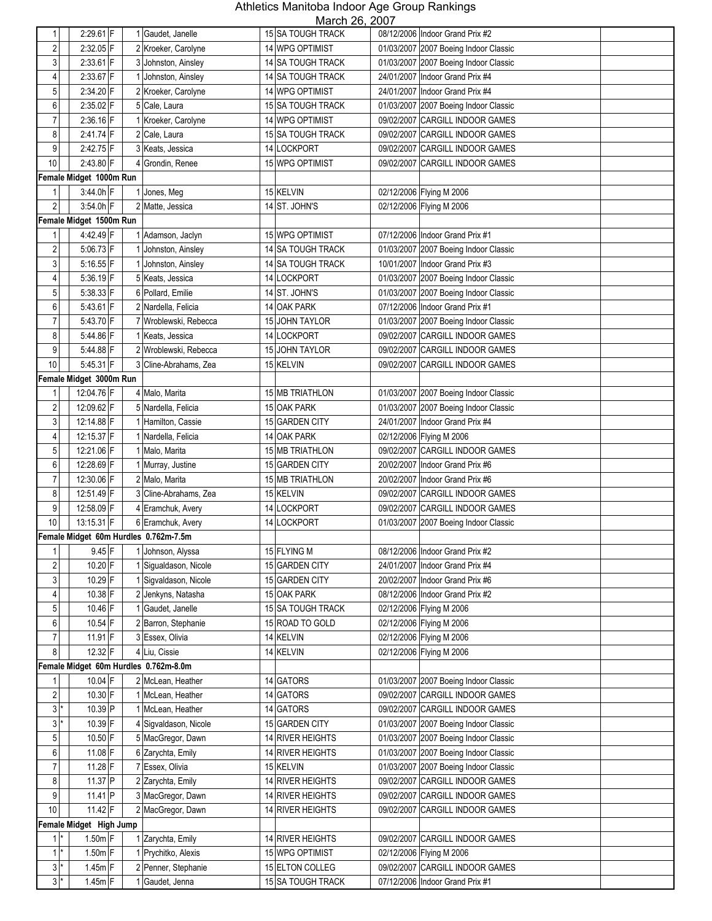# Athletics Manitoba Indoor Age Group Rankings

March 26, 2007

| | | | | | | | | | |
|---|---|---|---|---|---|---|---|---|---|
| 1 | | 2:29.61 | F | 1 | Gaudet, Janelle | 15 | SA TOUGH TRACK | 08/12/2006 | Indoor Grand Prix #2 |
| 2 | | 2:32.05 | F | 2 | Kroeker, Carolyne | 14 | WPG OPTIMIST | 01/03/2007 | 2007 Boeing Indoor Classic |
| 3 | | 2:33.61 | F | 3 | Johnston, Ainsley | 14 | SA TOUGH TRACK | 01/03/2007 | 2007 Boeing Indoor Classic |
| 4 | | 2:33.67 | F | 1 | Johnston, Ainsley | 14 | SA TOUGH TRACK | 24/01/2007 | Indoor Grand Prix #4 |
| 5 | | 2:34.20 | F | 2 | Kroeker, Carolyne | 14 | WPG OPTIMIST | 24/01/2007 | Indoor Grand Prix #4 |
| 6 | | 2:35.02 | F | 5 | Cale, Laura | 15 | SA TOUGH TRACK | 01/03/2007 | 2007 Boeing Indoor Classic |
| 7 | | 2:36.16 | F | 1 | Kroeker, Carolyne | 14 | WPG OPTIMIST | 09/02/2007 | CARGILL INDOOR GAMES |
| 8 | | 2:41.74 | F | 2 | Cale, Laura | 15 | SA TOUGH TRACK | 09/02/2007 | CARGILL INDOOR GAMES |
| 9 | | 2:42.75 | F | 3 | Keats, Jessica | 14 | LOCKPORT | 09/02/2007 | CARGILL INDOOR GAMES |
| 10 | | 2:43.80 | F | 4 | Grondin, Renee | 15 | WPG OPTIMIST | 09/02/2007 | CARGILL INDOOR GAMES |
| **Female Midget 1000m Run** | | | | | | | | | |
| 1 | | 3:44.0h | F | 1 | Jones, Meg | 15 | KELVIN | 02/12/2006 | Flying M 2006 |
| 2 | | 3:54.0h | F | 2 | Matte, Jessica | 14 | ST. JOHN'S | 02/12/2006 | Flying M 2006 |
| **Female Midget 1500m Run** | | | | | | | | | |
| 1 | | 4:42.49 | F | 1 | Adamson, Jaclyn | 15 | WPG OPTIMIST | 07/12/2006 | Indoor Grand Prix #1 |
| 2 | | 5:06.73 | F | 1 | Johnston, Ainsley | 14 | SA TOUGH TRACK | 01/03/2007 | 2007 Boeing Indoor Classic |
| 3 | | 5:16.55 | F | 1 | Johnston, Ainsley | 14 | SA TOUGH TRACK | 10/01/2007 | Indoor Grand Prix #3 |
| 4 | | 5:36.19 | F | 5 | Keats, Jessica | 14 | LOCKPORT | 01/03/2007 | 2007 Boeing Indoor Classic |
| 5 | | 5:38.33 | F | 6 | Pollard, Emilie | 14 | ST. JOHN'S | 01/03/2007 | 2007 Boeing Indoor Classic |
| 6 | | 5:43.61 | F | 2 | Nardella, Felicia | 14 | OAK PARK | 07/12/2006 | Indoor Grand Prix #1 |
| 7 | | 5:43.70 | F | 7 | Wroblewski, Rebecca | 15 | JOHN TAYLOR | 01/03/2007 | 2007 Boeing Indoor Classic |
| 8 | | 5:44.86 | F | 1 | Keats, Jessica | 14 | LOCKPORT | 09/02/2007 | CARGILL INDOOR GAMES |
| 9 | | 5:44.88 | F | 2 | Wroblewski, Rebecca | 15 | JOHN TAYLOR | 09/02/2007 | CARGILL INDOOR GAMES |
| 10 | | 5:45.31 | F | 3 | Cline-Abrahams, Zea | 15 | KELVIN | 09/02/2007 | CARGILL INDOOR GAMES |
| **Female Midget 3000m Run** | | | | | | | | | |
| 1 | | 12:04.76 | F | 4 | Malo, Marita | 15 | MB TRIATHLON | 01/03/2007 | 2007 Boeing Indoor Classic |
| 2 | | 12:09.62 | F | 5 | Nardella, Felicia | 15 | OAK PARK | 01/03/2007 | 2007 Boeing Indoor Classic |
| 3 | | 12:14.88 | F | 1 | Hamilton, Cassie | 15 | GARDEN CITY | 24/01/2007 | Indoor Grand Prix #4 |
| 4 | | 12:15.37 | F | 1 | Nardella, Felicia | 14 | OAK PARK | 02/12/2006 | Flying M 2006 |
| 5 | | 12:21.06 | F | 1 | Malo, Marita | 15 | MB TRIATHLON | 09/02/2007 | CARGILL INDOOR GAMES |
| 6 | | 12:28.69 | F | 1 | Murray, Justine | 15 | GARDEN CITY | 20/02/2007 | Indoor Grand Prix #6 |
| 7 | | 12:30.06 | F | 2 | Malo, Marita | 15 | MB TRIATHLON | 20/02/2007 | Indoor Grand Prix #6 |
| 8 | | 12:51.49 | F | 3 | Cline-Abrahams, Zea | 15 | KELVIN | 09/02/2007 | CARGILL INDOOR GAMES |
| 9 | | 12:58.09 | F | 4 | Eramchuk, Avery | 14 | LOCKPORT | 09/02/2007 | CARGILL INDOOR GAMES |
| 10 | | 13:15.31 | F | 6 | Eramchuk, Avery | 14 | LOCKPORT | 01/03/2007 | 2007 Boeing Indoor Classic |
| **Female Midget 60m Hurdles 0.762m-7.5m** | | | | | | | | | |
| 1 | | 9.45 | F | 1 | Johnson, Alyssa | 15 | FLYING M | 08/12/2006 | Indoor Grand Prix #2 |
| 2 | | 10.20 | F | 1 | Sigualdason, Nicole | 15 | GARDEN CITY | 24/01/2007 | Indoor Grand Prix #4 |
| 3 | | 10.29 | F | 1 | Sigvaldason, Nicole | 15 | GARDEN CITY | 20/02/2007 | Indoor Grand Prix #6 |
| 4 | | 10.38 | F | 2 | Jenkyns, Natasha | 15 | OAK PARK | 08/12/2006 | Indoor Grand Prix #2 |
| 5 | | 10.46 | F | 1 | Gaudet, Janelle | 15 | SA TOUGH TRACK | 02/12/2006 | Flying M 2006 |
| 6 | | 10.54 | F | 2 | Barron, Stephanie | 15 | ROAD TO GOLD | 02/12/2006 | Flying M 2006 |
| 7 | | 11.91 | F | 3 | Essex, Olivia | 14 | KELVIN | 02/12/2006 | Flying M 2006 |
| 8 | | 12.32 | F | 4 | Liu, Cissie | 14 | KELVIN | 02/12/2006 | Flying M 2006 |
| **Female Midget 60m Hurdles 0.762m-8.0m** | | | | | | | | | |
| 1 | | 10.04 | F | 2 | McLean, Heather | 14 | GATORS | 01/03/2007 | 2007 Boeing Indoor Classic |
| 2 | | 10.30 | F | 1 | McLean, Heather | 14 | GATORS | 09/02/2007 | CARGILL INDOOR GAMES |
| 3 | * | 10.39 | P | 1 | McLean, Heather | 14 | GATORS | 09/02/2007 | CARGILL INDOOR GAMES |
| 3 | * | 10.39 | F | 4 | Sigvaldason, Nicole | 15 | GARDEN CITY | 01/03/2007 | 2007 Boeing Indoor Classic |
| 5 | | 10.50 | F | 5 | MacGregor, Dawn | 14 | RIVER HEIGHTS | 01/03/2007 | 2007 Boeing Indoor Classic |
| 6 | | 11.08 | F | 6 | Zarychta, Emily | 14 | RIVER HEIGHTS | 01/03/2007 | 2007 Boeing Indoor Classic |
| 7 | | 11.28 | F | 7 | Essex, Olivia | 15 | KELVIN | 01/03/2007 | 2007 Boeing Indoor Classic |
| 8 | | 11.37 | P | 2 | Zarychta, Emily | 14 | RIVER HEIGHTS | 09/02/2007 | CARGILL INDOOR GAMES |
| 9 | | 11.41 | P | 3 | MacGregor, Dawn | 14 | RIVER HEIGHTS | 09/02/2007 | CARGILL INDOOR GAMES |
| 10 | | 11.42 | F | 2 | MacGregor, Dawn | 14 | RIVER HEIGHTS | 09/02/2007 | CARGILL INDOOR GAMES |
| **Female Midget High Jump** | | | | | | | | | |
| 1 | * | 1.50m | F | 1 | Zarychta, Emily | 14 | RIVER HEIGHTS | 09/02/2007 | CARGILL INDOOR GAMES |
| 1 | * | 1.50m | F | 1 | Prychitko, Alexis | 15 | WPG OPTIMIST | 02/12/2006 | Flying M 2006 |
| 3 | * | 1.45m | F | 2 | Penner, Stephanie | 15 | ELTON COLLEG | 09/02/2007 | CARGILL INDOOR GAMES |
| 3 | * | 1.45m | F | 1 | Gaudet, Jenna | 15 | SA TOUGH TRACK | 07/12/2006 | Indoor Grand Prix #1 |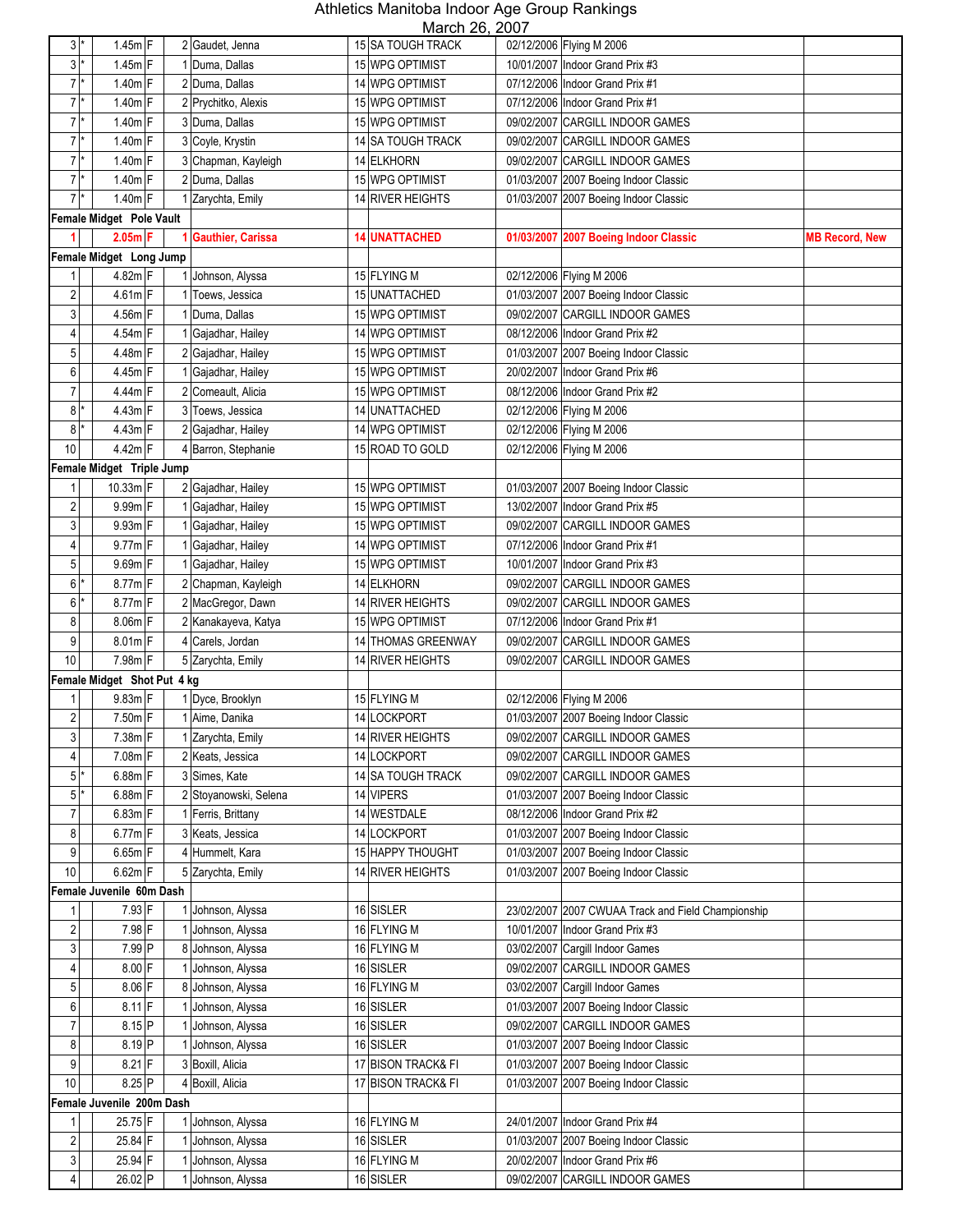# Athletics Manitoba Indoor Age Group Rankings

March 26, 2007

| Rank | * | Mark | F/P | Place | Name | Age | Club | Date | Meet | Note |
|---|---|---|---|---|---|---|---|---|---|---|
| 3 | * | 1.45m | F | 2 | Gaudet, Jenna | 15 | SA TOUGH TRACK | 02/12/2006 | Flying M 2006 | |
| 3 | * | 1.45m | F | 1 | Duma, Dallas | 15 | WPG OPTIMIST | 10/01/2007 | Indoor Grand Prix #3 | |
| 7 | * | 1.40m | F | 2 | Duma, Dallas | 14 | WPG OPTIMIST | 07/12/2006 | Indoor Grand Prix #1 | |
| 7 | * | 1.40m | F | 2 | Prychitko, Alexis | 15 | WPG OPTIMIST | 07/12/2006 | Indoor Grand Prix #1 | |
| 7 | * | 1.40m | F | 3 | Duma, Dallas | 15 | WPG OPTIMIST | 09/02/2007 | CARGILL INDOOR GAMES | |
| 7 | * | 1.40m | F | 3 | Coyle, Krystin | 14 | SA TOUGH TRACK | 09/02/2007 | CARGILL INDOOR GAMES | |
| 7 | * | 1.40m | F | 3 | Chapman, Kayleigh | 14 | ELKHORN | 09/02/2007 | CARGILL INDOOR GAMES | |
| 7 | * | 1.40m | F | 2 | Duma, Dallas | 15 | WPG OPTIMIST | 01/03/2007 | 2007 Boeing Indoor Classic | |
| 7 | * | 1.40m | F | 1 | Zarychta, Emily | 14 | RIVER HEIGHTS | 01/03/2007 | 2007 Boeing Indoor Classic | |
| **Female Midget Pole Vault** | | | | | | | | | | |
| **1** | | **2.05m** | **F** | **1** | **Gauthier, Carissa** | **14** | **UNATTACHED** | **01/03/2007** | **2007 Boeing Indoor Classic** | **MB Record, New** |
| **Female Midget Long Jump** | | | | | | | | | | |
| 1 | | 4.82m | F | 1 | Johnson, Alyssa | 15 | FLYING M | 02/12/2006 | Flying M 2006 | |
| 2 | | 4.61m | F | 1 | Toews, Jessica | 15 | UNATTACHED | 01/03/2007 | 2007 Boeing Indoor Classic | |
| 3 | | 4.56m | F | 1 | Duma, Dallas | 15 | WPG OPTIMIST | 09/02/2007 | CARGILL INDOOR GAMES | |
| 4 | | 4.54m | F | 1 | Gajadhar, Hailey | 14 | WPG OPTIMIST | 08/12/2006 | Indoor Grand Prix #2 | |
| 5 | | 4.48m | F | 2 | Gajadhar, Hailey | 15 | WPG OPTIMIST | 01/03/2007 | 2007 Boeing Indoor Classic | |
| 6 | | 4.45m | F | 1 | Gajadhar, Hailey | 15 | WPG OPTIMIST | 20/02/2007 | Indoor Grand Prix #6 | |
| 7 | | 4.44m | F | 2 | Comeault, Alicia | 15 | WPG OPTIMIST | 08/12/2006 | Indoor Grand Prix #2 | |
| 8 | * | 4.43m | F | 3 | Toews, Jessica | 14 | UNATTACHED | 02/12/2006 | Flying M 2006 | |
| 8 | * | 4.43m | F | 2 | Gajadhar, Hailey | 14 | WPG OPTIMIST | 02/12/2006 | Flying M 2006 | |
| 10 | | 4.42m | F | 4 | Barron, Stephanie | 15 | ROAD TO GOLD | 02/12/2006 | Flying M 2006 | |
| **Female Midget Triple Jump** | | | | | | | | | | |
| 1 | | 10.33m | F | 2 | Gajadhar, Hailey | 15 | WPG OPTIMIST | 01/03/2007 | 2007 Boeing Indoor Classic | |
| 2 | | 9.99m | F | 1 | Gajadhar, Hailey | 15 | WPG OPTIMIST | 13/02/2007 | Indoor Grand Prix #5 | |
| 3 | | 9.93m | F | 1 | Gajadhar, Hailey | 15 | WPG OPTIMIST | 09/02/2007 | CARGILL INDOOR GAMES | |
| 4 | | 9.77m | F | 1 | Gajadhar, Hailey | 14 | WPG OPTIMIST | 07/12/2006 | Indoor Grand Prix #1 | |
| 5 | | 9.69m | F | 1 | Gajadhar, Hailey | 15 | WPG OPTIMIST | 10/01/2007 | Indoor Grand Prix #3 | |
| 6 | * | 8.77m | F | 2 | Chapman, Kayleigh | 14 | ELKHORN | 09/02/2007 | CARGILL INDOOR GAMES | |
| 6 | * | 8.77m | F | 2 | MacGregor, Dawn | 14 | RIVER HEIGHTS | 09/02/2007 | CARGILL INDOOR GAMES | |
| 8 | | 8.06m | F | 2 | Kanakayeva, Katya | 15 | WPG OPTIMIST | 07/12/2006 | Indoor Grand Prix #1 | |
| 9 | | 8.01m | F | 4 | Carels, Jordan | 14 | THOMAS GREENWAY | 09/02/2007 | CARGILL INDOOR GAMES | |
| 10 | | 7.98m | F | 5 | Zarychta, Emily | 14 | RIVER HEIGHTS | 09/02/2007 | CARGILL INDOOR GAMES | |
| **Female Midget Shot Put 4 kg** | | | | | | | | | | |
| 1 | | 9.83m | F | 1 | Dyce, Brooklyn | 15 | FLYING M | 02/12/2006 | Flying M 2006 | |
| 2 | | 7.50m | F | 1 | Aime, Danika | 14 | LOCKPORT | 01/03/2007 | 2007 Boeing Indoor Classic | |
| 3 | | 7.38m | F | 1 | Zarychta, Emily | 14 | RIVER HEIGHTS | 09/02/2007 | CARGILL INDOOR GAMES | |
| 4 | | 7.08m | F | 2 | Keats, Jessica | 14 | LOCKPORT | 09/02/2007 | CARGILL INDOOR GAMES | |
| 5 | * | 6.88m | F | 3 | Simes, Kate | 14 | SA TOUGH TRACK | 09/02/2007 | CARGILL INDOOR GAMES | |
| 5 | * | 6.88m | F | 2 | Stoyanowski, Selena | 14 | VIPERS | 01/03/2007 | 2007 Boeing Indoor Classic | |
| 7 | | 6.83m | F | 1 | Ferris, Brittany | 14 | WESTDALE | 08/12/2006 | Indoor Grand Prix #2 | |
| 8 | | 6.77m | F | 3 | Keats, Jessica | 14 | LOCKPORT | 01/03/2007 | 2007 Boeing Indoor Classic | |
| 9 | | 6.65m | F | 4 | Hummelt, Kara | 15 | HAPPY THOUGHT | 01/03/2007 | 2007 Boeing Indoor Classic | |
| 10 | | 6.62m | F | 5 | Zarychta, Emily | 14 | RIVER HEIGHTS | 01/03/2007 | 2007 Boeing Indoor Classic | |
| **Female Juvenile 60m Dash** | | | | | | | | | | |
| 1 | | 7.93 | F | 1 | Johnson, Alyssa | 16 | SISLER | 23/02/2007 | 2007 CWUAA Track and Field Championship | |
| 2 | | 7.98 | F | 1 | Johnson, Alyssa | 16 | FLYING M | 10/01/2007 | Indoor Grand Prix #3 | |
| 3 | | 7.99 | P | 8 | Johnson, Alyssa | 16 | FLYING M | 03/02/2007 | Cargill Indoor Games | |
| 4 | | 8.00 | F | 1 | Johnson, Alyssa | 16 | SISLER | 09/02/2007 | CARGILL INDOOR GAMES | |
| 5 | | 8.06 | F | 8 | Johnson, Alyssa | 16 | FLYING M | 03/02/2007 | Cargill Indoor Games | |
| 6 | | 8.11 | F | 1 | Johnson, Alyssa | 16 | SISLER | 01/03/2007 | 2007 Boeing Indoor Classic | |
| 7 | | 8.15 | P | 1 | Johnson, Alyssa | 16 | SISLER | 09/02/2007 | CARGILL INDOOR GAMES | |
| 8 | | 8.19 | P | 1 | Johnson, Alyssa | 16 | SISLER | 01/03/2007 | 2007 Boeing Indoor Classic | |
| 9 | | 8.21 | F | 3 | Boxill, Alicia | 17 | BISON TRACK& FI | 01/03/2007 | 2007 Boeing Indoor Classic | |
| 10 | | 8.25 | P | 4 | Boxill, Alicia | 17 | BISON TRACK& FI | 01/03/2007 | 2007 Boeing Indoor Classic | |
| **Female Juvenile 200m Dash** | | | | | | | | | | |
| 1 | | 25.75 | F | 1 | Johnson, Alyssa | 16 | FLYING M | 24/01/2007 | Indoor Grand Prix #4 | |
| 2 | | 25.84 | F | 1 | Johnson, Alyssa | 16 | SISLER | 01/03/2007 | 2007 Boeing Indoor Classic | |
| 3 | | 25.94 | F | 1 | Johnson, Alyssa | 16 | FLYING M | 20/02/2007 | Indoor Grand Prix #6 | |
| 4 | | 26.02 | P | 1 | Johnson, Alyssa | 16 | SISLER | 09/02/2007 | CARGILL INDOOR GAMES | |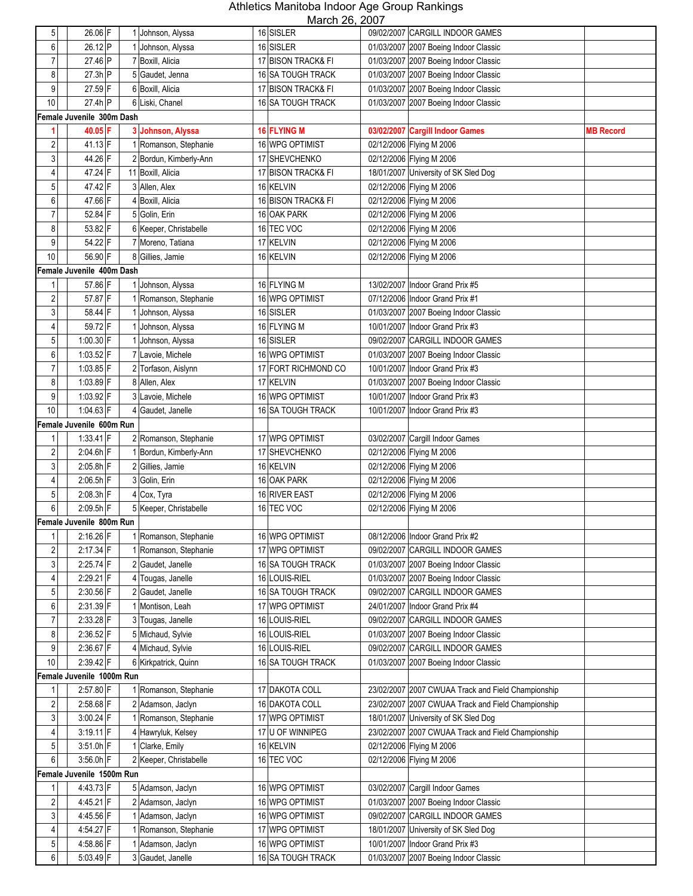# Athletics Manitoba Indoor Age Group Rankings

March 26, 2007

| Rank | Time | F/P | Place | Name | Age | Club | Date | Meet | Note |
|---|---|---|---|---|---|---|---|---|---|
| 5 | 26.06 | F | 1 | Johnson, Alyssa | 16 | SISLER | 09/02/2007 | CARGILL INDOOR GAMES | |
| 6 | 26.12 | P | 1 | Johnson, Alyssa | 16 | SISLER | 01/03/2007 | 2007 Boeing Indoor Classic | |
| 7 | 27.46 | P | 7 | Boxill, Alicia | 17 | BISON TRACK& FI | 01/03/2007 | 2007 Boeing Indoor Classic | |
| 8 | 27.3h | P | 5 | Gaudet, Jenna | 16 | SA TOUGH TRACK | 01/03/2007 | 2007 Boeing Indoor Classic | |
| 9 | 27.59 | F | 6 | Boxill, Alicia | 17 | BISON TRACK& FI | 01/03/2007 | 2007 Boeing Indoor Classic | |
| 10 | 27.4h | P | 6 | Liski, Chanel | 16 | SA TOUGH TRACK | 01/03/2007 | 2007 Boeing Indoor Classic | |
| **Female Juvenile 300m Dash** | | | | | | | | | |
| **1** | **40.05** | **F** | **3** | **Johnson, Alyssa** | **16** | **FLYING M** | **03/02/2007** | **Cargill Indoor Games** | **MB Record** |
| 2 | 41.13 | F | 1 | Romanson, Stephanie | 16 | WPG OPTIMIST | 02/12/2006 | Flying M 2006 | |
| 3 | 44.26 | F | 2 | Bordun, Kimberly-Ann | 17 | SHEVCHENKO | 02/12/2006 | Flying M 2006 | |
| 4 | 47.24 | F | 11 | Boxill, Alicia | 17 | BISON TRACK& FI | 18/01/2007 | University of SK Sled Dog | |
| 5 | 47.42 | F | 3 | Allen, Alex | 16 | KELVIN | 02/12/2006 | Flying M 2006 | |
| 6 | 47.66 | F | 4 | Boxill, Alicia | 16 | BISON TRACK& FI | 02/12/2006 | Flying M 2006 | |
| 7 | 52.84 | F | 5 | Golin, Erin | 16 | OAK PARK | 02/12/2006 | Flying M 2006 | |
| 8 | 53.82 | F | 6 | Keeper, Christabelle | 16 | TEC VOC | 02/12/2006 | Flying M 2006 | |
| 9 | 54.22 | F | 7 | Moreno, Tatiana | 17 | KELVIN | 02/12/2006 | Flying M 2006 | |
| 10 | 56.90 | F | 8 | Gillies, Jamie | 16 | KELVIN | 02/12/2006 | Flying M 2006 | |
| **Female Juvenile 400m Dash** | | | | | | | | | |
| 1 | 57.86 | F | 1 | Johnson, Alyssa | 16 | FLYING M | 13/02/2007 | Indoor Grand Prix #5 | |
| 2 | 57.87 | F | 1 | Romanson, Stephanie | 16 | WPG OPTIMIST | 07/12/2006 | Indoor Grand Prix #1 | |
| 3 | 58.44 | F | 1 | Johnson, Alyssa | 16 | SISLER | 01/03/2007 | 2007 Boeing Indoor Classic | |
| 4 | 59.72 | F | 1 | Johnson, Alyssa | 16 | FLYING M | 10/01/2007 | Indoor Grand Prix #3 | |
| 5 | 1:00.30 | F | 1 | Johnson, Alyssa | 16 | SISLER | 09/02/2007 | CARGILL INDOOR GAMES | |
| 6 | 1:03.52 | F | 7 | Lavoie, Michele | 16 | WPG OPTIMIST | 01/03/2007 | 2007 Boeing Indoor Classic | |
| 7 | 1:03.85 | F | 2 | Torfason, Aislynn | 17 | FORT RICHMOND CO | 10/01/2007 | Indoor Grand Prix #3 | |
| 8 | 1:03.89 | F | 8 | Allen, Alex | 17 | KELVIN | 01/03/2007 | 2007 Boeing Indoor Classic | |
| 9 | 1:03.92 | F | 3 | Lavoie, Michele | 16 | WPG OPTIMIST | 10/01/2007 | Indoor Grand Prix #3 | |
| 10 | 1:04.63 | F | 4 | Gaudet, Janelle | 16 | SA TOUGH TRACK | 10/01/2007 | Indoor Grand Prix #3 | |
| **Female Juvenile 600m Run** | | | | | | | | | |
| 1 | 1:33.41 | F | 2 | Romanson, Stephanie | 17 | WPG OPTIMIST | 03/02/2007 | Cargill Indoor Games | |
| 2 | 2:04.6h | F | 1 | Bordun, Kimberly-Ann | 17 | SHEVCHENKO | 02/12/2006 | Flying M 2006 | |
| 3 | 2:05.8h | F | 2 | Gillies, Jamie | 16 | KELVIN | 02/12/2006 | Flying M 2006 | |
| 4 | 2:06.5h | F | 3 | Golin, Erin | 16 | OAK PARK | 02/12/2006 | Flying M 2006 | |
| 5 | 2:08.3h | F | 4 | Cox, Tyra | 16 | RIVER EAST | 02/12/2006 | Flying M 2006 | |
| 6 | 2:09.5h | F | 5 | Keeper, Christabelle | 16 | TEC VOC | 02/12/2006 | Flying M 2006 | |
| **Female Juvenile 800m Run** | | | | | | | | | |
| 1 | 2:16.26 | F | 1 | Romanson, Stephanie | 16 | WPG OPTIMIST | 08/12/2006 | Indoor Grand Prix #2 | |
| 2 | 2:17.34 | F | 1 | Romanson, Stephanie | 17 | WPG OPTIMIST | 09/02/2007 | CARGILL INDOOR GAMES | |
| 3 | 2:25.74 | F | 2 | Gaudet, Janelle | 16 | SA TOUGH TRACK | 01/03/2007 | 2007 Boeing Indoor Classic | |
| 4 | 2:29.21 | F | 4 | Tougas, Janelle | 16 | LOUIS-RIEL | 01/03/2007 | 2007 Boeing Indoor Classic | |
| 5 | 2:30.56 | F | 2 | Gaudet, Janelle | 16 | SA TOUGH TRACK | 09/02/2007 | CARGILL INDOOR GAMES | |
| 6 | 2:31.39 | F | 1 | Montison, Leah | 17 | WPG OPTIMIST | 24/01/2007 | Indoor Grand Prix #4 | |
| 7 | 2:33.28 | F | 3 | Tougas, Janelle | 16 | LOUIS-RIEL | 09/02/2007 | CARGILL INDOOR GAMES | |
| 8 | 2:36.52 | F | 5 | Michaud, Sylvie | 16 | LOUIS-RIEL | 01/03/2007 | 2007 Boeing Indoor Classic | |
| 9 | 2:36.67 | F | 4 | Michaud, Sylvie | 16 | LOUIS-RIEL | 09/02/2007 | CARGILL INDOOR GAMES | |
| 10 | 2:39.42 | F | 6 | Kirkpatrick, Quinn | 16 | SA TOUGH TRACK | 01/03/2007 | 2007 Boeing Indoor Classic | |
| **Female Juvenile 1000m Run** | | | | | | | | | |
| 1 | 2:57.80 | F | 1 | Romanson, Stephanie | 17 | DAKOTA COLL | 23/02/2007 | 2007 CWUAA Track and Field Championship | |
| 2 | 2:58.68 | F | 2 | Adamson, Jaclyn | 16 | DAKOTA COLL | 23/02/2007 | 2007 CWUAA Track and Field Championship | |
| 3 | 3:00.24 | F | 1 | Romanson, Stephanie | 17 | WPG OPTIMIST | 18/01/2007 | University of SK Sled Dog | |
| 4 | 3:19.11 | F | 4 | Hawryluk, Kelsey | 17 | U OF WINNIPEG | 23/02/2007 | 2007 CWUAA Track and Field Championship | |
| 5 | 3:51.0h | F | 1 | Clarke, Emily | 16 | KELVIN | 02/12/2006 | Flying M 2006 | |
| 6 | 3:56.0h | F | 2 | Keeper, Christabelle | 16 | TEC VOC | 02/12/2006 | Flying M 2006 | |
| **Female Juvenile 1500m Run** | | | | | | | | | |
| 1 | 4:43.73 | F | 5 | Adamson, Jaclyn | 16 | WPG OPTIMIST | 03/02/2007 | Cargill Indoor Games | |
| 2 | 4:45.21 | F | 2 | Adamson, Jaclyn | 16 | WPG OPTIMIST | 01/03/2007 | 2007 Boeing Indoor Classic | |
| 3 | 4:45.56 | F | 1 | Adamson, Jaclyn | 16 | WPG OPTIMIST | 09/02/2007 | CARGILL INDOOR GAMES | |
| 4 | 4:54.27 | F | 1 | Romanson, Stephanie | 17 | WPG OPTIMIST | 18/01/2007 | University of SK Sled Dog | |
| 5 | 4:58.86 | F | 1 | Adamson, Jaclyn | 16 | WPG OPTIMIST | 10/01/2007 | Indoor Grand Prix #3 | |
| 6 | 5:03.49 | F | 3 | Gaudet, Janelle | 16 | SA TOUGH TRACK | 01/03/2007 | 2007 Boeing Indoor Classic | |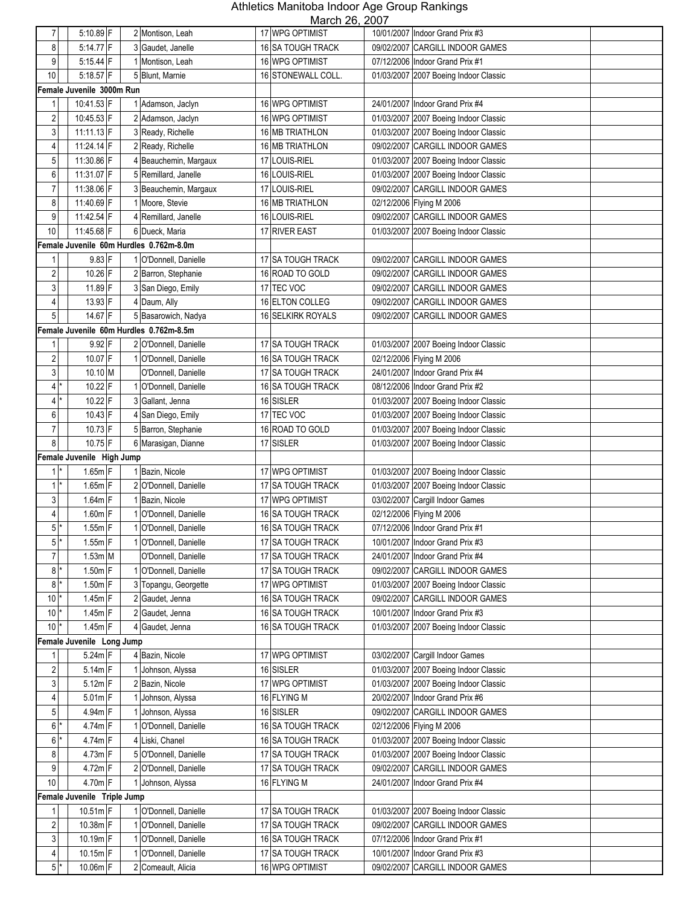# Athletics Manitoba Indoor Age Group Rankings

March 26, 2007

| Rank | | Mark | | Place | Name | Age | Club | Date | Meet |
|---|---|---|---|---|---|---|---|---|---|
| 7 | | 5:10.89 | F | 2 | Montison, Leah | 17 | WPG OPTIMIST | 10/01/2007 | Indoor Grand Prix #3 |
| 8 | | 5:14.77 | F | 3 | Gaudet, Janelle | 16 | SA TOUGH TRACK | 09/02/2007 | CARGILL INDOOR GAMES |
| 9 | | 5:15.44 | F | 1 | Montison, Leah | 16 | WPG OPTIMIST | 07/12/2006 | Indoor Grand Prix #1 |
| 10 | | 5:18.57 | F | 5 | Blunt, Marnie | 16 | STONEWALL COLL. | 01/03/2007 | 2007 Boeing Indoor Classic |
| **Female Juvenile 3000m Run** | | | | | | | | | |
| 1 | | 10:41.53 | F | 1 | Adamson, Jaclyn | 16 | WPG OPTIMIST | 24/01/2007 | Indoor Grand Prix #4 |
| 2 | | 10:45.53 | F | 2 | Adamson, Jaclyn | 16 | WPG OPTIMIST | 01/03/2007 | 2007 Boeing Indoor Classic |
| 3 | | 11:11.13 | F | 3 | Ready, Richelle | 16 | MB TRIATHLON | 01/03/2007 | 2007 Boeing Indoor Classic |
| 4 | | 11:24.14 | F | 2 | Ready, Richelle | 16 | MB TRIATHLON | 09/02/2007 | CARGILL INDOOR GAMES |
| 5 | | 11:30.86 | F | 4 | Beauchemin, Margaux | 17 | LOUIS-RIEL | 01/03/2007 | 2007 Boeing Indoor Classic |
| 6 | | 11:31.07 | F | 5 | Remillard, Janelle | 16 | LOUIS-RIEL | 01/03/2007 | 2007 Boeing Indoor Classic |
| 7 | | 11:38.06 | F | 3 | Beauchemin, Margaux | 17 | LOUIS-RIEL | 09/02/2007 | CARGILL INDOOR GAMES |
| 8 | | 11:40.69 | F | 1 | Moore, Stevie | 16 | MB TRIATHLON | 02/12/2006 | Flying M 2006 |
| 9 | | 11:42.54 | F | 4 | Remillard, Janelle | 16 | LOUIS-RIEL | 09/02/2007 | CARGILL INDOOR GAMES |
| 10 | | 11:45.68 | F | 6 | Dueck, Maria | 17 | RIVER EAST | 01/03/2007 | 2007 Boeing Indoor Classic |
| **Female Juvenile 60m Hurdles 0.762m-8.0m** | | | | | | | | | |
| 1 | | 9.83 | F | 1 | O'Donnell, Danielle | 17 | SA TOUGH TRACK | 09/02/2007 | CARGILL INDOOR GAMES |
| 2 | | 10.26 | F | 2 | Barron, Stephanie | 16 | ROAD TO GOLD | 09/02/2007 | CARGILL INDOOR GAMES |
| 3 | | 11.89 | F | 3 | San Diego, Emily | 17 | TEC VOC | 09/02/2007 | CARGILL INDOOR GAMES |
| 4 | | 13.93 | F | 4 | Daum, Ally | 16 | ELTON COLLEG | 09/02/2007 | CARGILL INDOOR GAMES |
| 5 | | 14.67 | F | 5 | Basarowich, Nadya | 16 | SELKIRK ROYALS | 09/02/2007 | CARGILL INDOOR GAMES |
| **Female Juvenile 60m Hurdles 0.762m-8.5m** | | | | | | | | | |
| 1 | | 9.92 | F | 2 | O'Donnell, Danielle | 17 | SA TOUGH TRACK | 01/03/2007 | 2007 Boeing Indoor Classic |
| 2 | | 10.07 | F | 1 | O'Donnell, Danielle | 16 | SA TOUGH TRACK | 02/12/2006 | Flying M 2006 |
| 3 | | 10.10 | M | | O'Donnell, Danielle | 17 | SA TOUGH TRACK | 24/01/2007 | Indoor Grand Prix #4 |
| 4 | * | 10.22 | F | 1 | O'Donnell, Danielle | 16 | SA TOUGH TRACK | 08/12/2006 | Indoor Grand Prix #2 |
| 4 | * | 10.22 | F | 3 | Gallant, Jenna | 16 | SISLER | 01/03/2007 | 2007 Boeing Indoor Classic |
| 6 | | 10.43 | F | 4 | San Diego, Emily | 17 | TEC VOC | 01/03/2007 | 2007 Boeing Indoor Classic |
| 7 | | 10.73 | F | 5 | Barron, Stephanie | 16 | ROAD TO GOLD | 01/03/2007 | 2007 Boeing Indoor Classic |
| 8 | | 10.75 | F | 6 | Marasigan, Dianne | 17 | SISLER | 01/03/2007 | 2007 Boeing Indoor Classic |
| **Female Juvenile High Jump** | | | | | | | | | |
| 1 | * | 1.65m | F | 1 | Bazin, Nicole | 17 | WPG OPTIMIST | 01/03/2007 | 2007 Boeing Indoor Classic |
| 1 | * | 1.65m | F | 2 | O'Donnell, Danielle | 17 | SA TOUGH TRACK | 01/03/2007 | 2007 Boeing Indoor Classic |
| 3 | | 1.64m | F | 1 | Bazin, Nicole | 17 | WPG OPTIMIST | 03/02/2007 | Cargill Indoor Games |
| 4 | | 1.60m | F | 1 | O'Donnell, Danielle | 16 | SA TOUGH TRACK | 02/12/2006 | Flying M 2006 |
| 5 | * | 1.55m | F | 1 | O'Donnell, Danielle | 16 | SA TOUGH TRACK | 07/12/2006 | Indoor Grand Prix #1 |
| 5 | * | 1.55m | F | 1 | O'Donnell, Danielle | 17 | SA TOUGH TRACK | 10/01/2007 | Indoor Grand Prix #3 |
| 7 | | 1.53m | M | | O'Donnell, Danielle | 17 | SA TOUGH TRACK | 24/01/2007 | Indoor Grand Prix #4 |
| 8 | * | 1.50m | F | 1 | O'Donnell, Danielle | 17 | SA TOUGH TRACK | 09/02/2007 | CARGILL INDOOR GAMES |
| 8 | * | 1.50m | F | 3 | Topangu, Georgette | 17 | WPG OPTIMIST | 01/03/2007 | 2007 Boeing Indoor Classic |
| 10 | * | 1.45m | F | 2 | Gaudet, Jenna | 16 | SA TOUGH TRACK | 09/02/2007 | CARGILL INDOOR GAMES |
| 10 | * | 1.45m | F | 2 | Gaudet, Jenna | 16 | SA TOUGH TRACK | 10/01/2007 | Indoor Grand Prix #3 |
| 10 | * | 1.45m | F | 4 | Gaudet, Jenna | 16 | SA TOUGH TRACK | 01/03/2007 | 2007 Boeing Indoor Classic |
| **Female Juvenile Long Jump** | | | | | | | | | |
| 1 | | 5.24m | F | 4 | Bazin, Nicole | 17 | WPG OPTIMIST | 03/02/2007 | Cargill Indoor Games |
| 2 | | 5.14m | F | 1 | Johnson, Alyssa | 16 | SISLER | 01/03/2007 | 2007 Boeing Indoor Classic |
| 3 | | 5.12m | F | 2 | Bazin, Nicole | 17 | WPG OPTIMIST | 01/03/2007 | 2007 Boeing Indoor Classic |
| 4 | | 5.01m | F | 1 | Johnson, Alyssa | 16 | FLYING M | 20/02/2007 | Indoor Grand Prix #6 |
| 5 | | 4.94m | F | 1 | Johnson, Alyssa | 16 | SISLER | 09/02/2007 | CARGILL INDOOR GAMES |
| 6 | * | 4.74m | F | 1 | O'Donnell, Danielle | 16 | SA TOUGH TRACK | 02/12/2006 | Flying M 2006 |
| 6 | * | 4.74m | F | 4 | Liski, Chanel | 16 | SA TOUGH TRACK | 01/03/2007 | 2007 Boeing Indoor Classic |
| 8 | | 4.73m | F | 5 | O'Donnell, Danielle | 17 | SA TOUGH TRACK | 01/03/2007 | 2007 Boeing Indoor Classic |
| 9 | | 4.72m | F | 2 | O'Donnell, Danielle | 17 | SA TOUGH TRACK | 09/02/2007 | CARGILL INDOOR GAMES |
| 10 | | 4.70m | F | 1 | Johnson, Alyssa | 16 | FLYING M | 24/01/2007 | Indoor Grand Prix #4 |
| **Female Juvenile Triple Jump** | | | | | | | | | |
| 1 | | 10.51m | F | 1 | O'Donnell, Danielle | 17 | SA TOUGH TRACK | 01/03/2007 | 2007 Boeing Indoor Classic |
| 2 | | 10.38m | F | 1 | O'Donnell, Danielle | 17 | SA TOUGH TRACK | 09/02/2007 | CARGILL INDOOR GAMES |
| 3 | | 10.19m | F | 1 | O'Donnell, Danielle | 16 | SA TOUGH TRACK | 07/12/2006 | Indoor Grand Prix #1 |
| 4 | | 10.15m | F | 1 | O'Donnell, Danielle | 17 | SA TOUGH TRACK | 10/01/2007 | Indoor Grand Prix #3 |
| 5 | * | 10.06m | F | 2 | Comeault, Alicia | 16 | WPG OPTIMIST | 09/02/2007 | CARGILL INDOOR GAMES |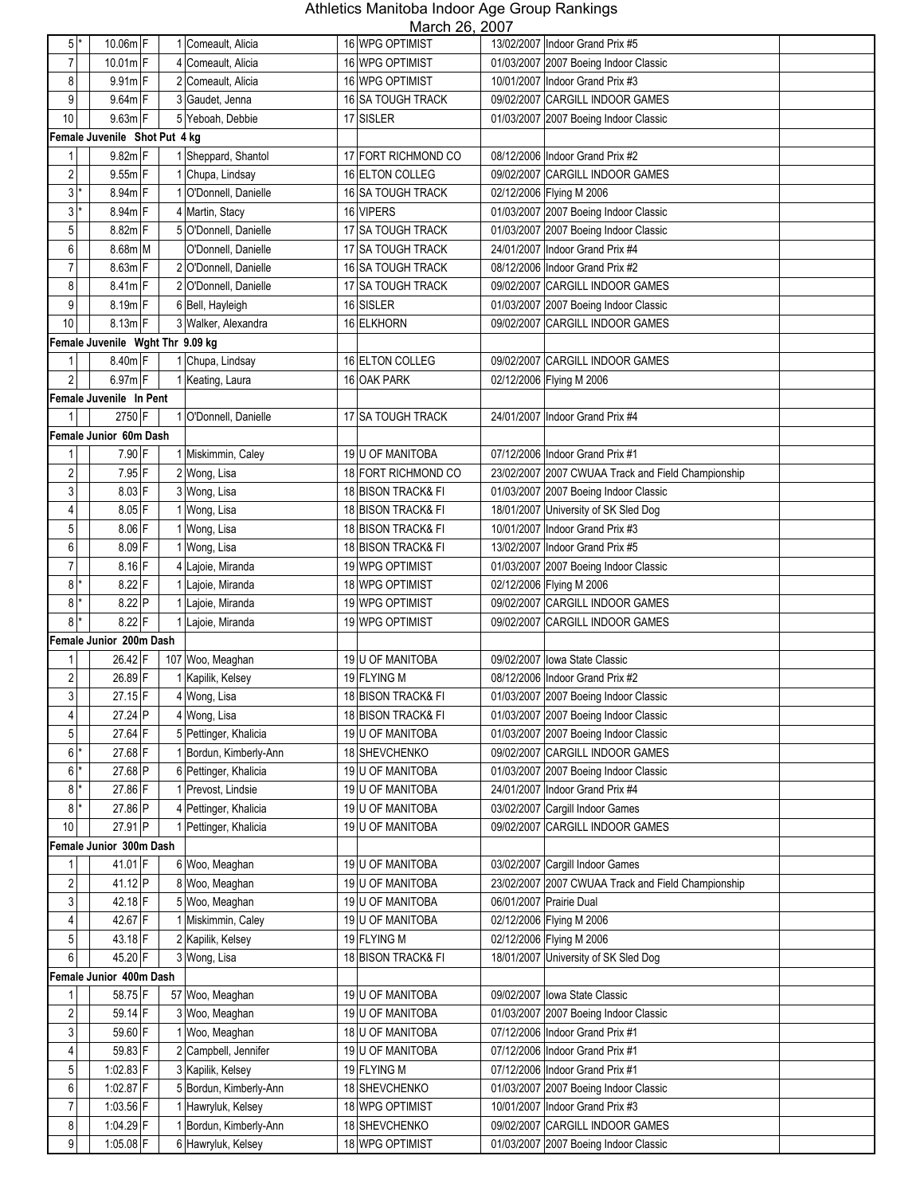# Athletics Manitoba Indoor Age Group Rankings

March 26, 2007

| Rank | * | Mark | | Pl | Name | Age | Club | Date | Meet | |
|---|---|---|---|---|---|---|---|---|---|---|
| 5 | * | 10.06m | F | 1 | Comeault, Alicia | 16 | WPG OPTIMIST | 13/02/2007 | Indoor Grand Prix #5 | |
| 7 | | 10.01m | F | 4 | Comeault, Alicia | 16 | WPG OPTIMIST | 01/03/2007 | 2007 Boeing Indoor Classic | |
| 8 | | 9.91m | F | 2 | Comeault, Alicia | 16 | WPG OPTIMIST | 10/01/2007 | Indoor Grand Prix #3 | |
| 9 | | 9.64m | F | 3 | Gaudet, Jenna | 16 | SA TOUGH TRACK | 09/02/2007 | CARGILL INDOOR GAMES | |
| 10 | | 9.63m | F | 5 | Yeboah, Debbie | 17 | SISLER | 01/03/2007 | 2007 Boeing Indoor Classic | |
| **Female Juvenile Shot Put 4 kg** | | | | | | | | | | |
| 1 | | 9.82m | F | 1 | Sheppard, Shantol | 17 | FORT RICHMOND CO | 08/12/2006 | Indoor Grand Prix #2 | |
| 2 | | 9.55m | F | 1 | Chupa, Lindsay | 16 | ELTON COLLEG | 09/02/2007 | CARGILL INDOOR GAMES | |
| 3 | * | 8.94m | F | 1 | O'Donnell, Danielle | 16 | SA TOUGH TRACK | 02/12/2006 | Flying M 2006 | |
| 3 | * | 8.94m | F | 4 | Martin, Stacy | 16 | VIPERS | 01/03/2007 | 2007 Boeing Indoor Classic | |
| 5 | | 8.82m | F | 5 | O'Donnell, Danielle | 17 | SA TOUGH TRACK | 01/03/2007 | 2007 Boeing Indoor Classic | |
| 6 | | 8.68m | M | | O'Donnell, Danielle | 17 | SA TOUGH TRACK | 24/01/2007 | Indoor Grand Prix #4 | |
| 7 | | 8.63m | F | 2 | O'Donnell, Danielle | 16 | SA TOUGH TRACK | 08/12/2006 | Indoor Grand Prix #2 | |
| 8 | | 8.41m | F | 2 | O'Donnell, Danielle | 17 | SA TOUGH TRACK | 09/02/2007 | CARGILL INDOOR GAMES | |
| 9 | | 8.19m | F | 6 | Bell, Hayleigh | 16 | SISLER | 01/03/2007 | 2007 Boeing Indoor Classic | |
| 10 | | 8.13m | F | 3 | Walker, Alexandra | 16 | ELKHORN | 09/02/2007 | CARGILL INDOOR GAMES | |
| **Female Juvenile Wght Thr 9.09 kg** | | | | | | | | | | |
| 1 | | 8.40m | F | 1 | Chupa, Lindsay | 16 | ELTON COLLEG | 09/02/2007 | CARGILL INDOOR GAMES | |
| 2 | | 6.97m | F | 1 | Keating, Laura | 16 | OAK PARK | 02/12/2006 | Flying M 2006 | |
| **Female Juvenile In Pent** | | | | | | | | | | |
| 1 | | 2750 | F | 1 | O'Donnell, Danielle | 17 | SA TOUGH TRACK | 24/01/2007 | Indoor Grand Prix #4 | |
| **Female Junior 60m Dash** | | | | | | | | | | |
| 1 | | 7.90 | F | 1 | Miskimmin, Caley | 19 | U OF MANITOBA | 07/12/2006 | Indoor Grand Prix #1 | |
| 2 | | 7.95 | F | 2 | Wong, Lisa | 18 | FORT RICHMOND CO | 23/02/2007 | 2007 CWUAA Track and Field Championship | |
| 3 | | 8.03 | F | 3 | Wong, Lisa | 18 | BISON TRACK& FI | 01/03/2007 | 2007 Boeing Indoor Classic | |
| 4 | | 8.05 | F | 1 | Wong, Lisa | 18 | BISON TRACK& FI | 18/01/2007 | University of SK Sled Dog | |
| 5 | | 8.06 | F | 1 | Wong, Lisa | 18 | BISON TRACK& FI | 10/01/2007 | Indoor Grand Prix #3 | |
| 6 | | 8.09 | F | 1 | Wong, Lisa | 18 | BISON TRACK& FI | 13/02/2007 | Indoor Grand Prix #5 | |
| 7 | | 8.16 | F | 4 | Lajoie, Miranda | 19 | WPG OPTIMIST | 01/03/2007 | 2007 Boeing Indoor Classic | |
| 8 | * | 8.22 | F | 1 | Lajoie, Miranda | 18 | WPG OPTIMIST | 02/12/2006 | Flying M 2006 | |
| 8 | * | 8.22 | P | 1 | Lajoie, Miranda | 19 | WPG OPTIMIST | 09/02/2007 | CARGILL INDOOR GAMES | |
| 8 | * | 8.22 | F | 1 | Lajoie, Miranda | 19 | WPG OPTIMIST | 09/02/2007 | CARGILL INDOOR GAMES | |
| **Female Junior 200m Dash** | | | | | | | | | | |
| 1 | | 26.42 | F | 107 | Woo, Meaghan | 19 | U OF MANITOBA | 09/02/2007 | Iowa State Classic | |
| 2 | | 26.89 | F | 1 | Kapilik, Kelsey | 19 | FLYING M | 08/12/2006 | Indoor Grand Prix #2 | |
| 3 | | 27.15 | F | 4 | Wong, Lisa | 18 | BISON TRACK& FI | 01/03/2007 | 2007 Boeing Indoor Classic | |
| 4 | | 27.24 | P | 4 | Wong, Lisa | 18 | BISON TRACK& FI | 01/03/2007 | 2007 Boeing Indoor Classic | |
| 5 | | 27.64 | F | 5 | Pettinger, Khalicia | 19 | U OF MANITOBA | 01/03/2007 | 2007 Boeing Indoor Classic | |
| 6 | * | 27.68 | F | 1 | Bordun, Kimberly-Ann | 18 | SHEVCHENKO | 09/02/2007 | CARGILL INDOOR GAMES | |
| 6 | * | 27.68 | P | 6 | Pettinger, Khalicia | 19 | U OF MANITOBA | 01/03/2007 | 2007 Boeing Indoor Classic | |
| 8 | * | 27.86 | F | 1 | Prevost, Lindsie | 19 | U OF MANITOBA | 24/01/2007 | Indoor Grand Prix #4 | |
| 8 | * | 27.86 | P | 4 | Pettinger, Khalicia | 19 | U OF MANITOBA | 03/02/2007 | Cargill Indoor Games | |
| 10 | | 27.91 | P | 1 | Pettinger, Khalicia | 19 | U OF MANITOBA | 09/02/2007 | CARGILL INDOOR GAMES | |
| **Female Junior 300m Dash** | | | | | | | | | | |
| 1 | | 41.01 | F | 6 | Woo, Meaghan | 19 | U OF MANITOBA | 03/02/2007 | Cargill Indoor Games | |
| 2 | | 41.12 | P | 8 | Woo, Meaghan | 19 | U OF MANITOBA | 23/02/2007 | 2007 CWUAA Track and Field Championship | |
| 3 | | 42.18 | F | 5 | Woo, Meaghan | 19 | U OF MANITOBA | 06/01/2007 | Prairie Dual | |
| 4 | | 42.67 | F | 1 | Miskimmin, Caley | 19 | U OF MANITOBA | 02/12/2006 | Flying M 2006 | |
| 5 | | 43.18 | F | 2 | Kapilik, Kelsey | 19 | FLYING M | 02/12/2006 | Flying M 2006 | |
| 6 | | 45.20 | F | 3 | Wong, Lisa | 18 | BISON TRACK& FI | 18/01/2007 | University of SK Sled Dog | |
| **Female Junior 400m Dash** | | | | | | | | | | |
| 1 | | 58.75 | F | 57 | Woo, Meaghan | 19 | U OF MANITOBA | 09/02/2007 | Iowa State Classic | |
| 2 | | 59.14 | F | 3 | Woo, Meaghan | 19 | U OF MANITOBA | 01/03/2007 | 2007 Boeing Indoor Classic | |
| 3 | | 59.60 | F | 1 | Woo, Meaghan | 18 | U OF MANITOBA | 07/12/2006 | Indoor Grand Prix #1 | |
| 4 | | 59.83 | F | 2 | Campbell, Jennifer | 19 | U OF MANITOBA | 07/12/2006 | Indoor Grand Prix #1 | |
| 5 | | 1:02.83 | F | 3 | Kapilik, Kelsey | 19 | FLYING M | 07/12/2006 | Indoor Grand Prix #1 | |
| 6 | | 1:02.87 | F | 5 | Bordun, Kimberly-Ann | 18 | SHEVCHENKO | 01/03/2007 | 2007 Boeing Indoor Classic | |
| 7 | | 1:03.56 | F | 1 | Hawryluk, Kelsey | 18 | WPG OPTIMIST | 10/01/2007 | Indoor Grand Prix #3 | |
| 8 | | 1:04.29 | F | 1 | Bordun, Kimberly-Ann | 18 | SHEVCHENKO | 09/02/2007 | CARGILL INDOOR GAMES | |
| 9 | | 1:05.08 | F | 6 | Hawryluk, Kelsey | 18 | WPG OPTIMIST | 01/03/2007 | 2007 Boeing Indoor Classic | |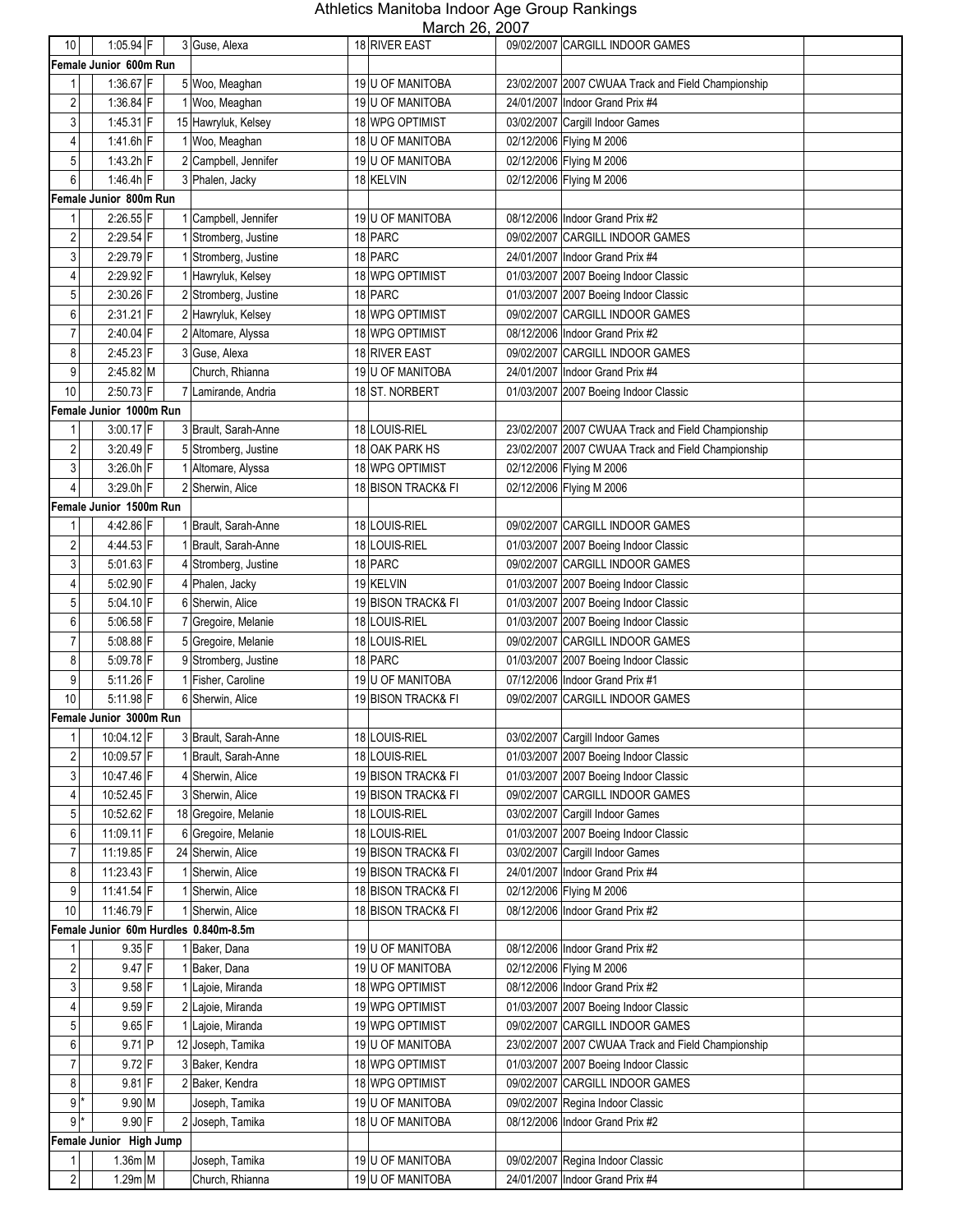# Athletics Manitoba Indoor Age Group Rankings

March 26, 2007

| Rank | | Mark | | Place | Name | Age | Club | Date | Meet | |
|---|---|---|---|---|---|---|---|---|---|---|
| 10 | | 1:05.94 | F | 3 | Guse, Alexa | 18 | RIVER EAST | 09/02/2007 | CARGILL INDOOR GAMES | |
| **Female Junior 600m Run** | | | | | | | | | | |
| 1 | | 1:36.67 | F | 5 | Woo, Meaghan | 19 | U OF MANITOBA | 23/02/2007 | 2007 CWUAA Track and Field Championship | |
| 2 | | 1:36.84 | F | 1 | Woo, Meaghan | 19 | U OF MANITOBA | 24/01/2007 | Indoor Grand Prix #4 | |
| 3 | | 1:45.31 | F | 15 | Hawryluk, Kelsey | 18 | WPG OPTIMIST | 03/02/2007 | Cargill Indoor Games | |
| 4 | | 1:41.6h | F | 1 | Woo, Meaghan | 18 | U OF MANITOBA | 02/12/2006 | Flying M 2006 | |
| 5 | | 1:43.2h | F | 2 | Campbell, Jennifer | 19 | U OF MANITOBA | 02/12/2006 | Flying M 2006 | |
| 6 | | 1:46.4h | F | 3 | Phalen, Jacky | 18 | KELVIN | 02/12/2006 | Flying M 2006 | |
| **Female Junior 800m Run** | | | | | | | | | | |
| 1 | | 2:26.55 | F | 1 | Campbell, Jennifer | 19 | U OF MANITOBA | 08/12/2006 | Indoor Grand Prix #2 | |
| 2 | | 2:29.54 | F | 1 | Stromberg, Justine | 18 | PARC | 09/02/2007 | CARGILL INDOOR GAMES | |
| 3 | | 2:29.79 | F | 1 | Stromberg, Justine | 18 | PARC | 24/01/2007 | Indoor Grand Prix #4 | |
| 4 | | 2:29.92 | F | 1 | Hawryluk, Kelsey | 18 | WPG OPTIMIST | 01/03/2007 | 2007 Boeing Indoor Classic | |
| 5 | | 2:30.26 | F | 2 | Stromberg, Justine | 18 | PARC | 01/03/2007 | 2007 Boeing Indoor Classic | |
| 6 | | 2:31.21 | F | 2 | Hawryluk, Kelsey | 18 | WPG OPTIMIST | 09/02/2007 | CARGILL INDOOR GAMES | |
| 7 | | 2:40.04 | F | 2 | Altomare, Alyssa | 18 | WPG OPTIMIST | 08/12/2006 | Indoor Grand Prix #2 | |
| 8 | | 2:45.23 | F | 3 | Guse, Alexa | 18 | RIVER EAST | 09/02/2007 | CARGILL INDOOR GAMES | |
| 9 | | 2:45.82 | M | | Church, Rhianna | 19 | U OF MANITOBA | 24/01/2007 | Indoor Grand Prix #4 | |
| 10 | | 2:50.73 | F | 7 | Lamirande, Andria | 18 | ST. NORBERT | 01/03/2007 | 2007 Boeing Indoor Classic | |
| **Female Junior 1000m Run** | | | | | | | | | | |
| 1 | | 3:00.17 | F | 3 | Brault, Sarah-Anne | 18 | LOUIS-RIEL | 23/02/2007 | 2007 CWUAA Track and Field Championship | |
| 2 | | 3:20.49 | F | 5 | Stromberg, Justine | 18 | OAK PARK HS | 23/02/2007 | 2007 CWUAA Track and Field Championship | |
| 3 | | 3:26.0h | F | 1 | Altomare, Alyssa | 18 | WPG OPTIMIST | 02/12/2006 | Flying M 2006 | |
| 4 | | 3:29.0h | F | 2 | Sherwin, Alice | 18 | BISON TRACK& FI | 02/12/2006 | Flying M 2006 | |
| **Female Junior 1500m Run** | | | | | | | | | | |
| 1 | | 4:42.86 | F | 1 | Brault, Sarah-Anne | 18 | LOUIS-RIEL | 09/02/2007 | CARGILL INDOOR GAMES | |
| 2 | | 4:44.53 | F | 1 | Brault, Sarah-Anne | 18 | LOUIS-RIEL | 01/03/2007 | 2007 Boeing Indoor Classic | |
| 3 | | 5:01.63 | F | 4 | Stromberg, Justine | 18 | PARC | 09/02/2007 | CARGILL INDOOR GAMES | |
| 4 | | 5:02.90 | F | 4 | Phalen, Jacky | 19 | KELVIN | 01/03/2007 | 2007 Boeing Indoor Classic | |
| 5 | | 5:04.10 | F | 6 | Sherwin, Alice | 19 | BISON TRACK& FI | 01/03/2007 | 2007 Boeing Indoor Classic | |
| 6 | | 5:06.58 | F | 7 | Gregoire, Melanie | 18 | LOUIS-RIEL | 01/03/2007 | 2007 Boeing Indoor Classic | |
| 7 | | 5:08.88 | F | 5 | Gregoire, Melanie | 18 | LOUIS-RIEL | 09/02/2007 | CARGILL INDOOR GAMES | |
| 8 | | 5:09.78 | F | 9 | Stromberg, Justine | 18 | PARC | 01/03/2007 | 2007 Boeing Indoor Classic | |
| 9 | | 5:11.26 | F | 1 | Fisher, Caroline | 19 | U OF MANITOBA | 07/12/2006 | Indoor Grand Prix #1 | |
| 10 | | 5:11.98 | F | 6 | Sherwin, Alice | 19 | BISON TRACK& FI | 09/02/2007 | CARGILL INDOOR GAMES | |
| **Female Junior 3000m Run** | | | | | | | | | | |
| 1 | | 10:04.12 | F | 3 | Brault, Sarah-Anne | 18 | LOUIS-RIEL | 03/02/2007 | Cargill Indoor Games | |
| 2 | | 10:09.57 | F | 1 | Brault, Sarah-Anne | 18 | LOUIS-RIEL | 01/03/2007 | 2007 Boeing Indoor Classic | |
| 3 | | 10:47.46 | F | 4 | Sherwin, Alice | 19 | BISON TRACK& FI | 01/03/2007 | 2007 Boeing Indoor Classic | |
| 4 | | 10:52.45 | F | 3 | Sherwin, Alice | 19 | BISON TRACK& FI | 09/02/2007 | CARGILL INDOOR GAMES | |
| 5 | | 10:52.62 | F | 18 | Gregoire, Melanie | 18 | LOUIS-RIEL | 03/02/2007 | Cargill Indoor Games | |
| 6 | | 11:09.11 | F | 6 | Gregoire, Melanie | 18 | LOUIS-RIEL | 01/03/2007 | 2007 Boeing Indoor Classic | |
| 7 | | 11:19.85 | F | 24 | Sherwin, Alice | 19 | BISON TRACK& FI | 03/02/2007 | Cargill Indoor Games | |
| 8 | | 11:23.43 | F | 1 | Sherwin, Alice | 19 | BISON TRACK& FI | 24/01/2007 | Indoor Grand Prix #4 | |
| 9 | | 11:41.54 | F | 1 | Sherwin, Alice | 18 | BISON TRACK& FI | 02/12/2006 | Flying M 2006 | |
| 10 | | 11:46.79 | F | 1 | Sherwin, Alice | 18 | BISON TRACK& FI | 08/12/2006 | Indoor Grand Prix #2 | |
| **Female Junior 60m Hurdles 0.840m-8.5m** | | | | | | | | | | |
| 1 | | 9.35 | F | 1 | Baker, Dana | 19 | U OF MANITOBA | 08/12/2006 | Indoor Grand Prix #2 | |
| 2 | | 9.47 | F | 1 | Baker, Dana | 19 | U OF MANITOBA | 02/12/2006 | Flying M 2006 | |
| 3 | | 9.58 | F | 1 | Lajoie, Miranda | 18 | WPG OPTIMIST | 08/12/2006 | Indoor Grand Prix #2 | |
| 4 | | 9.59 | F | 2 | Lajoie, Miranda | 19 | WPG OPTIMIST | 01/03/2007 | 2007 Boeing Indoor Classic | |
| 5 | | 9.65 | F | 1 | Lajoie, Miranda | 19 | WPG OPTIMIST | 09/02/2007 | CARGILL INDOOR GAMES | |
| 6 | | 9.71 | P | 12 | Joseph, Tamika | 19 | U OF MANITOBA | 23/02/2007 | 2007 CWUAA Track and Field Championship | |
| 7 | | 9.72 | F | 3 | Baker, Kendra | 18 | WPG OPTIMIST | 01/03/2007 | 2007 Boeing Indoor Classic | |
| 8 | | 9.81 | F | 2 | Baker, Kendra | 18 | WPG OPTIMIST | 09/02/2007 | CARGILL INDOOR GAMES | |
| 9 | * | 9.90 | M | | Joseph, Tamika | 19 | U OF MANITOBA | 09/02/2007 | Regina Indoor Classic | |
| 9 | * | 9.90 | F | 2 | Joseph, Tamika | 18 | U OF MANITOBA | 08/12/2006 | Indoor Grand Prix #2 | |
| **Female Junior High Jump** | | | | | | | | | | |
| 1 | | 1.36m | M | | Joseph, Tamika | 19 | U OF MANITOBA | 09/02/2007 | Regina Indoor Classic | |
| 2 | | 1.29m | M | | Church, Rhianna | 19 | U OF MANITOBA | 24/01/2007 | Indoor Grand Prix #4 | |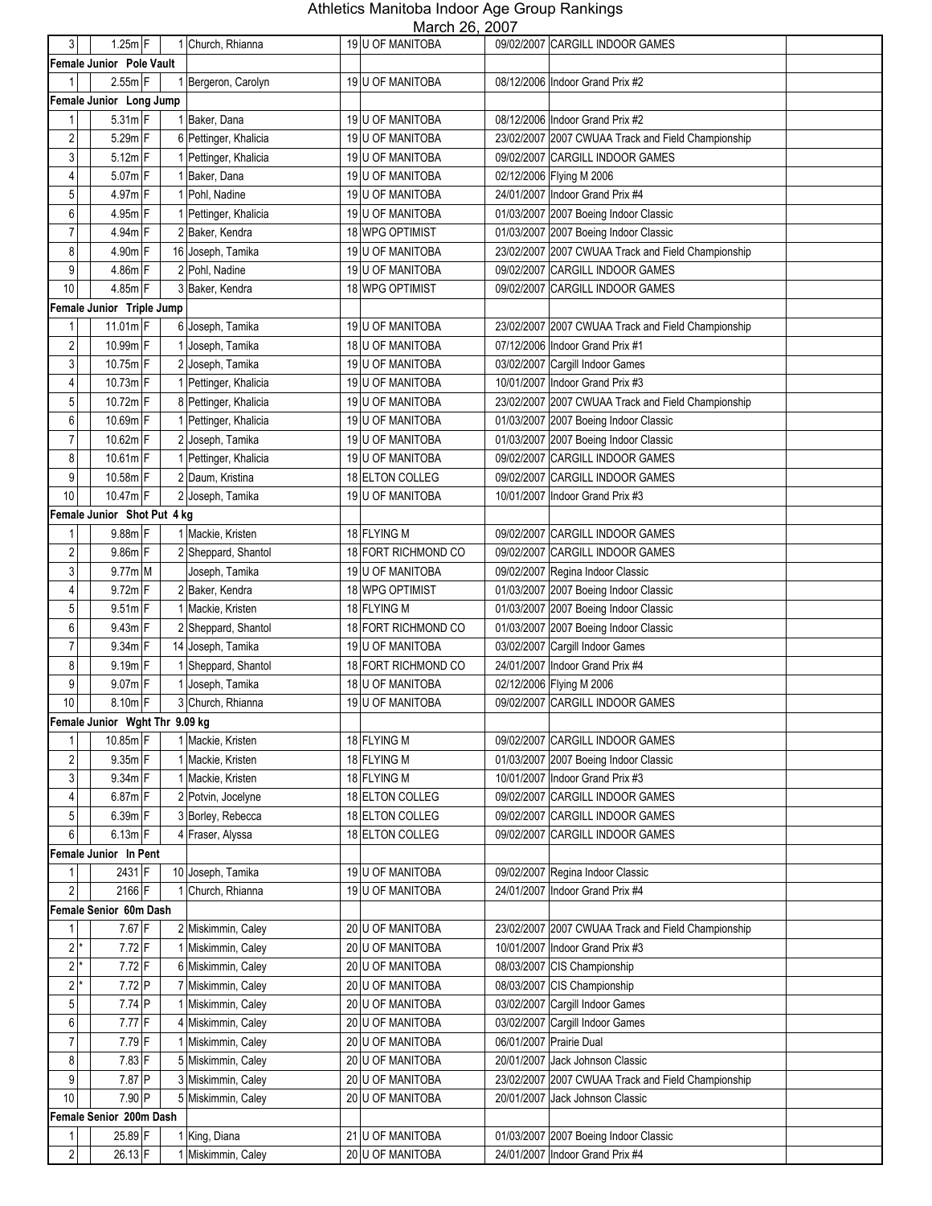# Athletics Manitoba Indoor Age Group Rankings

March 26, 2007

| Rank | | Mark | | Place | Name | Age | Club | Date | Meet | |
|---|---|---|---|---|---|---|---|---|---|---|
| 3 | | 1.25m | F | 1 | Church, Rhianna | 19 | U OF MANITOBA | 09/02/2007 | CARGILL INDOOR GAMES | |
| **Female Junior Pole Vault** | | | | | | | | | | |
| 1 | | 2.55m | F | 1 | Bergeron, Carolyn | 19 | U OF MANITOBA | 08/12/2006 | Indoor Grand Prix #2 | |
| **Female Junior Long Jump** | | | | | | | | | | |
| 1 | | 5.31m | F | 1 | Baker, Dana | 19 | U OF MANITOBA | 08/12/2006 | Indoor Grand Prix #2 | |
| 2 | | 5.29m | F | 6 | Pettinger, Khalicia | 19 | U OF MANITOBA | 23/02/2007 | 2007 CWUAA Track and Field Championship | |
| 3 | | 5.12m | F | 1 | Pettinger, Khalicia | 19 | U OF MANITOBA | 09/02/2007 | CARGILL INDOOR GAMES | |
| 4 | | 5.07m | F | 1 | Baker, Dana | 19 | U OF MANITOBA | 02/12/2006 | Flying M 2006 | |
| 5 | | 4.97m | F | 1 | Pohl, Nadine | 19 | U OF MANITOBA | 24/01/2007 | Indoor Grand Prix #4 | |
| 6 | | 4.95m | F | 1 | Pettinger, Khalicia | 19 | U OF MANITOBA | 01/03/2007 | 2007 Boeing Indoor Classic | |
| 7 | | 4.94m | F | 2 | Baker, Kendra | 18 | WPG OPTIMIST | 01/03/2007 | 2007 Boeing Indoor Classic | |
| 8 | | 4.90m | F | 16 | Joseph, Tamika | 19 | U OF MANITOBA | 23/02/2007 | 2007 CWUAA Track and Field Championship | |
| 9 | | 4.86m | F | 2 | Pohl, Nadine | 19 | U OF MANITOBA | 09/02/2007 | CARGILL INDOOR GAMES | |
| 10 | | 4.85m | F | 3 | Baker, Kendra | 18 | WPG OPTIMIST | 09/02/2007 | CARGILL INDOOR GAMES | |
| **Female Junior Triple Jump** | | | | | | | | | | |
| 1 | | 11.01m | F | 6 | Joseph, Tamika | 19 | U OF MANITOBA | 23/02/2007 | 2007 CWUAA Track and Field Championship | |
| 2 | | 10.99m | F | 1 | Joseph, Tamika | 18 | U OF MANITOBA | 07/12/2006 | Indoor Grand Prix #1 | |
| 3 | | 10.75m | F | 2 | Joseph, Tamika | 19 | U OF MANITOBA | 03/02/2007 | Cargill Indoor Games | |
| 4 | | 10.73m | F | 1 | Pettinger, Khalicia | 19 | U OF MANITOBA | 10/01/2007 | Indoor Grand Prix #3 | |
| 5 | | 10.72m | F | 8 | Pettinger, Khalicia | 19 | U OF MANITOBA | 23/02/2007 | 2007 CWUAA Track and Field Championship | |
| 6 | | 10.69m | F | 1 | Pettinger, Khalicia | 19 | U OF MANITOBA | 01/03/2007 | 2007 Boeing Indoor Classic | |
| 7 | | 10.62m | F | 2 | Joseph, Tamika | 19 | U OF MANITOBA | 01/03/2007 | 2007 Boeing Indoor Classic | |
| 8 | | 10.61m | F | 1 | Pettinger, Khalicia | 19 | U OF MANITOBA | 09/02/2007 | CARGILL INDOOR GAMES | |
| 9 | | 10.58m | F | 2 | Daum, Kristina | 18 | ELTON COLLEG | 09/02/2007 | CARGILL INDOOR GAMES | |
| 10 | | 10.47m | F | 2 | Joseph, Tamika | 19 | U OF MANITOBA | 10/01/2007 | Indoor Grand Prix #3 | |
| **Female Junior Shot Put 4 kg** | | | | | | | | | | |
| 1 | | 9.88m | F | 1 | Mackie, Kristen | 18 | FLYING M | 09/02/2007 | CARGILL INDOOR GAMES | |
| 2 | | 9.86m | F | 2 | Sheppard, Shantol | 18 | FORT RICHMOND CO | 09/02/2007 | CARGILL INDOOR GAMES | |
| 3 | | 9.77m | M | | Joseph, Tamika | 19 | U OF MANITOBA | 09/02/2007 | Regina Indoor Classic | |
| 4 | | 9.72m | F | 2 | Baker, Kendra | 18 | WPG OPTIMIST | 01/03/2007 | 2007 Boeing Indoor Classic | |
| 5 | | 9.51m | F | 1 | Mackie, Kristen | 18 | FLYING M | 01/03/2007 | 2007 Boeing Indoor Classic | |
| 6 | | 9.43m | F | 2 | Sheppard, Shantol | 18 | FORT RICHMOND CO | 01/03/2007 | 2007 Boeing Indoor Classic | |
| 7 | | 9.34m | F | 14 | Joseph, Tamika | 19 | U OF MANITOBA | 03/02/2007 | Cargill Indoor Games | |
| 8 | | 9.19m | F | 1 | Sheppard, Shantol | 18 | FORT RICHMOND CO | 24/01/2007 | Indoor Grand Prix #4 | |
| 9 | | 9.07m | F | 1 | Joseph, Tamika | 18 | U OF MANITOBA | 02/12/2006 | Flying M 2006 | |
| 10 | | 8.10m | F | 3 | Church, Rhianna | 19 | U OF MANITOBA | 09/02/2007 | CARGILL INDOOR GAMES | |
| **Female Junior Wght Thr 9.09 kg** | | | | | | | | | | |
| 1 | | 10.85m | F | 1 | Mackie, Kristen | 18 | FLYING M | 09/02/2007 | CARGILL INDOOR GAMES | |
| 2 | | 9.35m | F | 1 | Mackie, Kristen | 18 | FLYING M | 01/03/2007 | 2007 Boeing Indoor Classic | |
| 3 | | 9.34m | F | 1 | Mackie, Kristen | 18 | FLYING M | 10/01/2007 | Indoor Grand Prix #3 | |
| 4 | | 6.87m | F | 2 | Potvin, Jocelyne | 18 | ELTON COLLEG | 09/02/2007 | CARGILL INDOOR GAMES | |
| 5 | | 6.39m | F | 3 | Borley, Rebecca | 18 | ELTON COLLEG | 09/02/2007 | CARGILL INDOOR GAMES | |
| 6 | | 6.13m | F | 4 | Fraser, Alyssa | 18 | ELTON COLLEG | 09/02/2007 | CARGILL INDOOR GAMES | |
| **Female Junior In Pent** | | | | | | | | | | |
| 1 | | 2431 | F | 10 | Joseph, Tamika | 19 | U OF MANITOBA | 09/02/2007 | Regina Indoor Classic | |
| 2 | | 2166 | F | 1 | Church, Rhianna | 19 | U OF MANITOBA | 24/01/2007 | Indoor Grand Prix #4 | |
| **Female Senior 60m Dash** | | | | | | | | | | |
| 1 | | 7.67 | F | 2 | Miskimmin, Caley | 20 | U OF MANITOBA | 23/02/2007 | 2007 CWUAA Track and Field Championship | |
| 2 | * | 7.72 | F | 1 | Miskimmin, Caley | 20 | U OF MANITOBA | 10/01/2007 | Indoor Grand Prix #3 | |
| 2 | * | 7.72 | F | 6 | Miskimmin, Caley | 20 | U OF MANITOBA | 08/03/2007 | CIS Championship | |
| 2 | * | 7.72 | P | 7 | Miskimmin, Caley | 20 | U OF MANITOBA | 08/03/2007 | CIS Championship | |
| 5 | | 7.74 | P | 1 | Miskimmin, Caley | 20 | U OF MANITOBA | 03/02/2007 | Cargill Indoor Games | |
| 6 | | 7.77 | F | 4 | Miskimmin, Caley | 20 | U OF MANITOBA | 03/02/2007 | Cargill Indoor Games | |
| 7 | | 7.79 | F | 1 | Miskimmin, Caley | 20 | U OF MANITOBA | 06/01/2007 | Prairie Dual | |
| 8 | | 7.83 | F | 5 | Miskimmin, Caley | 20 | U OF MANITOBA | 20/01/2007 | Jack Johnson Classic | |
| 9 | | 7.87 | P | 3 | Miskimmin, Caley | 20 | U OF MANITOBA | 23/02/2007 | 2007 CWUAA Track and Field Championship | |
| 10 | | 7.90 | P | 5 | Miskimmin, Caley | 20 | U OF MANITOBA | 20/01/2007 | Jack Johnson Classic | |
| **Female Senior 200m Dash** | | | | | | | | | | |
| 1 | | 25.89 | F | 1 | King, Diana | 21 | U OF MANITOBA | 01/03/2007 | 2007 Boeing Indoor Classic | |
| 2 | | 26.13 | F | 1 | Miskimmin, Caley | 20 | U OF MANITOBA | 24/01/2007 | Indoor Grand Prix #4 | |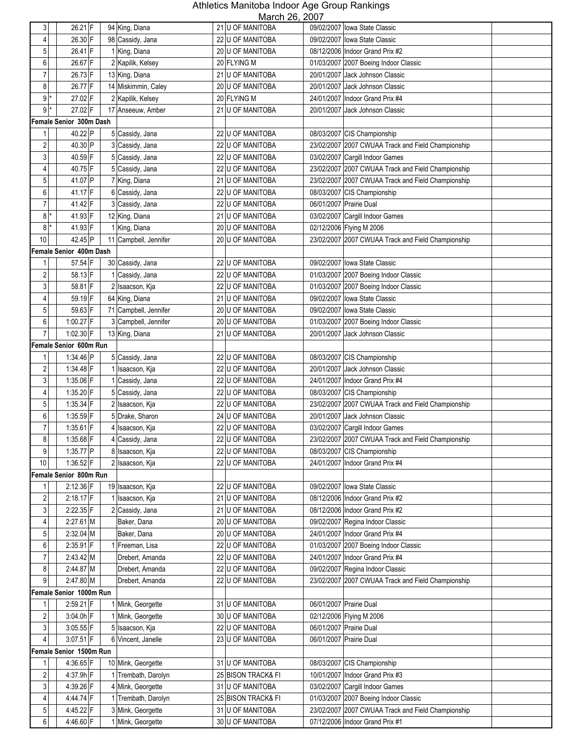# Athletics Manitoba Indoor Age Group Rankings

March 26, 2007

| Rank | | Time | | Place | Name | Age | Club | Date | Meet | |
|---|---|---|---|---|---|---|---|---|---|---|
| 3 | | 26.21 | F | 94 | King, Diana | 21 | U OF MANITOBA | 09/02/2007 | Iowa State Classic | |
| 4 | | 26.30 | F | 98 | Cassidy, Jana | 22 | U OF MANITOBA | 09/02/2007 | Iowa State Classic | |
| 5 | | 26.41 | F | 1 | King, Diana | 20 | U OF MANITOBA | 08/12/2006 | Indoor Grand Prix #2 | |
| 6 | | 26.67 | F | 2 | Kapilik, Kelsey | 20 | FLYING M | 01/03/2007 | 2007 Boeing Indoor Classic | |
| 7 | | 26.73 | F | 13 | King, Diana | 21 | U OF MANITOBA | 20/01/2007 | Jack Johnson Classic | |
| 8 | | 26.77 | F | 14 | Miskimmin, Caley | 20 | U OF MANITOBA | 20/01/2007 | Jack Johnson Classic | |
| 9 | * | 27.02 | F | 2 | Kapilik, Kelsey | 20 | FLYING M | 24/01/2007 | Indoor Grand Prix #4 | |
| 9 | * | 27.02 | F | 17 | Anseeuw, Amber | 21 | U OF MANITOBA | 20/01/2007 | Jack Johnson Classic | |
| **Female Senior 300m Dash** | | | | | | | | | | |
| 1 | | 40.22 | P | 5 | Cassidy, Jana | 22 | U OF MANITOBA | 08/03/2007 | CIS Championship | |
| 2 | | 40.30 | P | 3 | Cassidy, Jana | 22 | U OF MANITOBA | 23/02/2007 | 2007 CWUAA Track and Field Championship | |
| 3 | | 40.59 | F | 5 | Cassidy, Jana | 22 | U OF MANITOBA | 03/02/2007 | Cargill Indoor Games | |
| 4 | | 40.75 | F | 5 | Cassidy, Jana | 22 | U OF MANITOBA | 23/02/2007 | 2007 CWUAA Track and Field Championship | |
| 5 | | 41.07 | P | 7 | King, Diana | 21 | U OF MANITOBA | 23/02/2007 | 2007 CWUAA Track and Field Championship | |
| 6 | | 41.17 | F | 6 | Cassidy, Jana | 22 | U OF MANITOBA | 08/03/2007 | CIS Championship | |
| 7 | | 41.42 | F | 3 | Cassidy, Jana | 22 | U OF MANITOBA | 06/01/2007 | Prairie Dual | |
| 8 | * | 41.93 | F | 12 | King, Diana | 21 | U OF MANITOBA | 03/02/2007 | Cargill Indoor Games | |
| 8 | * | 41.93 | F | 1 | King, Diana | 20 | U OF MANITOBA | 02/12/2006 | Flying M 2006 | |
| 10 | | 42.45 | P | 11 | Campbell, Jennifer | 20 | U OF MANITOBA | 23/02/2007 | 2007 CWUAA Track and Field Championship | |
| **Female Senior 400m Dash** | | | | | | | | | | |
| 1 | | 57.54 | F | 30 | Cassidy, Jana | 22 | U OF MANITOBA | 09/02/2007 | Iowa State Classic | |
| 2 | | 58.13 | F | 1 | Cassidy, Jana | 22 | U OF MANITOBA | 01/03/2007 | 2007 Boeing Indoor Classic | |
| 3 | | 58.81 | F | 2 | Isaacson, Kja | 22 | U OF MANITOBA | 01/03/2007 | 2007 Boeing Indoor Classic | |
| 4 | | 59.19 | F | 64 | King, Diana | 21 | U OF MANITOBA | 09/02/2007 | Iowa State Classic | |
| 5 | | 59.63 | F | 71 | Campbell, Jennifer | 20 | U OF MANITOBA | 09/02/2007 | Iowa State Classic | |
| 6 | | 1:00.27 | F | 3 | Campbell, Jennifer | 20 | U OF MANITOBA | 01/03/2007 | 2007 Boeing Indoor Classic | |
| 7 | | 1:02.30 | F | 13 | King, Diana | 21 | U OF MANITOBA | 20/01/2007 | Jack Johnson Classic | |
| **Female Senior 600m Run** | | | | | | | | | | |
| 1 | | 1:34.46 | P | 5 | Cassidy, Jana | 22 | U OF MANITOBA | 08/03/2007 | CIS Championship | |
| 2 | | 1:34.48 | F | 1 | Isaacson, Kja | 22 | U OF MANITOBA | 20/01/2007 | Jack Johnson Classic | |
| 3 | | 1:35.06 | F | 1 | Cassidy, Jana | 22 | U OF MANITOBA | 24/01/2007 | Indoor Grand Prix #4 | |
| 4 | | 1:35.20 | F | 5 | Cassidy, Jana | 22 | U OF MANITOBA | 08/03/2007 | CIS Championship | |
| 5 | | 1:35.34 | F | 2 | Isaacson, Kja | 22 | U OF MANITOBA | 23/02/2007 | 2007 CWUAA Track and Field Championship | |
| 6 | | 1:35.59 | F | 5 | Drake, Sharon | 24 | U OF MANITOBA | 20/01/2007 | Jack Johnson Classic | |
| 7 | | 1:35.61 | F | 4 | Isaacson, Kja | 22 | U OF MANITOBA | 03/02/2007 | Cargill Indoor Games | |
| 8 | | 1:35.68 | F | 4 | Cassidy, Jana | 22 | U OF MANITOBA | 23/02/2007 | 2007 CWUAA Track and Field Championship | |
| 9 | | 1:35.77 | P | 8 | Isaacson, Kja | 22 | U OF MANITOBA | 08/03/2007 | CIS Championship | |
| 10 | | 1:36.52 | F | 2 | Isaacson, Kja | 22 | U OF MANITOBA | 24/01/2007 | Indoor Grand Prix #4 | |
| **Female Senior 800m Run** | | | | | | | | | | |
| 1 | | 2:12.36 | F | 19 | Isaacson, Kja | 22 | U OF MANITOBA | 09/02/2007 | Iowa State Classic | |
| 2 | | 2:18.17 | F | 1 | Isaacson, Kja | 21 | U OF MANITOBA | 08/12/2006 | Indoor Grand Prix #2 | |
| 3 | | 2:22.35 | F | 2 | Cassidy, Jana | 21 | U OF MANITOBA | 08/12/2006 | Indoor Grand Prix #2 | |
| 4 | | 2:27.61 | M | | Baker, Dana | 20 | U OF MANITOBA | 09/02/2007 | Regina Indoor Classic | |
| 5 | | 2:32.04 | M | | Baker, Dana | 20 | U OF MANITOBA | 24/01/2007 | Indoor Grand Prix #4 | |
| 6 | | 2:35.91 | F | 1 | Freeman, Lisa | 22 | U OF MANITOBA | 01/03/2007 | 2007 Boeing Indoor Classic | |
| 7 | | 2:43.42 | M | | Drebert, Amanda | 22 | U OF MANITOBA | 24/01/2007 | Indoor Grand Prix #4 | |
| 8 | | 2:44.87 | M | | Drebert, Amanda | 22 | U OF MANITOBA | 09/02/2007 | Regina Indoor Classic | |
| 9 | | 2:47.80 | M | | Drebert, Amanda | 22 | U OF MANITOBA | 23/02/2007 | 2007 CWUAA Track and Field Championship | |
| **Female Senior 1000m Run** | | | | | | | | | | |
| 1 | | 2:59.21 | F | 1 | Mink, Georgette | 31 | U OF MANITOBA | 06/01/2007 | Prairie Dual | |
| 2 | | 3:04.0h | F | 1 | Mink, Georgette | 30 | U OF MANITOBA | 02/12/2006 | Flying M 2006 | |
| 3 | | 3:05.55 | F | 5 | Isaacson, Kja | 22 | U OF MANITOBA | 06/01/2007 | Prairie Dual | |
| 4 | | 3:07.51 | F | 6 | Vincent, Janelle | 23 | U OF MANITOBA | 06/01/2007 | Prairie Dual | |
| **Female Senior 1500m Run** | | | | | | | | | | |
| 1 | | 4:36.65 | F | 10 | Mink, Georgette | 31 | U OF MANITOBA | 08/03/2007 | CIS Championship | |
| 2 | | 4:37.9h | F | 1 | Trembath, Darolyn | 25 | BISON TRACK& FI | 10/01/2007 | Indoor Grand Prix #3 | |
| 3 | | 4:39.26 | F | 4 | Mink, Georgette | 31 | U OF MANITOBA | 03/02/2007 | Cargill Indoor Games | |
| 4 | | 4:44.74 | F | 1 | Trembath, Darolyn | 25 | BISON TRACK& FI | 01/03/2007 | 2007 Boeing Indoor Classic | |
| 5 | | 4:45.22 | F | 3 | Mink, Georgette | 31 | U OF MANITOBA | 23/02/2007 | 2007 CWUAA Track and Field Championship | |
| 6 | | 4:46.60 | F | 1 | Mink, Georgette | 30 | U OF MANITOBA | 07/12/2006 | Indoor Grand Prix #1 | |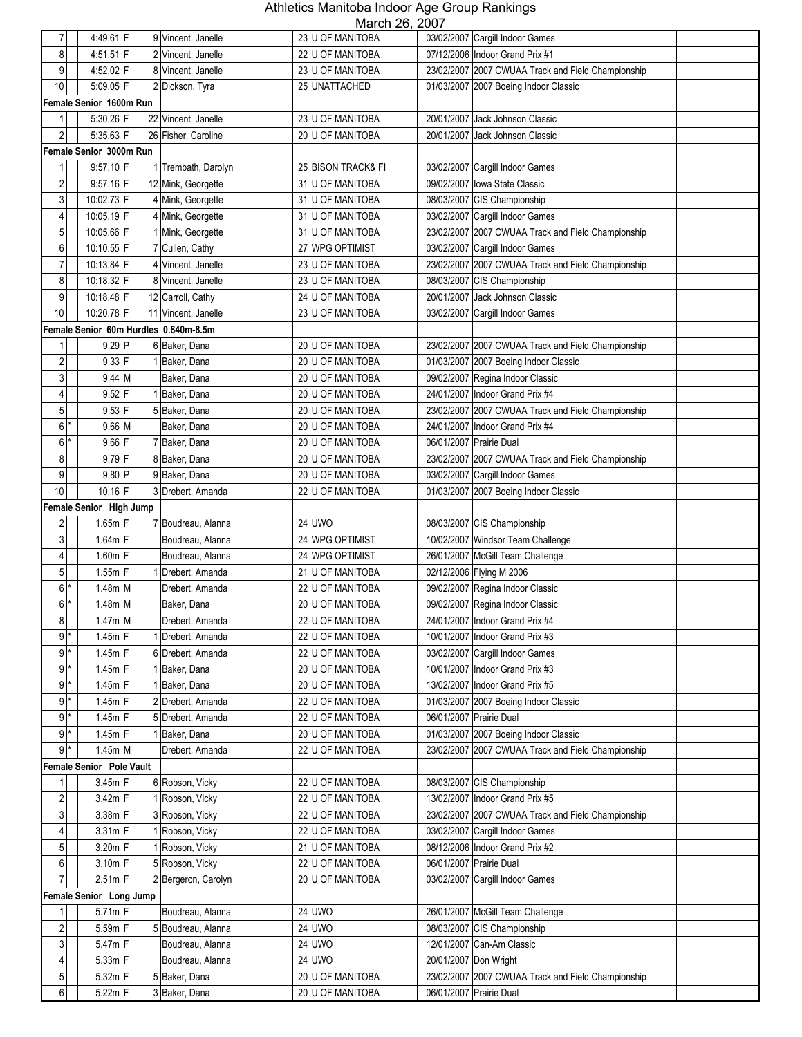# Athletics Manitoba Indoor Age Group Rankings

March 26, 2007

| | | | | | | | | | | |
|---|---|---|---|---|---|---|---|---|---|---|
| 7 | | 4:49.61 | F | 9 | Vincent, Janelle | 23 | U OF MANITOBA | 03/02/2007 | Cargill Indoor Games | |
| 8 | | 4:51.51 | F | 2 | Vincent, Janelle | 22 | U OF MANITOBA | 07/12/2006 | Indoor Grand Prix #1 | |
| 9 | | 4:52.02 | F | 8 | Vincent, Janelle | 23 | U OF MANITOBA | 23/02/2007 | 2007 CWUAA Track and Field Championship | |
| 10 | | 5:09.05 | F | 2 | Dickson, Tyra | 25 | UNATTACHED | 01/03/2007 | 2007 Boeing Indoor Classic | |
| **Female Senior 1600m Run** | | | | | | | | | | |
| 1 | | 5:30.26 | F | 22 | Vincent, Janelle | 23 | U OF MANITOBA | 20/01/2007 | Jack Johnson Classic | |
| 2 | | 5:35.63 | F | 26 | Fisher, Caroline | 20 | U OF MANITOBA | 20/01/2007 | Jack Johnson Classic | |
| **Female Senior 3000m Run** | | | | | | | | | | |
| 1 | | 9:57.10 | F | 1 | Trembath, Darolyn | 25 | BISON TRACK& FI | 03/02/2007 | Cargill Indoor Games | |
| 2 | | 9:57.16 | F | 12 | Mink, Georgette | 31 | U OF MANITOBA | 09/02/2007 | Iowa State Classic | |
| 3 | | 10:02.73 | F | 4 | Mink, Georgette | 31 | U OF MANITOBA | 08/03/2007 | CIS Championship | |
| 4 | | 10:05.19 | F | 4 | Mink, Georgette | 31 | U OF MANITOBA | 03/02/2007 | Cargill Indoor Games | |
| 5 | | 10:05.66 | F | 1 | Mink, Georgette | 31 | U OF MANITOBA | 23/02/2007 | 2007 CWUAA Track and Field Championship | |
| 6 | | 10:10.55 | F | 7 | Cullen, Cathy | 27 | WPG OPTIMIST | 03/02/2007 | Cargill Indoor Games | |
| 7 | | 10:13.84 | F | 4 | Vincent, Janelle | 23 | U OF MANITOBA | 23/02/2007 | 2007 CWUAA Track and Field Championship | |
| 8 | | 10:18.32 | F | 8 | Vincent, Janelle | 23 | U OF MANITOBA | 08/03/2007 | CIS Championship | |
| 9 | | 10:18.48 | F | 12 | Carroll, Cathy | 24 | U OF MANITOBA | 20/01/2007 | Jack Johnson Classic | |
| 10 | | 10:20.78 | F | 11 | Vincent, Janelle | 23 | U OF MANITOBA | 03/02/2007 | Cargill Indoor Games | |
| **Female Senior 60m Hurdles 0.840m-8.5m** | | | | | | | | | | |
| 1 | | 9.29 | P | 6 | Baker, Dana | 20 | U OF MANITOBA | 23/02/2007 | 2007 CWUAA Track and Field Championship | |
| 2 | | 9.33 | F | 1 | Baker, Dana | 20 | U OF MANITOBA | 01/03/2007 | 2007 Boeing Indoor Classic | |
| 3 | | 9.44 | M | | Baker, Dana | 20 | U OF MANITOBA | 09/02/2007 | Regina Indoor Classic | |
| 4 | | 9.52 | F | 1 | Baker, Dana | 20 | U OF MANITOBA | 24/01/2007 | Indoor Grand Prix #4 | |
| 5 | | 9.53 | F | 5 | Baker, Dana | 20 | U OF MANITOBA | 23/02/2007 | 2007 CWUAA Track and Field Championship | |
| 6 | * | 9.66 | M | | Baker, Dana | 20 | U OF MANITOBA | 24/01/2007 | Indoor Grand Prix #4 | |
| 6 | * | 9.66 | F | 7 | Baker, Dana | 20 | U OF MANITOBA | 06/01/2007 | Prairie Dual | |
| 8 | | 9.79 | F | 8 | Baker, Dana | 20 | U OF MANITOBA | 23/02/2007 | 2007 CWUAA Track and Field Championship | |
| 9 | | 9.80 | P | 9 | Baker, Dana | 20 | U OF MANITOBA | 03/02/2007 | Cargill Indoor Games | |
| 10 | | 10.16 | F | 3 | Drebert, Amanda | 22 | U OF MANITOBA | 01/03/2007 | 2007 Boeing Indoor Classic | |
| **Female Senior High Jump** | | | | | | | | | | |
| 2 | | 1.65m | F | 7 | Boudreau, Alanna | 24 | UWO | 08/03/2007 | CIS Championship | |
| 3 | | 1.64m | F | | Boudreau, Alanna | 24 | WPG OPTIMIST | 10/02/2007 | Windsor Team Challenge | |
| 4 | | 1.60m | F | | Boudreau, Alanna | 24 | WPG OPTIMIST | 26/01/2007 | McGill Team Challenge | |
| 5 | | 1.55m | F | 1 | Drebert, Amanda | 21 | U OF MANITOBA | 02/12/2006 | Flying M 2006 | |
| 6 | * | 1.48m | M | | Drebert, Amanda | 22 | U OF MANITOBA | 09/02/2007 | Regina Indoor Classic | |
| 6 | * | 1.48m | M | | Baker, Dana | 20 | U OF MANITOBA | 09/02/2007 | Regina Indoor Classic | |
| 8 | | 1.47m | M | | Drebert, Amanda | 22 | U OF MANITOBA | 24/01/2007 | Indoor Grand Prix #4 | |
| 9 | * | 1.45m | F | 1 | Drebert, Amanda | 22 | U OF MANITOBA | 10/01/2007 | Indoor Grand Prix #3 | |
| 9 | * | 1.45m | F | 6 | Drebert, Amanda | 22 | U OF MANITOBA | 03/02/2007 | Cargill Indoor Games | |
| 9 | * | 1.45m | F | 1 | Baker, Dana | 20 | U OF MANITOBA | 10/01/2007 | Indoor Grand Prix #3 | |
| 9 | * | 1.45m | F | 1 | Baker, Dana | 20 | U OF MANITOBA | 13/02/2007 | Indoor Grand Prix #5 | |
| 9 | * | 1.45m | F | 2 | Drebert, Amanda | 22 | U OF MANITOBA | 01/03/2007 | 2007 Boeing Indoor Classic | |
| 9 | * | 1.45m | F | 5 | Drebert, Amanda | 22 | U OF MANITOBA | 06/01/2007 | Prairie Dual | |
| 9 | * | 1.45m | F | 1 | Baker, Dana | 20 | U OF MANITOBA | 01/03/2007 | 2007 Boeing Indoor Classic | |
| 9 | * | 1.45m | M | | Drebert, Amanda | 22 | U OF MANITOBA | 23/02/2007 | 2007 CWUAA Track and Field Championship | |
| **Female Senior Pole Vault** | | | | | | | | | | |
| 1 | | 3.45m | F | 6 | Robson, Vicky | 22 | U OF MANITOBA | 08/03/2007 | CIS Championship | |
| 2 | | 3.42m | F | 1 | Robson, Vicky | 22 | U OF MANITOBA | 13/02/2007 | Indoor Grand Prix #5 | |
| 3 | | 3.38m | F | 3 | Robson, Vicky | 22 | U OF MANITOBA | 23/02/2007 | 2007 CWUAA Track and Field Championship | |
| 4 | | 3.31m | F | 1 | Robson, Vicky | 22 | U OF MANITOBA | 03/02/2007 | Cargill Indoor Games | |
| 5 | | 3.20m | F | 1 | Robson, Vicky | 21 | U OF MANITOBA | 08/12/2006 | Indoor Grand Prix #2 | |
| 6 | | 3.10m | F | 5 | Robson, Vicky | 22 | U OF MANITOBA | 06/01/2007 | Prairie Dual | |
| 7 | | 2.51m | F | 2 | Bergeron, Carolyn | 20 | U OF MANITOBA | 03/02/2007 | Cargill Indoor Games | |
| **Female Senior Long Jump** | | | | | | | | | | |
| 1 | | 5.71m | F | | Boudreau, Alanna | 24 | UWO | 26/01/2007 | McGill Team Challenge | |
| 2 | | 5.59m | F | 5 | Boudreau, Alanna | 24 | UWO | 08/03/2007 | CIS Championship | |
| 3 | | 5.47m | F | | Boudreau, Alanna | 24 | UWO | 12/01/2007 | Can-Am Classic | |
| 4 | | 5.33m | F | | Boudreau, Alanna | 24 | UWO | 20/01/2007 | Don Wright | |
| 5 | | 5.32m | F | 5 | Baker, Dana | 20 | U OF MANITOBA | 23/02/2007 | 2007 CWUAA Track and Field Championship | |
| 6 | | 5.22m | F | 3 | Baker, Dana | 20 | U OF MANITOBA | 06/01/2007 | Prairie Dual | |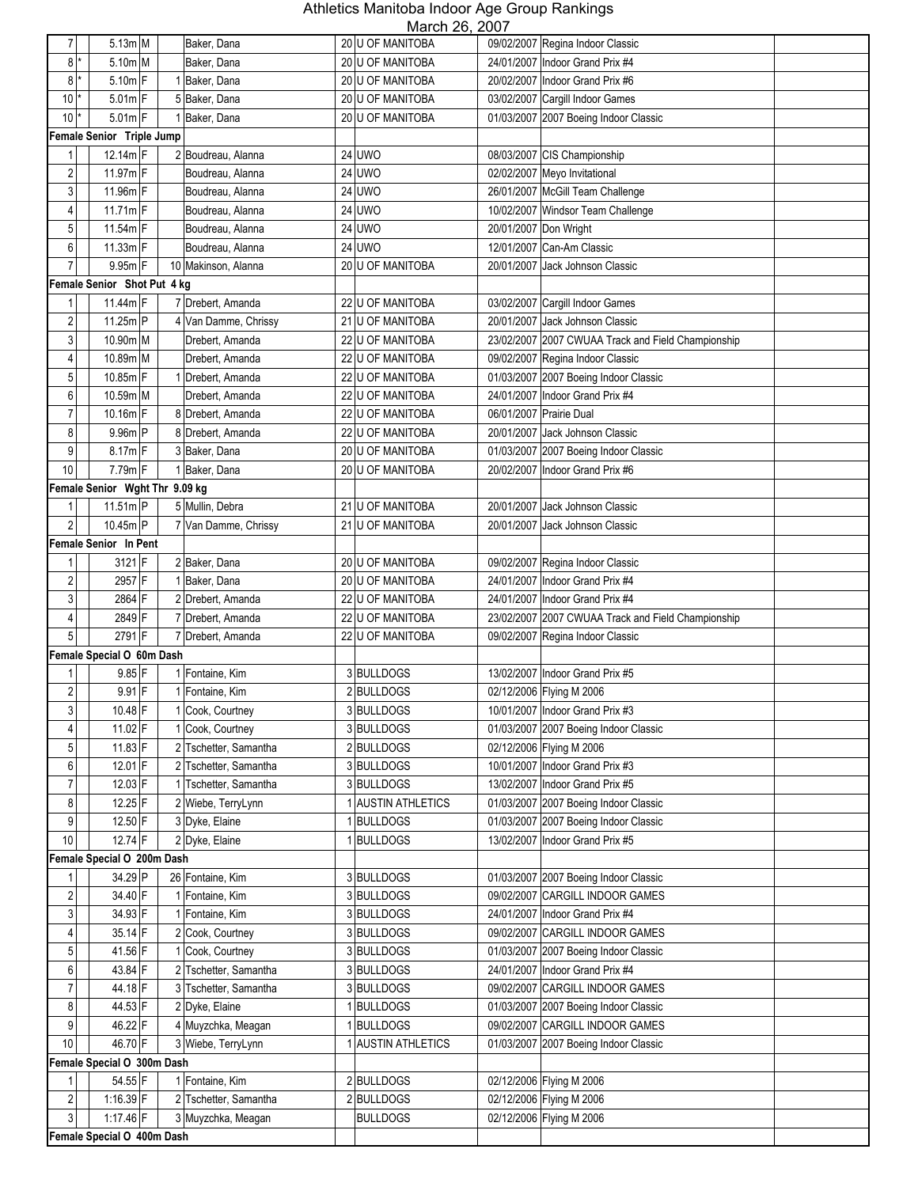# Athletics Manitoba Indoor Age Group Rankings

March 26, 2007

| Rank | * | Mark | Type | Place | Name | Age | Club | Date | Meet | |
|---|---|---|---|---|---|---|---|---|---|---|
| 7 | | 5.13m | M | | Baker, Dana | 20 | U OF MANITOBA | 09/02/2007 | Regina Indoor Classic | |
| 8 | * | 5.10m | M | | Baker, Dana | 20 | U OF MANITOBA | 24/01/2007 | Indoor Grand Prix #4 | |
| 8 | * | 5.10m | F | 1 | Baker, Dana | 20 | U OF MANITOBA | 20/02/2007 | Indoor Grand Prix #6 | |
| 10 | * | 5.01m | F | 5 | Baker, Dana | 20 | U OF MANITOBA | 03/02/2007 | Cargill Indoor Games | |
| 10 | * | 5.01m | F | 1 | Baker, Dana | 20 | U OF MANITOBA | 01/03/2007 | 2007 Boeing Indoor Classic | |
| **Female Senior Triple Jump** | | | | | | | | | | |
| 1 | | 12.14m | F | 2 | Boudreau, Alanna | 24 | UWO | 08/03/2007 | CIS Championship | |
| 2 | | 11.97m | F | | Boudreau, Alanna | 24 | UWO | 02/02/2007 | Meyo Invitational | |
| 3 | | 11.96m | F | | Boudreau, Alanna | 24 | UWO | 26/01/2007 | McGill Team Challenge | |
| 4 | | 11.71m | F | | Boudreau, Alanna | 24 | UWO | 10/02/2007 | Windsor Team Challenge | |
| 5 | | 11.54m | F | | Boudreau, Alanna | 24 | UWO | 20/01/2007 | Don Wright | |
| 6 | | 11.33m | F | | Boudreau, Alanna | 24 | UWO | 12/01/2007 | Can-Am Classic | |
| 7 | | 9.95m | F | 10 | Makinson, Alanna | 20 | U OF MANITOBA | 20/01/2007 | Jack Johnson Classic | |
| **Female Senior Shot Put 4 kg** | | | | | | | | | | |
| 1 | | 11.44m | F | 7 | Drebert, Amanda | 22 | U OF MANITOBA | 03/02/2007 | Cargill Indoor Games | |
| 2 | | 11.25m | P | 4 | Van Damme, Chrissy | 21 | U OF MANITOBA | 20/01/2007 | Jack Johnson Classic | |
| 3 | | 10.90m | M | | Drebert, Amanda | 22 | U OF MANITOBA | 23/02/2007 | 2007 CWUAA Track and Field Championship | |
| 4 | | 10.89m | M | | Drebert, Amanda | 22 | U OF MANITOBA | 09/02/2007 | Regina Indoor Classic | |
| 5 | | 10.85m | F | 1 | Drebert, Amanda | 22 | U OF MANITOBA | 01/03/2007 | 2007 Boeing Indoor Classic | |
| 6 | | 10.59m | M | | Drebert, Amanda | 22 | U OF MANITOBA | 24/01/2007 | Indoor Grand Prix #4 | |
| 7 | | 10.16m | F | 8 | Drebert, Amanda | 22 | U OF MANITOBA | 06/01/2007 | Prairie Dual | |
| 8 | | 9.96m | P | 8 | Drebert, Amanda | 22 | U OF MANITOBA | 20/01/2007 | Jack Johnson Classic | |
| 9 | | 8.17m | F | 3 | Baker, Dana | 20 | U OF MANITOBA | 01/03/2007 | 2007 Boeing Indoor Classic | |
| 10 | | 7.79m | F | 1 | Baker, Dana | 20 | U OF MANITOBA | 20/02/2007 | Indoor Grand Prix #6 | |
| **Female Senior Wght Thr 9.09 kg** | | | | | | | | | | |
| 1 | | 11.51m | P | 5 | Mullin, Debra | 21 | U OF MANITOBA | 20/01/2007 | Jack Johnson Classic | |
| 2 | | 10.45m | P | 7 | Van Damme, Chrissy | 21 | U OF MANITOBA | 20/01/2007 | Jack Johnson Classic | |
| **Female Senior In Pent** | | | | | | | | | | |
| 1 | | 3121 | F | 2 | Baker, Dana | 20 | U OF MANITOBA | 09/02/2007 | Regina Indoor Classic | |
| 2 | | 2957 | F | 1 | Baker, Dana | 20 | U OF MANITOBA | 24/01/2007 | Indoor Grand Prix #4 | |
| 3 | | 2864 | F | 2 | Drebert, Amanda | 22 | U OF MANITOBA | 24/01/2007 | Indoor Grand Prix #4 | |
| 4 | | 2849 | F | 7 | Drebert, Amanda | 22 | U OF MANITOBA | 23/02/2007 | 2007 CWUAA Track and Field Championship | |
| 5 | | 2791 | F | 7 | Drebert, Amanda | 22 | U OF MANITOBA | 09/02/2007 | Regina Indoor Classic | |
| **Female Special O 60m Dash** | | | | | | | | | | |
| 1 | | 9.85 | F | 1 | Fontaine, Kim | 3 | BULLDOGS | 13/02/2007 | Indoor Grand Prix #5 | |
| 2 | | 9.91 | F | 1 | Fontaine, Kim | 2 | BULLDOGS | 02/12/2006 | Flying M 2006 | |
| 3 | | 10.48 | F | 1 | Cook, Courtney | 3 | BULLDOGS | 10/01/2007 | Indoor Grand Prix #3 | |
| 4 | | 11.02 | F | 1 | Cook, Courtney | 3 | BULLDOGS | 01/03/2007 | 2007 Boeing Indoor Classic | |
| 5 | | 11.83 | F | 2 | Tschetter, Samantha | 2 | BULLDOGS | 02/12/2006 | Flying M 2006 | |
| 6 | | 12.01 | F | 2 | Tschetter, Samantha | 3 | BULLDOGS | 10/01/2007 | Indoor Grand Prix #3 | |
| 7 | | 12.03 | F | 1 | Tschetter, Samantha | 3 | BULLDOGS | 13/02/2007 | Indoor Grand Prix #5 | |
| 8 | | 12.25 | F | 2 | Wiebe, TerryLynn | 1 | AUSTIN ATHLETICS | 01/03/2007 | 2007 Boeing Indoor Classic | |
| 9 | | 12.50 | F | 3 | Dyke, Elaine | 1 | BULLDOGS | 01/03/2007 | 2007 Boeing Indoor Classic | |
| 10 | | 12.74 | F | 2 | Dyke, Elaine | 1 | BULLDOGS | 13/02/2007 | Indoor Grand Prix #5 | |
| **Female Special O 200m Dash** | | | | | | | | | | |
| 1 | | 34.29 | P | 26 | Fontaine, Kim | 3 | BULLDOGS | 01/03/2007 | 2007 Boeing Indoor Classic | |
| 2 | | 34.40 | F | 1 | Fontaine, Kim | 3 | BULLDOGS | 09/02/2007 | CARGILL INDOOR GAMES | |
| 3 | | 34.93 | F | 1 | Fontaine, Kim | 3 | BULLDOGS | 24/01/2007 | Indoor Grand Prix #4 | |
| 4 | | 35.14 | F | 2 | Cook, Courtney | 3 | BULLDOGS | 09/02/2007 | CARGILL INDOOR GAMES | |
| 5 | | 41.56 | F | 1 | Cook, Courtney | 3 | BULLDOGS | 01/03/2007 | 2007 Boeing Indoor Classic | |
| 6 | | 43.84 | F | 2 | Tschetter, Samantha | 3 | BULLDOGS | 24/01/2007 | Indoor Grand Prix #4 | |
| 7 | | 44.18 | F | 3 | Tschetter, Samantha | 3 | BULLDOGS | 09/02/2007 | CARGILL INDOOR GAMES | |
| 8 | | 44.53 | F | 2 | Dyke, Elaine | 1 | BULLDOGS | 01/03/2007 | 2007 Boeing Indoor Classic | |
| 9 | | 46.22 | F | 4 | Muyzchka, Meagan | 1 | BULLDOGS | 09/02/2007 | CARGILL INDOOR GAMES | |
| 10 | | 46.70 | F | 3 | Wiebe, TerryLynn | 1 | AUSTIN ATHLETICS | 01/03/2007 | 2007 Boeing Indoor Classic | |
| **Female Special O 300m Dash** | | | | | | | | | | |
| 1 | | 54.55 | F | 1 | Fontaine, Kim | 2 | BULLDOGS | 02/12/2006 | Flying M 2006 | |
| 2 | | 1:16.39 | F | 2 | Tschetter, Samantha | 2 | BULLDOGS | 02/12/2006 | Flying M 2006 | |
| 3 | | 1:17.46 | F | 3 | Muyzchka, Meagan | | BULLDOGS | 02/12/2006 | Flying M 2006 | |
| **Female Special O 400m Dash** | | | | | | | | | | |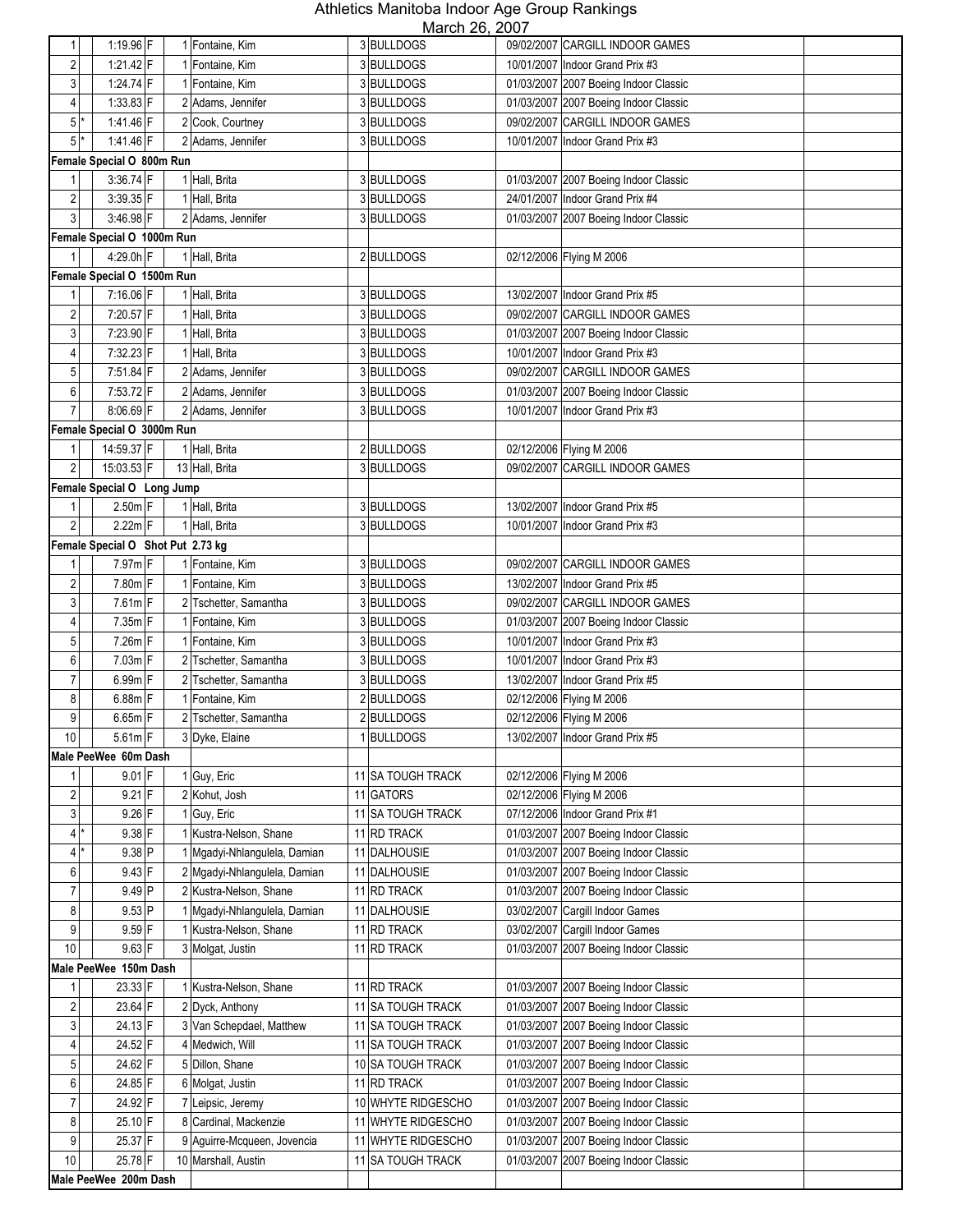# Athletics Manitoba Indoor Age Group Rankings

March 26, 2007

| | | | | | | | | | |
|---|---|---|---|---|---|---|---|---|---|
| 1 | | 1:19.96 | F | 1 | Fontaine, Kim | 3 | BULLDOGS | 09/02/2007 | CARGILL INDOOR GAMES |
| 2 | | 1:21.42 | F | 1 | Fontaine, Kim | 3 | BULLDOGS | 10/01/2007 | Indoor Grand Prix #3 |
| 3 | | 1:24.74 | F | 1 | Fontaine, Kim | 3 | BULLDOGS | 01/03/2007 | 2007 Boeing Indoor Classic |
| 4 | | 1:33.83 | F | 2 | Adams, Jennifer | 3 | BULLDOGS | 01/03/2007 | 2007 Boeing Indoor Classic |
| 5 | * | 1:41.46 | F | 2 | Cook, Courtney | 3 | BULLDOGS | 09/02/2007 | CARGILL INDOOR GAMES |
| 5 | * | 1:41.46 | F | 2 | Adams, Jennifer | 3 | BULLDOGS | 10/01/2007 | Indoor Grand Prix #3 |
| **Female Special O 800m Run** | | | | | | | | | |
| 1 | | 3:36.74 | F | 1 | Hall, Brita | 3 | BULLDOGS | 01/03/2007 | 2007 Boeing Indoor Classic |
| 2 | | 3:39.35 | F | 1 | Hall, Brita | 3 | BULLDOGS | 24/01/2007 | Indoor Grand Prix #4 |
| 3 | | 3:46.98 | F | 2 | Adams, Jennifer | 3 | BULLDOGS | 01/03/2007 | 2007 Boeing Indoor Classic |
| **Female Special O 1000m Run** | | | | | | | | | |
| 1 | | 4:29.0h | F | 1 | Hall, Brita | 2 | BULLDOGS | 02/12/2006 | Flying M 2006 |
| **Female Special O 1500m Run** | | | | | | | | | |
| 1 | | 7:16.06 | F | 1 | Hall, Brita | 3 | BULLDOGS | 13/02/2007 | Indoor Grand Prix #5 |
| 2 | | 7:20.57 | F | 1 | Hall, Brita | 3 | BULLDOGS | 09/02/2007 | CARGILL INDOOR GAMES |
| 3 | | 7:23.90 | F | 1 | Hall, Brita | 3 | BULLDOGS | 01/03/2007 | 2007 Boeing Indoor Classic |
| 4 | | 7:32.23 | F | 1 | Hall, Brita | 3 | BULLDOGS | 10/01/2007 | Indoor Grand Prix #3 |
| 5 | | 7:51.84 | F | 2 | Adams, Jennifer | 3 | BULLDOGS | 09/02/2007 | CARGILL INDOOR GAMES |
| 6 | | 7:53.72 | F | 2 | Adams, Jennifer | 3 | BULLDOGS | 01/03/2007 | 2007 Boeing Indoor Classic |
| 7 | | 8:06.69 | F | 2 | Adams, Jennifer | 3 | BULLDOGS | 10/01/2007 | Indoor Grand Prix #3 |
| **Female Special O 3000m Run** | | | | | | | | | |
| 1 | | 14:59.37 | F | 1 | Hall, Brita | 2 | BULLDOGS | 02/12/2006 | Flying M 2006 |
| 2 | | 15:03.53 | F | 13 | Hall, Brita | 3 | BULLDOGS | 09/02/2007 | CARGILL INDOOR GAMES |
| **Female Special O Long Jump** | | | | | | | | | |
| 1 | | 2.50m | F | 1 | Hall, Brita | 3 | BULLDOGS | 13/02/2007 | Indoor Grand Prix #5 |
| 2 | | 2.22m | F | 1 | Hall, Brita | 3 | BULLDOGS | 10/01/2007 | Indoor Grand Prix #3 |
| **Female Special O Shot Put 2.73 kg** | | | | | | | | | |
| 1 | | 7.97m | F | 1 | Fontaine, Kim | 3 | BULLDOGS | 09/02/2007 | CARGILL INDOOR GAMES |
| 2 | | 7.80m | F | 1 | Fontaine, Kim | 3 | BULLDOGS | 13/02/2007 | Indoor Grand Prix #5 |
| 3 | | 7.61m | F | 2 | Tschetter, Samantha | 3 | BULLDOGS | 09/02/2007 | CARGILL INDOOR GAMES |
| 4 | | 7.35m | F | 1 | Fontaine, Kim | 3 | BULLDOGS | 01/03/2007 | 2007 Boeing Indoor Classic |
| 5 | | 7.26m | F | 1 | Fontaine, Kim | 3 | BULLDOGS | 10/01/2007 | Indoor Grand Prix #3 |
| 6 | | 7.03m | F | 2 | Tschetter, Samantha | 3 | BULLDOGS | 10/01/2007 | Indoor Grand Prix #3 |
| 7 | | 6.99m | F | 2 | Tschetter, Samantha | 3 | BULLDOGS | 13/02/2007 | Indoor Grand Prix #5 |
| 8 | | 6.88m | F | 1 | Fontaine, Kim | 2 | BULLDOGS | 02/12/2006 | Flying M 2006 |
| 9 | | 6.65m | F | 2 | Tschetter, Samantha | 2 | BULLDOGS | 02/12/2006 | Flying M 2006 |
| 10 | | 5.61m | F | 3 | Dyke, Elaine | 1 | BULLDOGS | 13/02/2007 | Indoor Grand Prix #5 |
| **Male PeeWee 60m Dash** | | | | | | | | | |
| 1 | | 9.01 | F | 1 | Guy, Eric | 11 | SA TOUGH TRACK | 02/12/2006 | Flying M 2006 |
| 2 | | 9.21 | F | 2 | Kohut, Josh | 11 | GATORS | 02/12/2006 | Flying M 2006 |
| 3 | | 9.26 | F | 1 | Guy, Eric | 11 | SA TOUGH TRACK | 07/12/2006 | Indoor Grand Prix #1 |
| 4 | * | 9.38 | F | 1 | Kustra-Nelson, Shane | 11 | RD TRACK | 01/03/2007 | 2007 Boeing Indoor Classic |
| 4 | * | 9.38 | P | 1 | Mgadyi-Nhlangulela, Damian | 11 | DALHOUSIE | 01/03/2007 | 2007 Boeing Indoor Classic |
| 6 | | 9.43 | F | 2 | Mgadyi-Nhlangulela, Damian | 11 | DALHOUSIE | 01/03/2007 | 2007 Boeing Indoor Classic |
| 7 | | 9.49 | P | 2 | Kustra-Nelson, Shane | 11 | RD TRACK | 01/03/2007 | 2007 Boeing Indoor Classic |
| 8 | | 9.53 | P | 1 | Mgadyi-Nhlangulela, Damian | 11 | DALHOUSIE | 03/02/2007 | Cargill Indoor Games |
| 9 | | 9.59 | F | 1 | Kustra-Nelson, Shane | 11 | RD TRACK | 03/02/2007 | Cargill Indoor Games |
| 10 | | 9.63 | F | 3 | Molgat, Justin | 11 | RD TRACK | 01/03/2007 | 2007 Boeing Indoor Classic |
| **Male PeeWee 150m Dash** | | | | | | | | | |
| 1 | | 23.33 | F | 1 | Kustra-Nelson, Shane | 11 | RD TRACK | 01/03/2007 | 2007 Boeing Indoor Classic |
| 2 | | 23.64 | F | 2 | Dyck, Anthony | 11 | SA TOUGH TRACK | 01/03/2007 | 2007 Boeing Indoor Classic |
| 3 | | 24.13 | F | 3 | Van Schepdael, Matthew | 11 | SA TOUGH TRACK | 01/03/2007 | 2007 Boeing Indoor Classic |
| 4 | | 24.52 | F | 4 | Medwich, Will | 11 | SA TOUGH TRACK | 01/03/2007 | 2007 Boeing Indoor Classic |
| 5 | | 24.62 | F | 5 | Dillon, Shane | 10 | SA TOUGH TRACK | 01/03/2007 | 2007 Boeing Indoor Classic |
| 6 | | 24.85 | F | 6 | Molgat, Justin | 11 | RD TRACK | 01/03/2007 | 2007 Boeing Indoor Classic |
| 7 | | 24.92 | F | 7 | Leipsic, Jeremy | 10 | WHYTE RIDGESCHO | 01/03/2007 | 2007 Boeing Indoor Classic |
| 8 | | 25.10 | F | 8 | Cardinal, Mackenzie | 11 | WHYTE RIDGESCHO | 01/03/2007 | 2007 Boeing Indoor Classic |
| 9 | | 25.37 | F | 9 | Aguirre-Mcqueen, Jovencia | 11 | WHYTE RIDGESCHO | 01/03/2007 | 2007 Boeing Indoor Classic |
| 10 | | 25.78 | F | 10 | Marshall, Austin | 11 | SA TOUGH TRACK | 01/03/2007 | 2007 Boeing Indoor Classic |
| **Male PeeWee 200m Dash** | | | | | | | | | |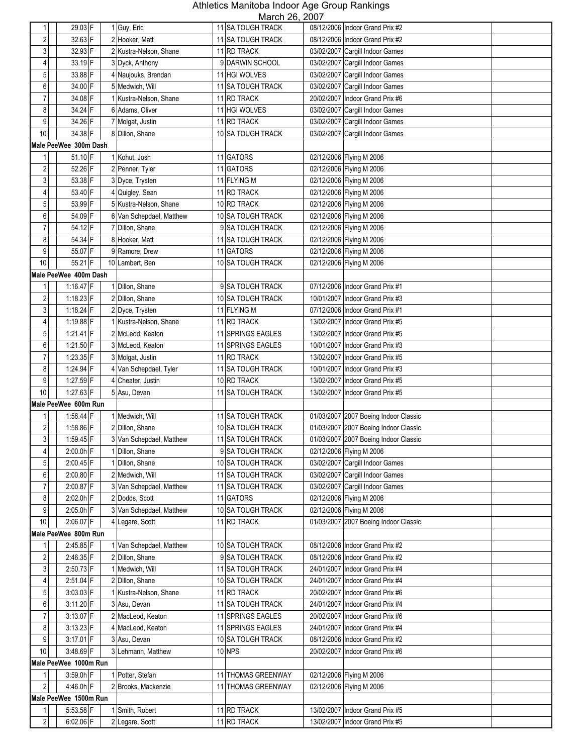# Athletics Manitoba Indoor Age Group Rankings

March 26, 2007

| | | | | | | | | |
|---|---|---|---|---|---|---|---|---|
| 1 | 29.03 | F | 1 | Guy, Eric | 11 | SA TOUGH TRACK | 08/12/2006 | Indoor Grand Prix #2 |
| 2 | 32.63 | F | 2 | Hooker, Matt | 11 | SA TOUGH TRACK | 08/12/2006 | Indoor Grand Prix #2 |
| 3 | 32.93 | F | 2 | Kustra-Nelson, Shane | 11 | RD TRACK | 03/02/2007 | Cargill Indoor Games |
| 4 | 33.19 | F | 3 | Dyck, Anthony | 9 | DARWIN SCHOOL | 03/02/2007 | Cargill Indoor Games |
| 5 | 33.88 | F | 4 | Naujouks, Brendan | 11 | HGI WOLVES | 03/02/2007 | Cargill Indoor Games |
| 6 | 34.00 | F | 5 | Medwich, Will | 11 | SA TOUGH TRACK | 03/02/2007 | Cargill Indoor Games |
| 7 | 34.08 | F | 1 | Kustra-Nelson, Shane | 11 | RD TRACK | 20/02/2007 | Indoor Grand Prix #6 |
| 8 | 34.24 | F | 6 | Adams, Oliver | 11 | HGI WOLVES | 03/02/2007 | Cargill Indoor Games |
| 9 | 34.26 | F | 7 | Molgat, Justin | 11 | RD TRACK | 03/02/2007 | Cargill Indoor Games |
| 10 | 34.38 | F | 8 | Dillon, Shane | 10 | SA TOUGH TRACK | 03/02/2007 | Cargill Indoor Games |
| **Male PeeWee 300m Dash** | | | | | | | | |
| 1 | 51.10 | F | 1 | Kohut, Josh | 11 | GATORS | 02/12/2006 | Flying M 2006 |
| 2 | 52.26 | F | 2 | Penner, Tyler | 11 | GATORS | 02/12/2006 | Flying M 2006 |
| 3 | 53.38 | F | 3 | Dyce, Trysten | 11 | FLYING M | 02/12/2006 | Flying M 2006 |
| 4 | 53.40 | F | 4 | Quigley, Sean | 11 | RD TRACK | 02/12/2006 | Flying M 2006 |
| 5 | 53.99 | F | 5 | Kustra-Nelson, Shane | 10 | RD TRACK | 02/12/2006 | Flying M 2006 |
| 6 | 54.09 | F | 6 | Van Schepdael, Matthew | 10 | SA TOUGH TRACK | 02/12/2006 | Flying M 2006 |
| 7 | 54.12 | F | 7 | Dillon, Shane | 9 | SA TOUGH TRACK | 02/12/2006 | Flying M 2006 |
| 8 | 54.34 | F | 8 | Hooker, Matt | 11 | SA TOUGH TRACK | 02/12/2006 | Flying M 2006 |
| 9 | 55.07 | F | 9 | Ramore, Drew | 11 | GATORS | 02/12/2006 | Flying M 2006 |
| 10 | 55.21 | F | 10 | Lambert, Ben | 10 | SA TOUGH TRACK | 02/12/2006 | Flying M 2006 |
| **Male PeeWee 400m Dash** | | | | | | | | |
| 1 | 1:16.47 | F | 1 | Dillon, Shane | 9 | SA TOUGH TRACK | 07/12/2006 | Indoor Grand Prix #1 |
| 2 | 1:18.23 | F | 2 | Dillon, Shane | 10 | SA TOUGH TRACK | 10/01/2007 | Indoor Grand Prix #3 |
| 3 | 1:18.24 | F | 2 | Dyce, Trysten | 11 | FLYING M | 07/12/2006 | Indoor Grand Prix #1 |
| 4 | 1:19.88 | F | 1 | Kustra-Nelson, Shane | 11 | RD TRACK | 13/02/2007 | Indoor Grand Prix #5 |
| 5 | 1:21.41 | F | 2 | McLeod, Keaton | 11 | SPRINGS EAGLES | 13/02/2007 | Indoor Grand Prix #5 |
| 6 | 1:21.50 | F | 3 | McLeod, Keaton | 11 | SPRINGS EAGLES | 10/01/2007 | Indoor Grand Prix #3 |
| 7 | 1:23.35 | F | 3 | Molgat, Justin | 11 | RD TRACK | 13/02/2007 | Indoor Grand Prix #5 |
| 8 | 1:24.94 | F | 4 | Van Schepdael, Tyler | 11 | SA TOUGH TRACK | 10/01/2007 | Indoor Grand Prix #3 |
| 9 | 1:27.59 | F | 4 | Cheater, Justin | 10 | RD TRACK | 13/02/2007 | Indoor Grand Prix #5 |
| 10 | 1:27.63 | F | 5 | Asu, Devan | 11 | SA TOUGH TRACK | 13/02/2007 | Indoor Grand Prix #5 |
| **Male PeeWee 600m Run** | | | | | | | | |
| 1 | 1:56.44 | F | 1 | Medwich, Will | 11 | SA TOUGH TRACK | 01/03/2007 | 2007 Boeing Indoor Classic |
| 2 | 1:58.86 | F | 2 | Dillon, Shane | 10 | SA TOUGH TRACK | 01/03/2007 | 2007 Boeing Indoor Classic |
| 3 | 1:59.45 | F | 3 | Van Schepdael, Matthew | 11 | SA TOUGH TRACK | 01/03/2007 | 2007 Boeing Indoor Classic |
| 4 | 2:00.0h | F | 1 | Dillon, Shane | 9 | SA TOUGH TRACK | 02/12/2006 | Flying M 2006 |
| 5 | 2:00.45 | F | 1 | Dillon, Shane | 10 | SA TOUGH TRACK | 03/02/2007 | Cargill Indoor Games |
| 6 | 2:00.80 | F | 2 | Medwich, Will | 11 | SA TOUGH TRACK | 03/02/2007 | Cargill Indoor Games |
| 7 | 2:00.87 | F | 3 | Van Schepdael, Matthew | 11 | SA TOUGH TRACK | 03/02/2007 | Cargill Indoor Games |
| 8 | 2:02.0h | F | 2 | Dodds, Scott | 11 | GATORS | 02/12/2006 | Flying M 2006 |
| 9 | 2:05.0h | F | 3 | Van Schepdael, Matthew | 10 | SA TOUGH TRACK | 02/12/2006 | Flying M 2006 |
| 10 | 2:06.07 | F | 4 | Legare, Scott | 11 | RD TRACK | 01/03/2007 | 2007 Boeing Indoor Classic |
| **Male PeeWee 800m Run** | | | | | | | | |
| 1 | 2:45.85 | F | 1 | Van Schepdael, Matthew | 10 | SA TOUGH TRACK | 08/12/2006 | Indoor Grand Prix #2 |
| 2 | 2:46.35 | F | 2 | Dillon, Shane | 9 | SA TOUGH TRACK | 08/12/2006 | Indoor Grand Prix #2 |
| 3 | 2:50.73 | F | 1 | Medwich, Will | 11 | SA TOUGH TRACK | 24/01/2007 | Indoor Grand Prix #4 |
| 4 | 2:51.04 | F | 2 | Dillon, Shane | 10 | SA TOUGH TRACK | 24/01/2007 | Indoor Grand Prix #4 |
| 5 | 3:03.03 | F | 1 | Kustra-Nelson, Shane | 11 | RD TRACK | 20/02/2007 | Indoor Grand Prix #6 |
| 6 | 3:11.20 | F | 3 | Asu, Devan | 11 | SA TOUGH TRACK | 24/01/2007 | Indoor Grand Prix #4 |
| 7 | 3:13.07 | F | 2 | MacLeod, Keaton | 11 | SPRINGS EAGLES | 20/02/2007 | Indoor Grand Prix #6 |
| 8 | 3:13.23 | F | 4 | MacLeod, Keaton | 11 | SPRINGS EAGLES | 24/01/2007 | Indoor Grand Prix #4 |
| 9 | 3:17.01 | F | 3 | Asu, Devan | 10 | SA TOUGH TRACK | 08/12/2006 | Indoor Grand Prix #2 |
| 10 | 3:48.69 | F | 3 | Lehmann, Matthew | 10 | NPS | 20/02/2007 | Indoor Grand Prix #6 |
| **Male PeeWee 1000m Run** | | | | | | | | |
| 1 | 3:59.0h | F | 1 | Potter, Stefan | 11 | THOMAS GREENWAY | 02/12/2006 | Flying M 2006 |
| 2 | 4:46.0h | F | 2 | Brooks, Mackenzie | 11 | THOMAS GREENWAY | 02/12/2006 | Flying M 2006 |
| **Male PeeWee 1500m Run** | | | | | | | | |
| 1 | 5:53.58 | F | 1 | Smith, Robert | 11 | RD TRACK | 13/02/2007 | Indoor Grand Prix #5 |
| 2 | 6:02.06 | F | 2 | Legare, Scott | 11 | RD TRACK | 13/02/2007 | Indoor Grand Prix #5 |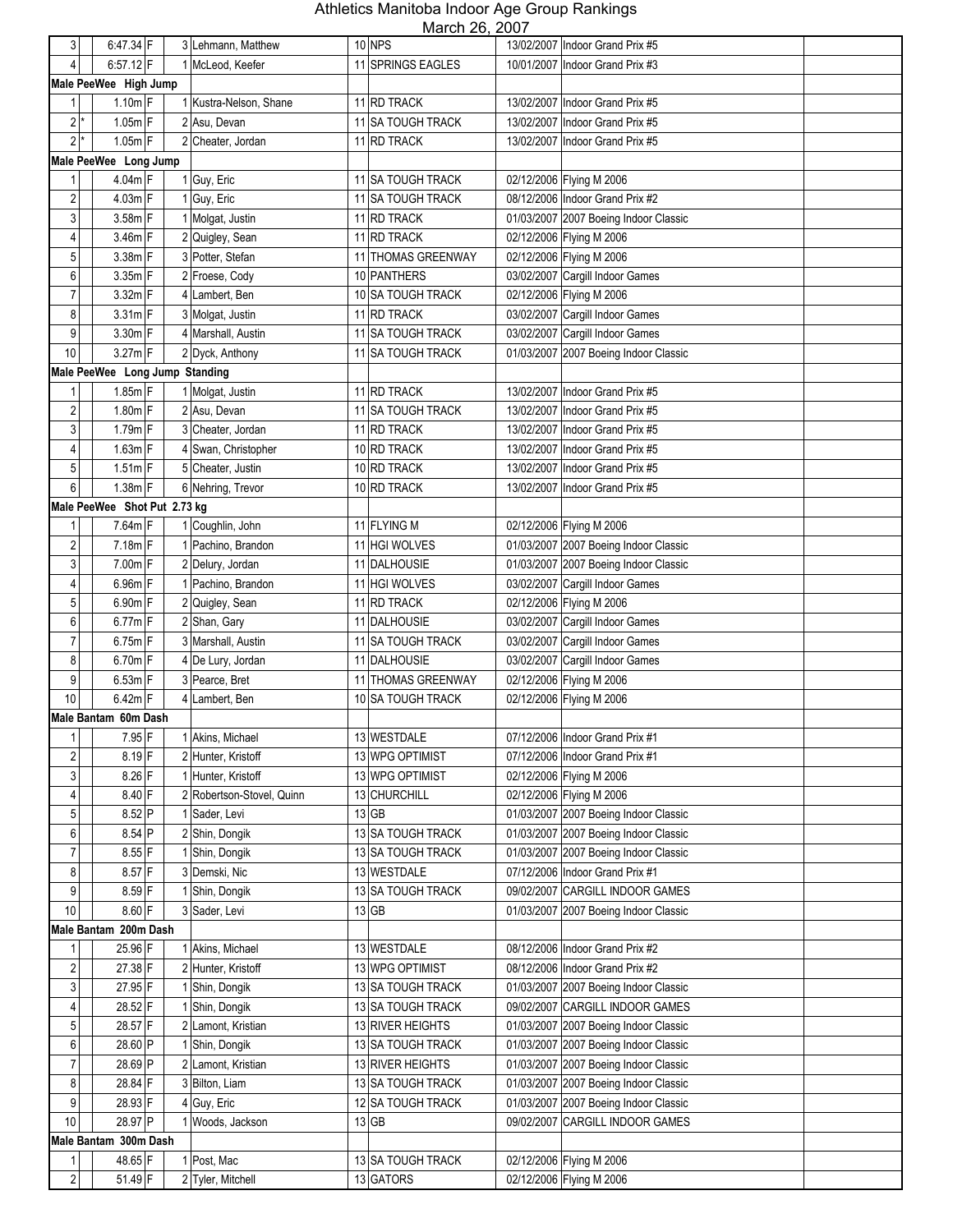# Athletics Manitoba Indoor Age Group Rankings

March 26, 2007

| Rank | | Mark | | Place | Name | Age | Club | Date | Meet | |
|---|---|---|---|---|---|---|---|---|---|---|
| 3 | | 6:47.34 | F | 3 | Lehmann, Matthew | 10 | NPS | 13/02/2007 | Indoor Grand Prix #5 | |
| 4 | | 6:57.12 | F | 1 | McLeod, Keefer | 11 | SPRINGS EAGLES | 10/01/2007 | Indoor Grand Prix #3 | |
| **Male PeeWee High Jump** | | | | | | | | | | |
| 1 | | 1.10m | F | 1 | Kustra-Nelson, Shane | 11 | RD TRACK | 13/02/2007 | Indoor Grand Prix #5 | |
| 2 | * | 1.05m | F | 2 | Asu, Devan | 11 | SA TOUGH TRACK | 13/02/2007 | Indoor Grand Prix #5 | |
| 2 | * | 1.05m | F | 2 | Cheater, Jordan | 11 | RD TRACK | 13/02/2007 | Indoor Grand Prix #5 | |
| **Male PeeWee Long Jump** | | | | | | | | | | |
| 1 | | 4.04m | F | 1 | Guy, Eric | 11 | SA TOUGH TRACK | 02/12/2006 | Flying M 2006 | |
| 2 | | 4.03m | F | 1 | Guy, Eric | 11 | SA TOUGH TRACK | 08/12/2006 | Indoor Grand Prix #2 | |
| 3 | | 3.58m | F | 1 | Molgat, Justin | 11 | RD TRACK | 01/03/2007 | 2007 Boeing Indoor Classic | |
| 4 | | 3.46m | F | 2 | Quigley, Sean | 11 | RD TRACK | 02/12/2006 | Flying M 2006 | |
| 5 | | 3.38m | F | 3 | Potter, Stefan | 11 | THOMAS GREENWAY | 02/12/2006 | Flying M 2006 | |
| 6 | | 3.35m | F | 2 | Froese, Cody | 10 | PANTHERS | 03/02/2007 | Cargill Indoor Games | |
| 7 | | 3.32m | F | 4 | Lambert, Ben | 10 | SA TOUGH TRACK | 02/12/2006 | Flying M 2006 | |
| 8 | | 3.31m | F | 3 | Molgat, Justin | 11 | RD TRACK | 03/02/2007 | Cargill Indoor Games | |
| 9 | | 3.30m | F | 4 | Marshall, Austin | 11 | SA TOUGH TRACK | 03/02/2007 | Cargill Indoor Games | |
| 10 | | 3.27m | F | 2 | Dyck, Anthony | 11 | SA TOUGH TRACK | 01/03/2007 | 2007 Boeing Indoor Classic | |
| **Male PeeWee Long Jump Standing** | | | | | | | | | | |
| 1 | | 1.85m | F | 1 | Molgat, Justin | 11 | RD TRACK | 13/02/2007 | Indoor Grand Prix #5 | |
| 2 | | 1.80m | F | 2 | Asu, Devan | 11 | SA TOUGH TRACK | 13/02/2007 | Indoor Grand Prix #5 | |
| 3 | | 1.79m | F | 3 | Cheater, Jordan | 11 | RD TRACK | 13/02/2007 | Indoor Grand Prix #5 | |
| 4 | | 1.63m | F | 4 | Swan, Christopher | 10 | RD TRACK | 13/02/2007 | Indoor Grand Prix #5 | |
| 5 | | 1.51m | F | 5 | Cheater, Justin | 10 | RD TRACK | 13/02/2007 | Indoor Grand Prix #5 | |
| 6 | | 1.38m | F | 6 | Nehring, Trevor | 10 | RD TRACK | 13/02/2007 | Indoor Grand Prix #5 | |
| **Male PeeWee Shot Put 2.73 kg** | | | | | | | | | | |
| 1 | | 7.64m | F | 1 | Coughlin, John | 11 | FLYING M | 02/12/2006 | Flying M 2006 | |
| 2 | | 7.18m | F | 1 | Pachino, Brandon | 11 | HGI WOLVES | 01/03/2007 | 2007 Boeing Indoor Classic | |
| 3 | | 7.00m | F | 2 | Delury, Jordan | 11 | DALHOUSIE | 01/03/2007 | 2007 Boeing Indoor Classic | |
| 4 | | 6.96m | F | 1 | Pachino, Brandon | 11 | HGI WOLVES | 03/02/2007 | Cargill Indoor Games | |
| 5 | | 6.90m | F | 2 | Quigley, Sean | 11 | RD TRACK | 02/12/2006 | Flying M 2006 | |
| 6 | | 6.77m | F | 2 | Shan, Gary | 11 | DALHOUSIE | 03/02/2007 | Cargill Indoor Games | |
| 7 | | 6.75m | F | 3 | Marshall, Austin | 11 | SA TOUGH TRACK | 03/02/2007 | Cargill Indoor Games | |
| 8 | | 6.70m | F | 4 | De Lury, Jordan | 11 | DALHOUSIE | 03/02/2007 | Cargill Indoor Games | |
| 9 | | 6.53m | F | 3 | Pearce, Bret | 11 | THOMAS GREENWAY | 02/12/2006 | Flying M 2006 | |
| 10 | | 6.42m | F | 4 | Lambert, Ben | 10 | SA TOUGH TRACK | 02/12/2006 | Flying M 2006 | |
| **Male Bantam 60m Dash** | | | | | | | | | | |
| 1 | | 7.95 | F | 1 | Akins, Michael | 13 | WESTDALE | 07/12/2006 | Indoor Grand Prix #1 | |
| 2 | | 8.19 | F | 2 | Hunter, Kristoff | 13 | WPG OPTIMIST | 07/12/2006 | Indoor Grand Prix #1 | |
| 3 | | 8.26 | F | 1 | Hunter, Kristoff | 13 | WPG OPTIMIST | 02/12/2006 | Flying M 2006 | |
| 4 | | 8.40 | F | 2 | Robertson-Stovel, Quinn | 13 | CHURCHILL | 02/12/2006 | Flying M 2006 | |
| 5 | | 8.52 | P | 1 | Sader, Levi | 13 | GB | 01/03/2007 | 2007 Boeing Indoor Classic | |
| 6 | | 8.54 | P | 2 | Shin, Dongik | 13 | SA TOUGH TRACK | 01/03/2007 | 2007 Boeing Indoor Classic | |
| 7 | | 8.55 | F | 1 | Shin, Dongik | 13 | SA TOUGH TRACK | 01/03/2007 | 2007 Boeing Indoor Classic | |
| 8 | | 8.57 | F | 3 | Demski, Nic | 13 | WESTDALE | 07/12/2006 | Indoor Grand Prix #1 | |
| 9 | | 8.59 | F | 1 | Shin, Dongik | 13 | SA TOUGH TRACK | 09/02/2007 | CARGILL INDOOR GAMES | |
| 10 | | 8.60 | F | 3 | Sader, Levi | 13 | GB | 01/03/2007 | 2007 Boeing Indoor Classic | |
| **Male Bantam 200m Dash** | | | | | | | | | | |
| 1 | | 25.96 | F | 1 | Akins, Michael | 13 | WESTDALE | 08/12/2006 | Indoor Grand Prix #2 | |
| 2 | | 27.38 | F | 2 | Hunter, Kristoff | 13 | WPG OPTIMIST | 08/12/2006 | Indoor Grand Prix #2 | |
| 3 | | 27.95 | F | 1 | Shin, Dongik | 13 | SA TOUGH TRACK | 01/03/2007 | 2007 Boeing Indoor Classic | |
| 4 | | 28.52 | F | 1 | Shin, Dongik | 13 | SA TOUGH TRACK | 09/02/2007 | CARGILL INDOOR GAMES | |
| 5 | | 28.57 | F | 2 | Lamont, Kristian | 13 | RIVER HEIGHTS | 01/03/2007 | 2007 Boeing Indoor Classic | |
| 6 | | 28.60 | P | 1 | Shin, Dongik | 13 | SA TOUGH TRACK | 01/03/2007 | 2007 Boeing Indoor Classic | |
| 7 | | 28.69 | P | 2 | Lamont, Kristian | 13 | RIVER HEIGHTS | 01/03/2007 | 2007 Boeing Indoor Classic | |
| 8 | | 28.84 | F | 3 | Bilton, Liam | 13 | SA TOUGH TRACK | 01/03/2007 | 2007 Boeing Indoor Classic | |
| 9 | | 28.93 | F | 4 | Guy, Eric | 12 | SA TOUGH TRACK | 01/03/2007 | 2007 Boeing Indoor Classic | |
| 10 | | 28.97 | P | 1 | Woods, Jackson | 13 | GB | 09/02/2007 | CARGILL INDOOR GAMES | |
| **Male Bantam 300m Dash** | | | | | | | | | | |
| 1 | | 48.65 | F | 1 | Post, Mac | 13 | SA TOUGH TRACK | 02/12/2006 | Flying M 2006 | |
| 2 | | 51.49 | F | 2 | Tyler, Mitchell | 13 | GATORS | 02/12/2006 | Flying M 2006 | |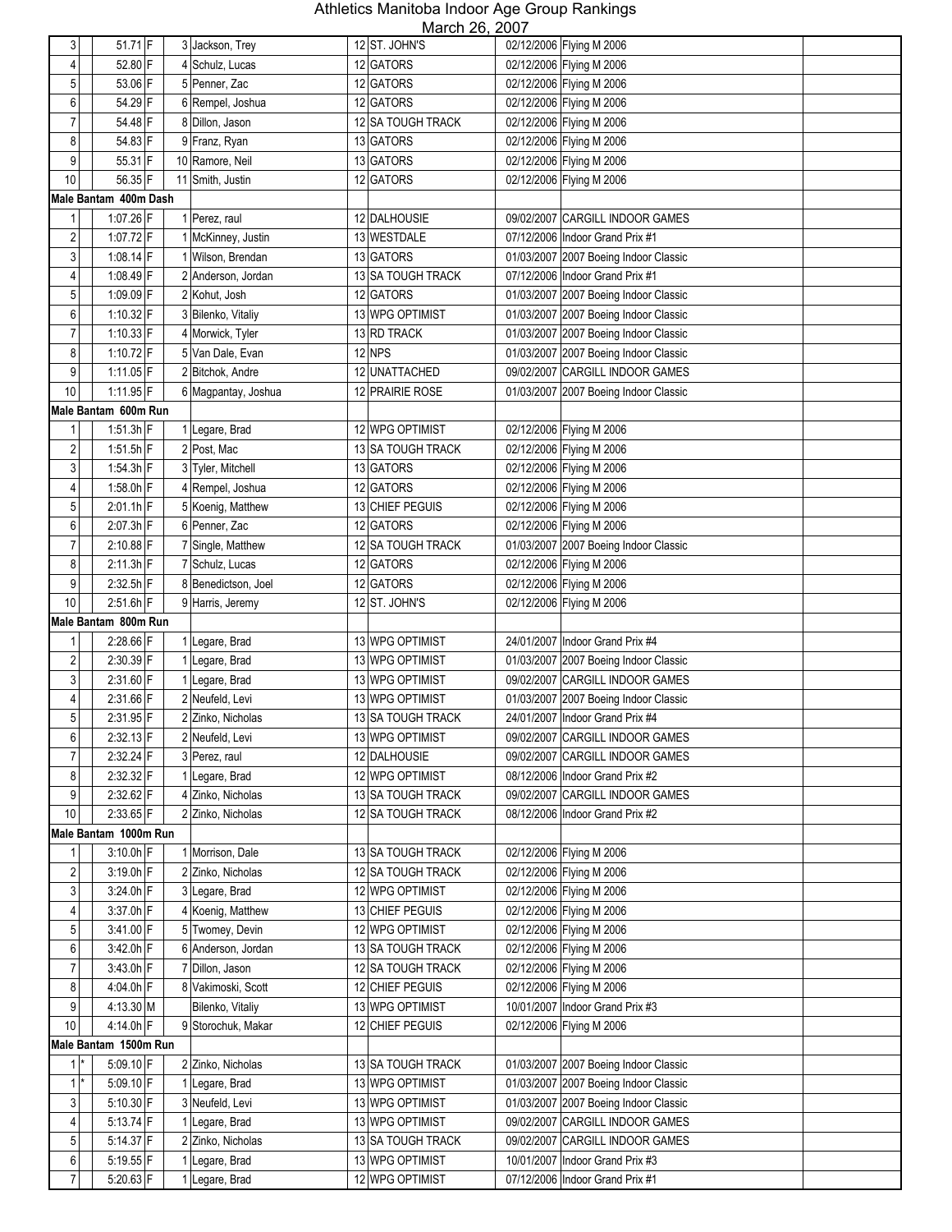# Athletics Manitoba Indoor Age Group Rankings

March 26, 2007

| | | | | | | | | | | |
|---|---|---|---|---|---|---|---|---|---|---|
| 3 | | 51.71 | F | 3 | Jackson, Trey | 12 | ST. JOHN'S | 02/12/2006 | Flying M 2006 | |
| 4 | | 52.80 | F | 4 | Schulz, Lucas | 12 | GATORS | 02/12/2006 | Flying M 2006 | |
| 5 | | 53.06 | F | 5 | Penner, Zac | 12 | GATORS | 02/12/2006 | Flying M 2006 | |
| 6 | | 54.29 | F | 6 | Rempel, Joshua | 12 | GATORS | 02/12/2006 | Flying M 2006 | |
| 7 | | 54.48 | F | 8 | Dillon, Jason | 12 | SA TOUGH TRACK | 02/12/2006 | Flying M 2006 | |
| 8 | | 54.83 | F | 9 | Franz, Ryan | 13 | GATORS | 02/12/2006 | Flying M 2006 | |
| 9 | | 55.31 | F | 10 | Ramore, Neil | 13 | GATORS | 02/12/2006 | Flying M 2006 | |
| 10 | | 56.35 | F | 11 | Smith, Justin | 12 | GATORS | 02/12/2006 | Flying M 2006 | |
| **Male Bantam 400m Dash** | | | | | | | | | | |
| 1 | | 1:07.26 | F | 1 | Perez, raul | 12 | DALHOUSIE | 09/02/2007 | CARGILL INDOOR GAMES | |
| 2 | | 1:07.72 | F | 1 | McKinney, Justin | 13 | WESTDALE | 07/12/2006 | Indoor Grand Prix #1 | |
| 3 | | 1:08.14 | F | 1 | Wilson, Brendan | 13 | GATORS | 01/03/2007 | 2007 Boeing Indoor Classic | |
| 4 | | 1:08.49 | F | 2 | Anderson, Jordan | 13 | SA TOUGH TRACK | 07/12/2006 | Indoor Grand Prix #1 | |
| 5 | | 1:09.09 | F | 2 | Kohut, Josh | 12 | GATORS | 01/03/2007 | 2007 Boeing Indoor Classic | |
| 6 | | 1:10.32 | F | 3 | Bilenko, Vitaliy | 13 | WPG OPTIMIST | 01/03/2007 | 2007 Boeing Indoor Classic | |
| 7 | | 1:10.33 | F | 4 | Morwick, Tyler | 13 | RD TRACK | 01/03/2007 | 2007 Boeing Indoor Classic | |
| 8 | | 1:10.72 | F | 5 | Van Dale, Evan | 12 | NPS | 01/03/2007 | 2007 Boeing Indoor Classic | |
| 9 | | 1:11.05 | F | 2 | Bitchok, Andre | 12 | UNATTACHED | 09/02/2007 | CARGILL INDOOR GAMES | |
| 10 | | 1:11.95 | F | 6 | Magpantay, Joshua | 12 | PRAIRIE ROSE | 01/03/2007 | 2007 Boeing Indoor Classic | |
| **Male Bantam 600m Run** | | | | | | | | | | |
| 1 | | 1:51.3h | F | 1 | Legare, Brad | 12 | WPG OPTIMIST | 02/12/2006 | Flying M 2006 | |
| 2 | | 1:51.5h | F | 2 | Post, Mac | 13 | SA TOUGH TRACK | 02/12/2006 | Flying M 2006 | |
| 3 | | 1:54.3h | F | 3 | Tyler, Mitchell | 13 | GATORS | 02/12/2006 | Flying M 2006 | |
| 4 | | 1:58.0h | F | 4 | Rempel, Joshua | 12 | GATORS | 02/12/2006 | Flying M 2006 | |
| 5 | | 2:01.1h | F | 5 | Koenig, Matthew | 13 | CHIEF PEGUIS | 02/12/2006 | Flying M 2006 | |
| 6 | | 2:07.3h | F | 6 | Penner, Zac | 12 | GATORS | 02/12/2006 | Flying M 2006 | |
| 7 | | 2:10.88 | F | 7 | Single, Matthew | 12 | SA TOUGH TRACK | 01/03/2007 | 2007 Boeing Indoor Classic | |
| 8 | | 2:11.3h | F | 7 | Schulz, Lucas | 12 | GATORS | 02/12/2006 | Flying M 2006 | |
| 9 | | 2:32.5h | F | 8 | Benedictson, Joel | 12 | GATORS | 02/12/2006 | Flying M 2006 | |
| 10 | | 2:51.6h | F | 9 | Harris, Jeremy | 12 | ST. JOHN'S | 02/12/2006 | Flying M 2006 | |
| **Male Bantam 800m Run** | | | | | | | | | | |
| 1 | | 2:28.66 | F | 1 | Legare, Brad | 13 | WPG OPTIMIST | 24/01/2007 | Indoor Grand Prix #4 | |
| 2 | | 2:30.39 | F | 1 | Legare, Brad | 13 | WPG OPTIMIST | 01/03/2007 | 2007 Boeing Indoor Classic | |
| 3 | | 2:31.60 | F | 1 | Legare, Brad | 13 | WPG OPTIMIST | 09/02/2007 | CARGILL INDOOR GAMES | |
| 4 | | 2:31.66 | F | 2 | Neufeld, Levi | 13 | WPG OPTIMIST | 01/03/2007 | 2007 Boeing Indoor Classic | |
| 5 | | 2:31.95 | F | 2 | Zinko, Nicholas | 13 | SA TOUGH TRACK | 24/01/2007 | Indoor Grand Prix #4 | |
| 6 | | 2:32.13 | F | 2 | Neufeld, Levi | 13 | WPG OPTIMIST | 09/02/2007 | CARGILL INDOOR GAMES | |
| 7 | | 2:32.24 | F | 3 | Perez, raul | 12 | DALHOUSIE | 09/02/2007 | CARGILL INDOOR GAMES | |
| 8 | | 2:32.32 | F | 1 | Legare, Brad | 12 | WPG OPTIMIST | 08/12/2006 | Indoor Grand Prix #2 | |
| 9 | | 2:32.62 | F | 4 | Zinko, Nicholas | 13 | SA TOUGH TRACK | 09/02/2007 | CARGILL INDOOR GAMES | |
| 10 | | 2:33.65 | F | 2 | Zinko, Nicholas | 12 | SA TOUGH TRACK | 08/12/2006 | Indoor Grand Prix #2 | |
| **Male Bantam 1000m Run** | | | | | | | | | | |
| 1 | | 3:10.0h | F | 1 | Morrison, Dale | 13 | SA TOUGH TRACK | 02/12/2006 | Flying M 2006 | |
| 2 | | 3:19.0h | F | 2 | Zinko, Nicholas | 12 | SA TOUGH TRACK | 02/12/2006 | Flying M 2006 | |
| 3 | | 3:24.0h | F | 3 | Legare, Brad | 12 | WPG OPTIMIST | 02/12/2006 | Flying M 2006 | |
| 4 | | 3:37.0h | F | 4 | Koenig, Matthew | 13 | CHIEF PEGUIS | 02/12/2006 | Flying M 2006 | |
| 5 | | 3:41.00 | F | 5 | Twomey, Devin | 12 | WPG OPTIMIST | 02/12/2006 | Flying M 2006 | |
| 6 | | 3:42.0h | F | 6 | Anderson, Jordan | 13 | SA TOUGH TRACK | 02/12/2006 | Flying M 2006 | |
| 7 | | 3:43.0h | F | 7 | Dillon, Jason | 12 | SA TOUGH TRACK | 02/12/2006 | Flying M 2006 | |
| 8 | | 4:04.0h | F | 8 | Vakimoski, Scott | 12 | CHIEF PEGUIS | 02/12/2006 | Flying M 2006 | |
| 9 | | 4:13.30 | M | | Bilenko, Vitaliy | 13 | WPG OPTIMIST | 10/01/2007 | Indoor Grand Prix #3 | |
| 10 | | 4:14.0h | F | 9 | Storochuk, Makar | 12 | CHIEF PEGUIS | 02/12/2006 | Flying M 2006 | |
| **Male Bantam 1500m Run** | | | | | | | | | | |
| 1 | * | 5:09.10 | F | 2 | Zinko, Nicholas | 13 | SA TOUGH TRACK | 01/03/2007 | 2007 Boeing Indoor Classic | |
| 1 | * | 5:09.10 | F | 1 | Legare, Brad | 13 | WPG OPTIMIST | 01/03/2007 | 2007 Boeing Indoor Classic | |
| 3 | | 5:10.30 | F | 3 | Neufeld, Levi | 13 | WPG OPTIMIST | 01/03/2007 | 2007 Boeing Indoor Classic | |
| 4 | | 5:13.74 | F | 1 | Legare, Brad | 13 | WPG OPTIMIST | 09/02/2007 | CARGILL INDOOR GAMES | |
| 5 | | 5:14.37 | F | 2 | Zinko, Nicholas | 13 | SA TOUGH TRACK | 09/02/2007 | CARGILL INDOOR GAMES | |
| 6 | | 5:19.55 | F | 1 | Legare, Brad | 13 | WPG OPTIMIST | 10/01/2007 | Indoor Grand Prix #3 | |
| 7 | | 5:20.63 | F | 1 | Legare, Brad | 12 | WPG OPTIMIST | 07/12/2006 | Indoor Grand Prix #1 | |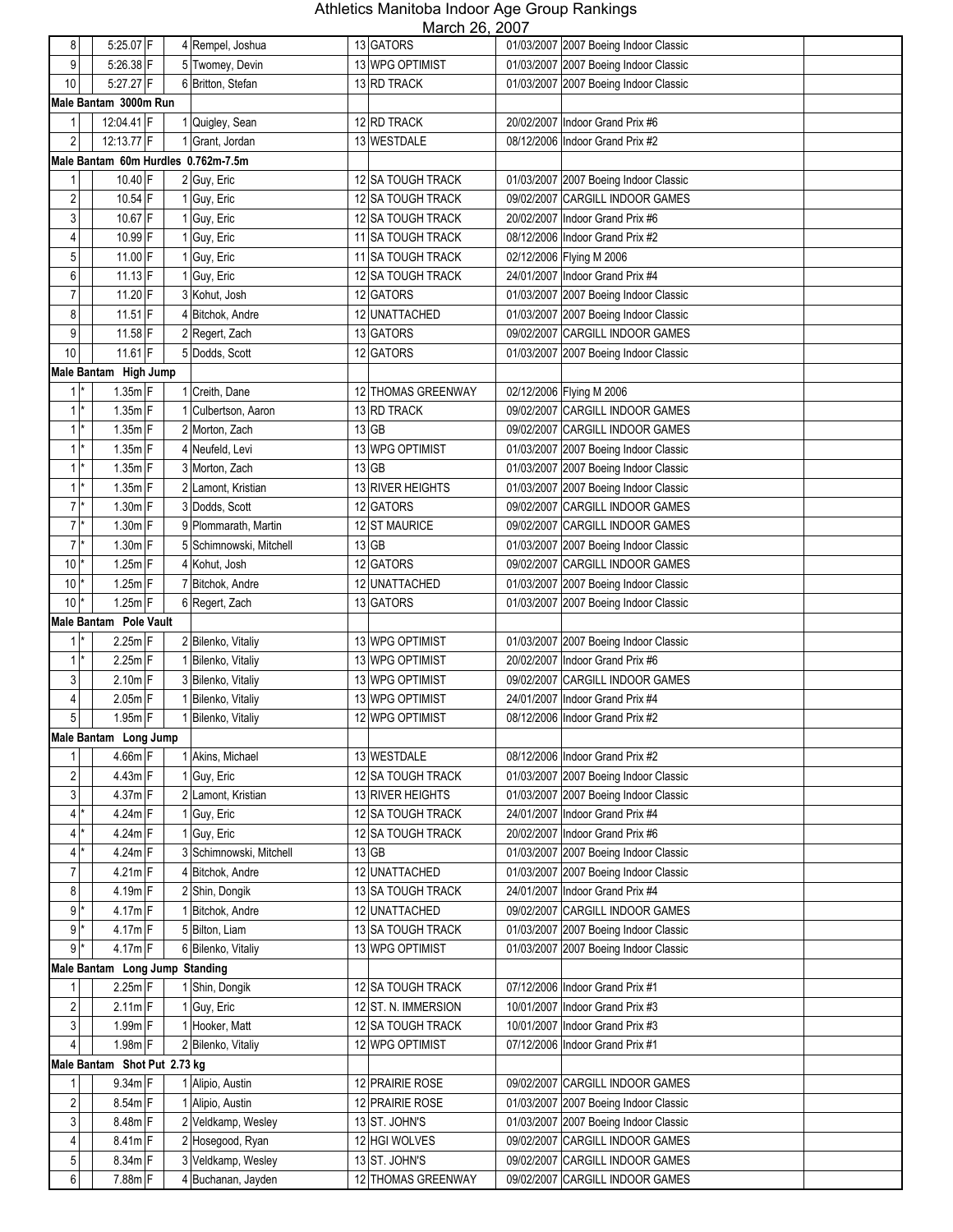# Athletics Manitoba Indoor Age Group Rankings

March 26, 2007

| Rank | | Mark | | Place | Name | Age | Club | Date | Meet | |
|---|---|---|---|---|---|---|---|---|---|---|
| 8 | | 5:25.07 | F | 4 | Rempel, Joshua | 13 | GATORS | 01/03/2007 | 2007 Boeing Indoor Classic | |
| 9 | | 5:26.38 | F | 5 | Twomey, Devin | 13 | WPG OPTIMIST | 01/03/2007 | 2007 Boeing Indoor Classic | |
| 10 | | 5:27.27 | F | 6 | Britton, Stefan | 13 | RD TRACK | 01/03/2007 | 2007 Boeing Indoor Classic | |
| **Male Bantam 3000m Run** | | | | | | | | | | |
| 1 | | 12:04.41 | F | 1 | Quigley, Sean | 12 | RD TRACK | 20/02/2007 | Indoor Grand Prix #6 | |
| 2 | | 12:13.77 | F | 1 | Grant, Jordan | 13 | WESTDALE | 08/12/2006 | Indoor Grand Prix #2 | |
| **Male Bantam 60m Hurdles 0.762m-7.5m** | | | | | | | | | | |
| 1 | | 10.40 | F | 2 | Guy, Eric | 12 | SA TOUGH TRACK | 01/03/2007 | 2007 Boeing Indoor Classic | |
| 2 | | 10.54 | F | 1 | Guy, Eric | 12 | SA TOUGH TRACK | 09/02/2007 | CARGILL INDOOR GAMES | |
| 3 | | 10.67 | F | 1 | Guy, Eric | 12 | SA TOUGH TRACK | 20/02/2007 | Indoor Grand Prix #6 | |
| 4 | | 10.99 | F | 1 | Guy, Eric | 11 | SA TOUGH TRACK | 08/12/2006 | Indoor Grand Prix #2 | |
| 5 | | 11.00 | F | 1 | Guy, Eric | 11 | SA TOUGH TRACK | 02/12/2006 | Flying M 2006 | |
| 6 | | 11.13 | F | 1 | Guy, Eric | 12 | SA TOUGH TRACK | 24/01/2007 | Indoor Grand Prix #4 | |
| 7 | | 11.20 | F | 3 | Kohut, Josh | 12 | GATORS | 01/03/2007 | 2007 Boeing Indoor Classic | |
| 8 | | 11.51 | F | 4 | Bitchok, Andre | 12 | UNATTACHED | 01/03/2007 | 2007 Boeing Indoor Classic | |
| 9 | | 11.58 | F | 2 | Regert, Zach | 13 | GATORS | 09/02/2007 | CARGILL INDOOR GAMES | |
| 10 | | 11.61 | F | 5 | Dodds, Scott | 12 | GATORS | 01/03/2007 | 2007 Boeing Indoor Classic | |
| **Male Bantam High Jump** | | | | | | | | | | |
| 1 | * | 1.35m | F | 1 | Creith, Dane | 12 | THOMAS GREENWAY | 02/12/2006 | Flying M 2006 | |
| 1 | * | 1.35m | F | 1 | Culbertson, Aaron | 13 | RD TRACK | 09/02/2007 | CARGILL INDOOR GAMES | |
| 1 | * | 1.35m | F | 2 | Morton, Zach | 13 | GB | 09/02/2007 | CARGILL INDOOR GAMES | |
| 1 | * | 1.35m | F | 4 | Neufeld, Levi | 13 | WPG OPTIMIST | 01/03/2007 | 2007 Boeing Indoor Classic | |
| 1 | * | 1.35m | F | 3 | Morton, Zach | 13 | GB | 01/03/2007 | 2007 Boeing Indoor Classic | |
| 1 | * | 1.35m | F | 2 | Lamont, Kristian | 13 | RIVER HEIGHTS | 01/03/2007 | 2007 Boeing Indoor Classic | |
| 7 | * | 1.30m | F | 3 | Dodds, Scott | 12 | GATORS | 09/02/2007 | CARGILL INDOOR GAMES | |
| 7 | * | 1.30m | F | 9 | Plommarath, Martin | 12 | ST MAURICE | 09/02/2007 | CARGILL INDOOR GAMES | |
| 7 | * | 1.30m | F | 5 | Schimnowski, Mitchell | 13 | GB | 01/03/2007 | 2007 Boeing Indoor Classic | |
| 10 | * | 1.25m | F | 4 | Kohut, Josh | 12 | GATORS | 09/02/2007 | CARGILL INDOOR GAMES | |
| 10 | * | 1.25m | F | 7 | Bitchok, Andre | 12 | UNATTACHED | 01/03/2007 | 2007 Boeing Indoor Classic | |
| 10 | * | 1.25m | F | 6 | Regert, Zach | 13 | GATORS | 01/03/2007 | 2007 Boeing Indoor Classic | |
| **Male Bantam Pole Vault** | | | | | | | | | | |
| 1 | * | 2.25m | F | 2 | Bilenko, Vitaliy | 13 | WPG OPTIMIST | 01/03/2007 | 2007 Boeing Indoor Classic | |
| 1 | * | 2.25m | F | 1 | Bilenko, Vitaliy | 13 | WPG OPTIMIST | 20/02/2007 | Indoor Grand Prix #6 | |
| 3 | | 2.10m | F | 3 | Bilenko, Vitaliy | 13 | WPG OPTIMIST | 09/02/2007 | CARGILL INDOOR GAMES | |
| 4 | | 2.05m | F | 1 | Bilenko, Vitaliy | 13 | WPG OPTIMIST | 24/01/2007 | Indoor Grand Prix #4 | |
| 5 | | 1.95m | F | 1 | Bilenko, Vitaliy | 12 | WPG OPTIMIST | 08/12/2006 | Indoor Grand Prix #2 | |
| **Male Bantam Long Jump** | | | | | | | | | | |
| 1 | | 4.66m | F | 1 | Akins, Michael | 13 | WESTDALE | 08/12/2006 | Indoor Grand Prix #2 | |
| 2 | | 4.43m | F | 1 | Guy, Eric | 12 | SA TOUGH TRACK | 01/03/2007 | 2007 Boeing Indoor Classic | |
| 3 | | 4.37m | F | 2 | Lamont, Kristian | 13 | RIVER HEIGHTS | 01/03/2007 | 2007 Boeing Indoor Classic | |
| 4 | * | 4.24m | F | 1 | Guy, Eric | 12 | SA TOUGH TRACK | 24/01/2007 | Indoor Grand Prix #4 | |
| 4 | * | 4.24m | F | 1 | Guy, Eric | 12 | SA TOUGH TRACK | 20/02/2007 | Indoor Grand Prix #6 | |
| 4 | * | 4.24m | F | 3 | Schimnowski, Mitchell | 13 | GB | 01/03/2007 | 2007 Boeing Indoor Classic | |
| 7 | | 4.21m | F | 4 | Bitchok, Andre | 12 | UNATTACHED | 01/03/2007 | 2007 Boeing Indoor Classic | |
| 8 | | 4.19m | F | 2 | Shin, Dongik | 13 | SA TOUGH TRACK | 24/01/2007 | Indoor Grand Prix #4 | |
| 9 | * | 4.17m | F | 1 | Bitchok, Andre | 12 | UNATTACHED | 09/02/2007 | CARGILL INDOOR GAMES | |
| 9 | * | 4.17m | F | 5 | Bilton, Liam | 13 | SA TOUGH TRACK | 01/03/2007 | 2007 Boeing Indoor Classic | |
| 9 | * | 4.17m | F | 6 | Bilenko, Vitaliy | 13 | WPG OPTIMIST | 01/03/2007 | 2007 Boeing Indoor Classic | |
| **Male Bantam Long Jump Standing** | | | | | | | | | | |
| 1 | | 2.25m | F | 1 | Shin, Dongik | 12 | SA TOUGH TRACK | 07/12/2006 | Indoor Grand Prix #1 | |
| 2 | | 2.11m | F | 1 | Guy, Eric | 12 | ST. N. IMMERSION | 10/01/2007 | Indoor Grand Prix #3 | |
| 3 | | 1.99m | F | 1 | Hooker, Matt | 12 | SA TOUGH TRACK | 10/01/2007 | Indoor Grand Prix #3 | |
| 4 | | 1.98m | F | 2 | Bilenko, Vitaliy | 12 | WPG OPTIMIST | 07/12/2006 | Indoor Grand Prix #1 | |
| **Male Bantam Shot Put 2.73 kg** | | | | | | | | | | |
| 1 | | 9.34m | F | 1 | Alipio, Austin | 12 | PRAIRIE ROSE | 09/02/2007 | CARGILL INDOOR GAMES | |
| 2 | | 8.54m | F | 1 | Alipio, Austin | 12 | PRAIRIE ROSE | 01/03/2007 | 2007 Boeing Indoor Classic | |
| 3 | | 8.48m | F | 2 | Veldkamp, Wesley | 13 | ST. JOHN'S | 01/03/2007 | 2007 Boeing Indoor Classic | |
| 4 | | 8.41m | F | 2 | Hosegood, Ryan | 12 | HGI WOLVES | 09/02/2007 | CARGILL INDOOR GAMES | |
| 5 | | 8.34m | F | 3 | Veldkamp, Wesley | 13 | ST. JOHN'S | 09/02/2007 | CARGILL INDOOR GAMES | |
| 6 | | 7.88m | F | 4 | Buchanan, Jayden | 12 | THOMAS GREENWAY | 09/02/2007 | CARGILL INDOOR GAMES | |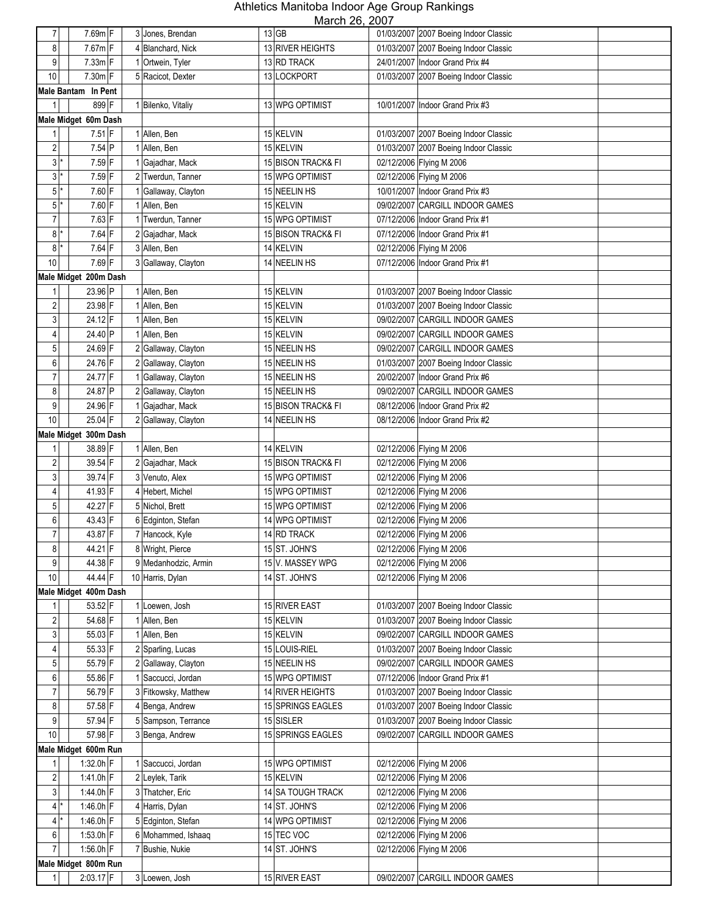# Athletics Manitoba Indoor Age Group Rankings

March 26, 2007

| | | | | | | | | | |
|---|---|---|---|---|---|---|---|---|---|
| 7 | | 7.69m | F | 3 | Jones, Brendan | 13 | GB | 01/03/2007 | 2007 Boeing Indoor Classic |
| 8 | | 7.67m | F | 4 | Blanchard, Nick | 13 | RIVER HEIGHTS | 01/03/2007 | 2007 Boeing Indoor Classic |
| 9 | | 7.33m | F | 1 | Ortwein, Tyler | 13 | RD TRACK | 24/01/2007 | Indoor Grand Prix #4 |
| 10 | | 7.30m | F | 5 | Racicot, Dexter | 13 | LOCKPORT | 01/03/2007 | 2007 Boeing Indoor Classic |
| **Male Bantam In Pent** | | | | | | | | | |
| 1 | | 899 | F | 1 | Bilenko, Vitaliy | 13 | WPG OPTIMIST | 10/01/2007 | Indoor Grand Prix #3 |
| **Male Midget 60m Dash** | | | | | | | | | |
| 1 | | 7.51 | F | 1 | Allen, Ben | 15 | KELVIN | 01/03/2007 | 2007 Boeing Indoor Classic |
| 2 | | 7.54 | P | 1 | Allen, Ben | 15 | KELVIN | 01/03/2007 | 2007 Boeing Indoor Classic |
| 3 | * | 7.59 | F | 1 | Gajadhar, Mack | 15 | BISON TRACK& FI | 02/12/2006 | Flying M 2006 |
| 3 | * | 7.59 | F | 2 | Twerdun, Tanner | 15 | WPG OPTIMIST | 02/12/2006 | Flying M 2006 |
| 5 | * | 7.60 | F | 1 | Gallaway, Clayton | 15 | NEELIN HS | 10/01/2007 | Indoor Grand Prix #3 |
| 5 | * | 7.60 | F | 1 | Allen, Ben | 15 | KELVIN | 09/02/2007 | CARGILL INDOOR GAMES |
| 7 | | 7.63 | F | 1 | Twerdun, Tanner | 15 | WPG OPTIMIST | 07/12/2006 | Indoor Grand Prix #1 |
| 8 | * | 7.64 | F | 2 | Gajadhar, Mack | 15 | BISON TRACK& FI | 07/12/2006 | Indoor Grand Prix #1 |
| 8 | * | 7.64 | F | 3 | Allen, Ben | 14 | KELVIN | 02/12/2006 | Flying M 2006 |
| 10 | | 7.69 | F | 3 | Gallaway, Clayton | 14 | NEELIN HS | 07/12/2006 | Indoor Grand Prix #1 |
| **Male Midget 200m Dash** | | | | | | | | | |
| 1 | | 23.96 | P | 1 | Allen, Ben | 15 | KELVIN | 01/03/2007 | 2007 Boeing Indoor Classic |
| 2 | | 23.98 | F | 1 | Allen, Ben | 15 | KELVIN | 01/03/2007 | 2007 Boeing Indoor Classic |
| 3 | | 24.12 | F | 1 | Allen, Ben | 15 | KELVIN | 09/02/2007 | CARGILL INDOOR GAMES |
| 4 | | 24.40 | P | 1 | Allen, Ben | 15 | KELVIN | 09/02/2007 | CARGILL INDOOR GAMES |
| 5 | | 24.69 | F | 2 | Gallaway, Clayton | 15 | NEELIN HS | 09/02/2007 | CARGILL INDOOR GAMES |
| 6 | | 24.76 | F | 2 | Gallaway, Clayton | 15 | NEELIN HS | 01/03/2007 | 2007 Boeing Indoor Classic |
| 7 | | 24.77 | F | 1 | Gallaway, Clayton | 15 | NEELIN HS | 20/02/2007 | Indoor Grand Prix #6 |
| 8 | | 24.87 | P | 2 | Gallaway, Clayton | 15 | NEELIN HS | 09/02/2007 | CARGILL INDOOR GAMES |
| 9 | | 24.96 | F | 1 | Gajadhar, Mack | 15 | BISON TRACK& FI | 08/12/2006 | Indoor Grand Prix #2 |
| 10 | | 25.04 | F | 2 | Gallaway, Clayton | 14 | NEELIN HS | 08/12/2006 | Indoor Grand Prix #2 |
| **Male Midget 300m Dash** | | | | | | | | | |
| 1 | | 38.89 | F | 1 | Allen, Ben | 14 | KELVIN | 02/12/2006 | Flying M 2006 |
| 2 | | 39.54 | F | 2 | Gajadhar, Mack | 15 | BISON TRACK& FI | 02/12/2006 | Flying M 2006 |
| 3 | | 39.74 | F | 3 | Venuto, Alex | 15 | WPG OPTIMIST | 02/12/2006 | Flying M 2006 |
| 4 | | 41.93 | F | 4 | Hebert, Michel | 15 | WPG OPTIMIST | 02/12/2006 | Flying M 2006 |
| 5 | | 42.27 | F | 5 | Nichol, Brett | 15 | WPG OPTIMIST | 02/12/2006 | Flying M 2006 |
| 6 | | 43.43 | F | 6 | Edginton, Stefan | 14 | WPG OPTIMIST | 02/12/2006 | Flying M 2006 |
| 7 | | 43.87 | F | 7 | Hancock, Kyle | 14 | RD TRACK | 02/12/2006 | Flying M 2006 |
| 8 | | 44.21 | F | 8 | Wright, Pierce | 15 | ST. JOHN'S | 02/12/2006 | Flying M 2006 |
| 9 | | 44.38 | F | 9 | Medanhodzic, Armin | 15 | V. MASSEY WPG | 02/12/2006 | Flying M 2006 |
| 10 | | 44.44 | F | 10 | Harris, Dylan | 14 | ST. JOHN'S | 02/12/2006 | Flying M 2006 |
| **Male Midget 400m Dash** | | | | | | | | | |
| 1 | | 53.52 | F | 1 | Loewen, Josh | 15 | RIVER EAST | 01/03/2007 | 2007 Boeing Indoor Classic |
| 2 | | 54.68 | F | 1 | Allen, Ben | 15 | KELVIN | 01/03/2007 | 2007 Boeing Indoor Classic |
| 3 | | 55.03 | F | 1 | Allen, Ben | 15 | KELVIN | 09/02/2007 | CARGILL INDOOR GAMES |
| 4 | | 55.33 | F | 2 | Sparling, Lucas | 15 | LOUIS-RIEL | 01/03/2007 | 2007 Boeing Indoor Classic |
| 5 | | 55.79 | F | 2 | Gallaway, Clayton | 15 | NEELIN HS | 09/02/2007 | CARGILL INDOOR GAMES |
| 6 | | 55.86 | F | 1 | Saccucci, Jordan | 15 | WPG OPTIMIST | 07/12/2006 | Indoor Grand Prix #1 |
| 7 | | 56.79 | F | 3 | Fitkowsky, Matthew | 14 | RIVER HEIGHTS | 01/03/2007 | 2007 Boeing Indoor Classic |
| 8 | | 57.58 | F | 4 | Benga, Andrew | 15 | SPRINGS EAGLES | 01/03/2007 | 2007 Boeing Indoor Classic |
| 9 | | 57.94 | F | 5 | Sampson, Terrance | 15 | SISLER | 01/03/2007 | 2007 Boeing Indoor Classic |
| 10 | | 57.98 | F | 3 | Benga, Andrew | 15 | SPRINGS EAGLES | 09/02/2007 | CARGILL INDOOR GAMES |
| **Male Midget 600m Run** | | | | | | | | | |
| 1 | | 1:32.0h | F | 1 | Saccucci, Jordan | 15 | WPG OPTIMIST | 02/12/2006 | Flying M 2006 |
| 2 | | 1:41.0h | F | 2 | Leylek, Tarik | 15 | KELVIN | 02/12/2006 | Flying M 2006 |
| 3 | | 1:44.0h | F | 3 | Thatcher, Eric | 14 | SA TOUGH TRACK | 02/12/2006 | Flying M 2006 |
| 4 | * | 1:46.0h | F | 4 | Harris, Dylan | 14 | ST. JOHN'S | 02/12/2006 | Flying M 2006 |
| 4 | * | 1:46.0h | F | 5 | Edginton, Stefan | 14 | WPG OPTIMIST | 02/12/2006 | Flying M 2006 |
| 6 | | 1:53.0h | F | 6 | Mohammed, Ishaaq | 15 | TEC VOC | 02/12/2006 | Flying M 2006 |
| 7 | | 1:56.0h | F | 7 | Bushie, Nukie | 14 | ST. JOHN'S | 02/12/2006 | Flying M 2006 |
| **Male Midget 800m Run** | | | | | | | | | |
| 1 | | 2:03.17 | F | 3 | Loewen, Josh | 15 | RIVER EAST | 09/02/2007 | CARGILL INDOOR GAMES |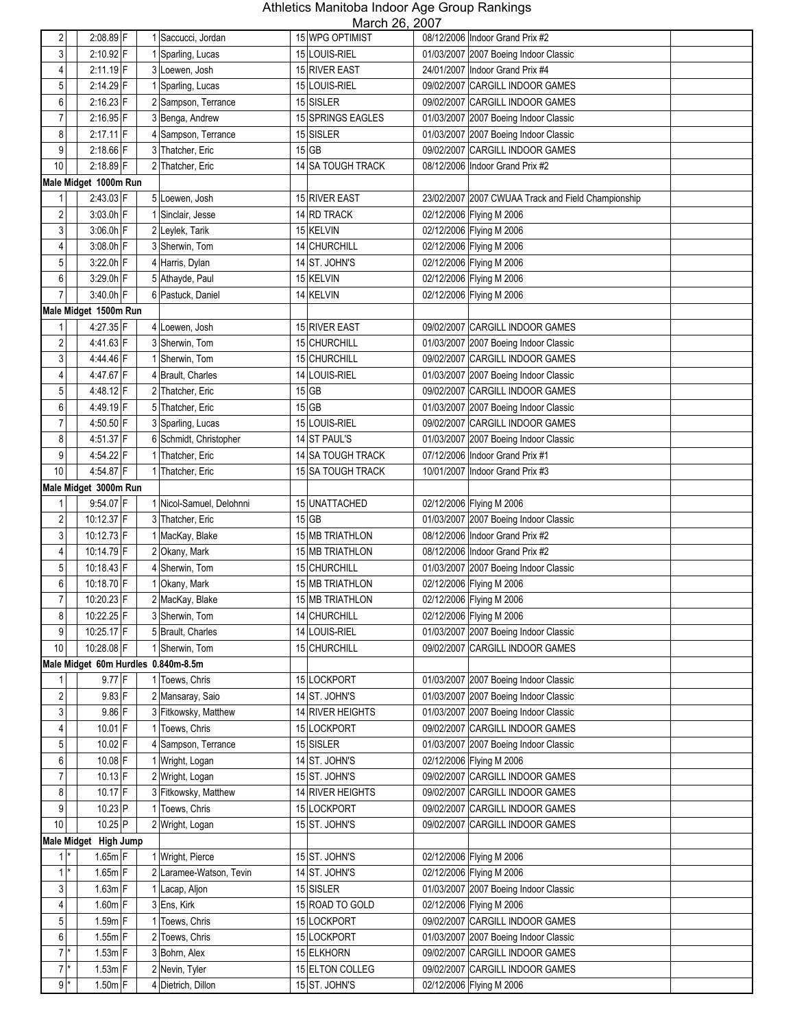# Athletics Manitoba Indoor Age Group Rankings

March 26, 2007

| | | | | | | | | | | |
|---|---|---|---|---|---|---|---|---|---|---|
| 2 | | 2:08.89 | F | 1 | Saccucci, Jordan | 15 | WPG OPTIMIST | 08/12/2006 | Indoor Grand Prix #2 | |
| 3 | | 2:10.92 | F | 1 | Sparling, Lucas | 15 | LOUIS-RIEL | 01/03/2007 | 2007 Boeing Indoor Classic | |
| 4 | | 2:11.19 | F | 3 | Loewen, Josh | 15 | RIVER EAST | 24/01/2007 | Indoor Grand Prix #4 | |
| 5 | | 2:14.29 | F | 1 | Sparling, Lucas | 15 | LOUIS-RIEL | 09/02/2007 | CARGILL INDOOR GAMES | |
| 6 | | 2:16.23 | F | 2 | Sampson, Terrance | 15 | SISLER | 09/02/2007 | CARGILL INDOOR GAMES | |
| 7 | | 2:16.95 | F | 3 | Benga, Andrew | 15 | SPRINGS EAGLES | 01/03/2007 | 2007 Boeing Indoor Classic | |
| 8 | | 2:17.11 | F | 4 | Sampson, Terrance | 15 | SISLER | 01/03/2007 | 2007 Boeing Indoor Classic | |
| 9 | | 2:18.66 | F | 3 | Thatcher, Eric | 15 | GB | 09/02/2007 | CARGILL INDOOR GAMES | |
| 10 | | 2:18.89 | F | 2 | Thatcher, Eric | 14 | SA TOUGH TRACK | 08/12/2006 | Indoor Grand Prix #2 | |
| **Male Midget 1000m Run** | | | | | | | | | | |
| 1 | | 2:43.03 | F | 5 | Loewen, Josh | 15 | RIVER EAST | 23/02/2007 | 2007 CWUAA Track and Field Championship | |
| 2 | | 3:03.0h | F | 1 | Sinclair, Jesse | 14 | RD TRACK | 02/12/2006 | Flying M 2006 | |
| 3 | | 3:06.0h | F | 2 | Leylek, Tarik | 15 | KELVIN | 02/12/2006 | Flying M 2006 | |
| 4 | | 3:08.0h | F | 3 | Sherwin, Tom | 14 | CHURCHILL | 02/12/2006 | Flying M 2006 | |
| 5 | | 3:22.0h | F | 4 | Harris, Dylan | 14 | ST. JOHN'S | 02/12/2006 | Flying M 2006 | |
| 6 | | 3:29.0h | F | 5 | Athayde, Paul | 15 | KELVIN | 02/12/2006 | Flying M 2006 | |
| 7 | | 3:40.0h | F | 6 | Pastuck, Daniel | 14 | KELVIN | 02/12/2006 | Flying M 2006 | |
| **Male Midget 1500m Run** | | | | | | | | | | |
| 1 | | 4:27.35 | F | 4 | Loewen, Josh | 15 | RIVER EAST | 09/02/2007 | CARGILL INDOOR GAMES | |
| 2 | | 4:41.63 | F | 3 | Sherwin, Tom | 15 | CHURCHILL | 01/03/2007 | 2007 Boeing Indoor Classic | |
| 3 | | 4:44.46 | F | 1 | Sherwin, Tom | 15 | CHURCHILL | 09/02/2007 | CARGILL INDOOR GAMES | |
| 4 | | 4:47.67 | F | 4 | Brault, Charles | 14 | LOUIS-RIEL | 01/03/2007 | 2007 Boeing Indoor Classic | |
| 5 | | 4:48.12 | F | 2 | Thatcher, Eric | 15 | GB | 09/02/2007 | CARGILL INDOOR GAMES | |
| 6 | | 4:49.19 | F | 5 | Thatcher, Eric | 15 | GB | 01/03/2007 | 2007 Boeing Indoor Classic | |
| 7 | | 4:50.50 | F | 3 | Sparling, Lucas | 15 | LOUIS-RIEL | 09/02/2007 | CARGILL INDOOR GAMES | |
| 8 | | 4:51.37 | F | 6 | Schmidt, Christopher | 14 | ST PAUL'S | 01/03/2007 | 2007 Boeing Indoor Classic | |
| 9 | | 4:54.22 | F | 1 | Thatcher, Eric | 14 | SA TOUGH TRACK | 07/12/2006 | Indoor Grand Prix #1 | |
| 10 | | 4:54.87 | F | 1 | Thatcher, Eric | 15 | SA TOUGH TRACK | 10/01/2007 | Indoor Grand Prix #3 | |
| **Male Midget 3000m Run** | | | | | | | | | | |
| 1 | | 9:54.07 | F | 1 | Nicol-Samuel, Delohnni | 15 | UNATTACHED | 02/12/2006 | Flying M 2006 | |
| 2 | | 10:12.37 | F | 3 | Thatcher, Eric | 15 | GB | 01/03/2007 | 2007 Boeing Indoor Classic | |
| 3 | | 10:12.73 | F | 1 | MacKay, Blake | 15 | MB TRIATHLON | 08/12/2006 | Indoor Grand Prix #2 | |
| 4 | | 10:14.79 | F | 2 | Okany, Mark | 15 | MB TRIATHLON | 08/12/2006 | Indoor Grand Prix #2 | |
| 5 | | 10:18.43 | F | 4 | Sherwin, Tom | 15 | CHURCHILL | 01/03/2007 | 2007 Boeing Indoor Classic | |
| 6 | | 10:18.70 | F | 1 | Okany, Mark | 15 | MB TRIATHLON | 02/12/2006 | Flying M 2006 | |
| 7 | | 10:20.23 | F | 2 | MacKay, Blake | 15 | MB TRIATHLON | 02/12/2006 | Flying M 2006 | |
| 8 | | 10:22.25 | F | 3 | Sherwin, Tom | 14 | CHURCHILL | 02/12/2006 | Flying M 2006 | |
| 9 | | 10:25.17 | F | 5 | Brault, Charles | 14 | LOUIS-RIEL | 01/03/2007 | 2007 Boeing Indoor Classic | |
| 10 | | 10:28.08 | F | 1 | Sherwin, Tom | 15 | CHURCHILL | 09/02/2007 | CARGILL INDOOR GAMES | |
| **Male Midget 60m Hurdles 0.840m-8.5m** | | | | | | | | | | |
| 1 | | 9.77 | F | 1 | Toews, Chris | 15 | LOCKPORT | 01/03/2007 | 2007 Boeing Indoor Classic | |
| 2 | | 9.83 | F | 2 | Mansaray, Saio | 14 | ST. JOHN'S | 01/03/2007 | 2007 Boeing Indoor Classic | |
| 3 | | 9.86 | F | 3 | Fitkowsky, Matthew | 14 | RIVER HEIGHTS | 01/03/2007 | 2007 Boeing Indoor Classic | |
| 4 | | 10.01 | F | 1 | Toews, Chris | 15 | LOCKPORT | 09/02/2007 | CARGILL INDOOR GAMES | |
| 5 | | 10.02 | F | 4 | Sampson, Terrance | 15 | SISLER | 01/03/2007 | 2007 Boeing Indoor Classic | |
| 6 | | 10.08 | F | 1 | Wright, Logan | 14 | ST. JOHN'S | 02/12/2006 | Flying M 2006 | |
| 7 | | 10.13 | F | 2 | Wright, Logan | 15 | ST. JOHN'S | 09/02/2007 | CARGILL INDOOR GAMES | |
| 8 | | 10.17 | F | 3 | Fitkowsky, Matthew | 14 | RIVER HEIGHTS | 09/02/2007 | CARGILL INDOOR GAMES | |
| 9 | | 10.23 | P | 1 | Toews, Chris | 15 | LOCKPORT | 09/02/2007 | CARGILL INDOOR GAMES | |
| 10 | | 10.25 | P | 2 | Wright, Logan | 15 | ST. JOHN'S | 09/02/2007 | CARGILL INDOOR GAMES | |
| **Male Midget High Jump** | | | | | | | | | | |
| 1 | * | 1.65m | F | 1 | Wright, Pierce | 15 | ST. JOHN'S | 02/12/2006 | Flying M 2006 | |
| 1 | * | 1.65m | F | 2 | Laramee-Watson, Tevin | 14 | ST. JOHN'S | 02/12/2006 | Flying M 2006 | |
| 3 | | 1.63m | F | 1 | Lacap, Aljon | 15 | SISLER | 01/03/2007 | 2007 Boeing Indoor Classic | |
| 4 | | 1.60m | F | 3 | Ens, Kirk | 15 | ROAD TO GOLD | 02/12/2006 | Flying M 2006 | |
| 5 | | 1.59m | F | 1 | Toews, Chris | 15 | LOCKPORT | 09/02/2007 | CARGILL INDOOR GAMES | |
| 6 | | 1.55m | F | 2 | Toews, Chris | 15 | LOCKPORT | 01/03/2007 | 2007 Boeing Indoor Classic | |
| 7 | * | 1.53m | F | 3 | Bohrn, Alex | 15 | ELKHORN | 09/02/2007 | CARGILL INDOOR GAMES | |
| 7 | * | 1.53m | F | 2 | Nevin, Tyler | 15 | ELTON COLLEG | 09/02/2007 | CARGILL INDOOR GAMES | |
| 9 | * | 1.50m | F | 4 | Dietrich, Dillon | 15 | ST. JOHN'S | 02/12/2006 | Flying M 2006 | |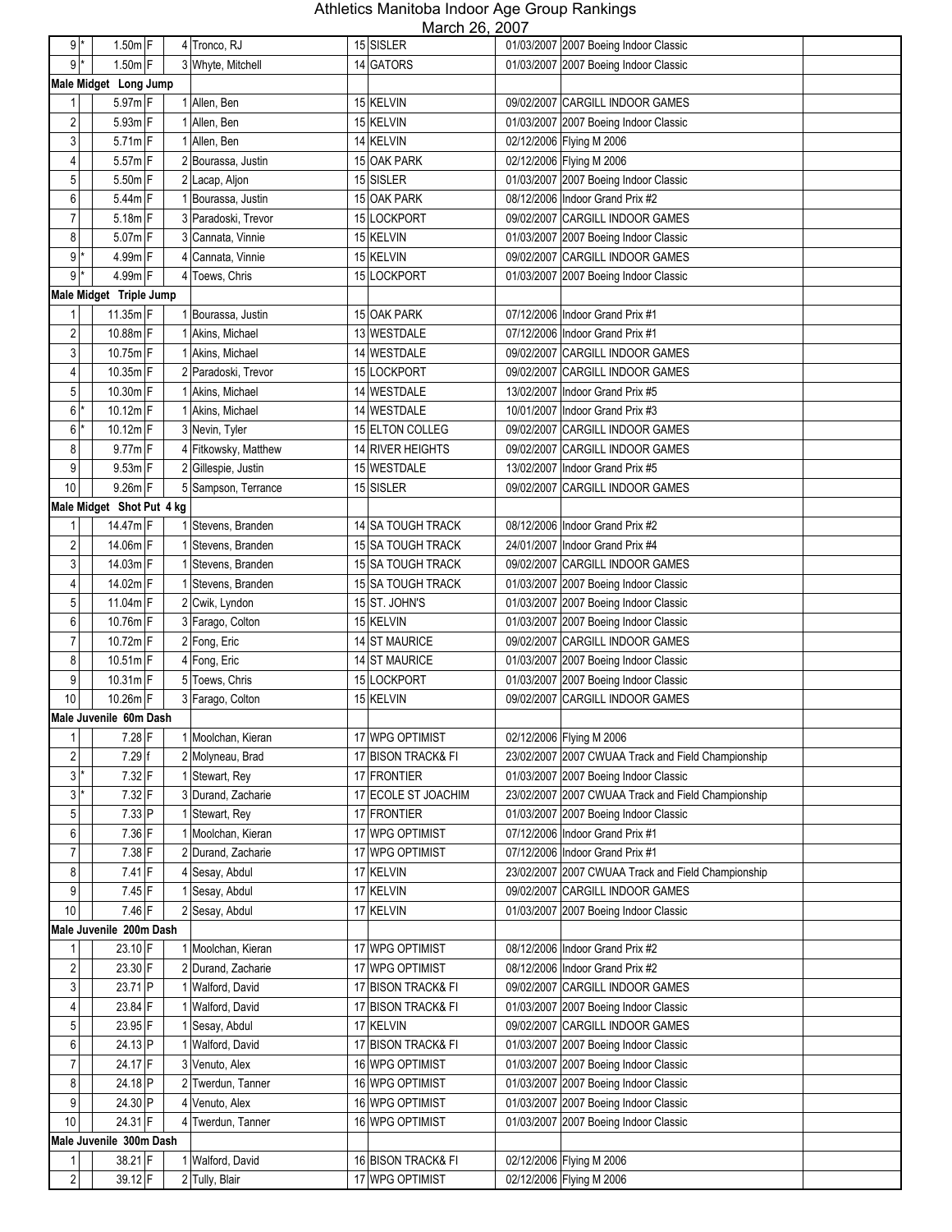# Athletics Manitoba Indoor Age Group Rankings

March 26, 2007

| Rank | | Mark | | Place | Name | Age | Club | Date | Meet | |
|---|---|---|---|---|---|---|---|---|---|---|
| 9 | * | 1.50m | F | 4 | Tronco, RJ | 15 | SISLER | 01/03/2007 | 2007 Boeing Indoor Classic | |
| 9 | * | 1.50m | F | 3 | Whyte, Mitchell | 14 | GATORS | 01/03/2007 | 2007 Boeing Indoor Classic | |
| **Male Midget Long Jump** | | | | | | | | | | |
| 1 | | 5.97m | F | 1 | Allen, Ben | 15 | KELVIN | 09/02/2007 | CARGILL INDOOR GAMES | |
| 2 | | 5.93m | F | 1 | Allen, Ben | 15 | KELVIN | 01/03/2007 | 2007 Boeing Indoor Classic | |
| 3 | | 5.71m | F | 1 | Allen, Ben | 14 | KELVIN | 02/12/2006 | Flying M 2006 | |
| 4 | | 5.57m | F | 2 | Bourassa, Justin | 15 | OAK PARK | 02/12/2006 | Flying M 2006 | |
| 5 | | 5.50m | F | 2 | Lacap, Aljon | 15 | SISLER | 01/03/2007 | 2007 Boeing Indoor Classic | |
| 6 | | 5.44m | F | 1 | Bourassa, Justin | 15 | OAK PARK | 08/12/2006 | Indoor Grand Prix #2 | |
| 7 | | 5.18m | F | 3 | Paradoski, Trevor | 15 | LOCKPORT | 09/02/2007 | CARGILL INDOOR GAMES | |
| 8 | | 5.07m | F | 3 | Cannata, Vinnie | 15 | KELVIN | 01/03/2007 | 2007 Boeing Indoor Classic | |
| 9 | * | 4.99m | F | 4 | Cannata, Vinnie | 15 | KELVIN | 09/02/2007 | CARGILL INDOOR GAMES | |
| 9 | * | 4.99m | F | 4 | Toews, Chris | 15 | LOCKPORT | 01/03/2007 | 2007 Boeing Indoor Classic | |
| **Male Midget Triple Jump** | | | | | | | | | | |
| 1 | | 11.35m | F | 1 | Bourassa, Justin | 15 | OAK PARK | 07/12/2006 | Indoor Grand Prix #1 | |
| 2 | | 10.88m | F | 1 | Akins, Michael | 13 | WESTDALE | 07/12/2006 | Indoor Grand Prix #1 | |
| 3 | | 10.75m | F | 1 | Akins, Michael | 14 | WESTDALE | 09/02/2007 | CARGILL INDOOR GAMES | |
| 4 | | 10.35m | F | 2 | Paradoski, Trevor | 15 | LOCKPORT | 09/02/2007 | CARGILL INDOOR GAMES | |
| 5 | | 10.30m | F | 1 | Akins, Michael | 14 | WESTDALE | 13/02/2007 | Indoor Grand Prix #5 | |
| 6 | * | 10.12m | F | 1 | Akins, Michael | 14 | WESTDALE | 10/01/2007 | Indoor Grand Prix #3 | |
| 6 | * | 10.12m | F | 3 | Nevin, Tyler | 15 | ELTON COLLEG | 09/02/2007 | CARGILL INDOOR GAMES | |
| 8 | | 9.77m | F | 4 | Fitkowsky, Matthew | 14 | RIVER HEIGHTS | 09/02/2007 | CARGILL INDOOR GAMES | |
| 9 | | 9.53m | F | 2 | Gillespie, Justin | 15 | WESTDALE | 13/02/2007 | Indoor Grand Prix #5 | |
| 10 | | 9.26m | F | 5 | Sampson, Terrance | 15 | SISLER | 09/02/2007 | CARGILL INDOOR GAMES | |
| **Male Midget Shot Put 4 kg** | | | | | | | | | | |
| 1 | | 14.47m | F | 1 | Stevens, Branden | 14 | SA TOUGH TRACK | 08/12/2006 | Indoor Grand Prix #2 | |
| 2 | | 14.06m | F | 1 | Stevens, Branden | 15 | SA TOUGH TRACK | 24/01/2007 | Indoor Grand Prix #4 | |
| 3 | | 14.03m | F | 1 | Stevens, Branden | 15 | SA TOUGH TRACK | 09/02/2007 | CARGILL INDOOR GAMES | |
| 4 | | 14.02m | F | 1 | Stevens, Branden | 15 | SA TOUGH TRACK | 01/03/2007 | 2007 Boeing Indoor Classic | |
| 5 | | 11.04m | F | 2 | Cwik, Lyndon | 15 | ST. JOHN'S | 01/03/2007 | 2007 Boeing Indoor Classic | |
| 6 | | 10.76m | F | 3 | Farago, Colton | 15 | KELVIN | 01/03/2007 | 2007 Boeing Indoor Classic | |
| 7 | | 10.72m | F | 2 | Fong, Eric | 14 | ST MAURICE | 09/02/2007 | CARGILL INDOOR GAMES | |
| 8 | | 10.51m | F | 4 | Fong, Eric | 14 | ST MAURICE | 01/03/2007 | 2007 Boeing Indoor Classic | |
| 9 | | 10.31m | F | 5 | Toews, Chris | 15 | LOCKPORT | 01/03/2007 | 2007 Boeing Indoor Classic | |
| 10 | | 10.26m | F | 3 | Farago, Colton | 15 | KELVIN | 09/02/2007 | CARGILL INDOOR GAMES | |
| **Male Juvenile 60m Dash** | | | | | | | | | | |
| 1 | | 7.28 | F | 1 | Moolchan, Kieran | 17 | WPG OPTIMIST | 02/12/2006 | Flying M 2006 | |
| 2 | | 7.29 | f | 2 | Molyneau, Brad | 17 | BISON TRACK& FI | 23/02/2007 | 2007 CWUAA Track and Field Championship | |
| 3 | * | 7.32 | F | 1 | Stewart, Rey | 17 | FRONTIER | 01/03/2007 | 2007 Boeing Indoor Classic | |
| 3 | * | 7.32 | F | 3 | Durand, Zacharie | 17 | ECOLE ST JOACHIM | 23/02/2007 | 2007 CWUAA Track and Field Championship | |
| 5 | | 7.33 | P | 1 | Stewart, Rey | 17 | FRONTIER | 01/03/2007 | 2007 Boeing Indoor Classic | |
| 6 | | 7.36 | F | 1 | Moolchan, Kieran | 17 | WPG OPTIMIST | 07/12/2006 | Indoor Grand Prix #1 | |
| 7 | | 7.38 | F | 2 | Durand, Zacharie | 17 | WPG OPTIMIST | 07/12/2006 | Indoor Grand Prix #1 | |
| 8 | | 7.41 | F | 4 | Sesay, Abdul | 17 | KELVIN | 23/02/2007 | 2007 CWUAA Track and Field Championship | |
| 9 | | 7.45 | F | 1 | Sesay, Abdul | 17 | KELVIN | 09/02/2007 | CARGILL INDOOR GAMES | |
| 10 | | 7.46 | F | 2 | Sesay, Abdul | 17 | KELVIN | 01/03/2007 | 2007 Boeing Indoor Classic | |
| **Male Juvenile 200m Dash** | | | | | | | | | | |
| 1 | | 23.10 | F | 1 | Moolchan, Kieran | 17 | WPG OPTIMIST | 08/12/2006 | Indoor Grand Prix #2 | |
| 2 | | 23.30 | F | 2 | Durand, Zacharie | 17 | WPG OPTIMIST | 08/12/2006 | Indoor Grand Prix #2 | |
| 3 | | 23.71 | P | 1 | Walford, David | 17 | BISON TRACK& FI | 09/02/2007 | CARGILL INDOOR GAMES | |
| 4 | | 23.84 | F | 1 | Walford, David | 17 | BISON TRACK& FI | 01/03/2007 | 2007 Boeing Indoor Classic | |
| 5 | | 23.95 | F | 1 | Sesay, Abdul | 17 | KELVIN | 09/02/2007 | CARGILL INDOOR GAMES | |
| 6 | | 24.13 | P | 1 | Walford, David | 17 | BISON TRACK& FI | 01/03/2007 | 2007 Boeing Indoor Classic | |
| 7 | | 24.17 | F | 3 | Venuto, Alex | 16 | WPG OPTIMIST | 01/03/2007 | 2007 Boeing Indoor Classic | |
| 8 | | 24.18 | P | 2 | Twerdun, Tanner | 16 | WPG OPTIMIST | 01/03/2007 | 2007 Boeing Indoor Classic | |
| 9 | | 24.30 | P | 4 | Venuto, Alex | 16 | WPG OPTIMIST | 01/03/2007 | 2007 Boeing Indoor Classic | |
| 10 | | 24.31 | F | 4 | Twerdun, Tanner | 16 | WPG OPTIMIST | 01/03/2007 | 2007 Boeing Indoor Classic | |
| **Male Juvenile 300m Dash** | | | | | | | | | | |
| 1 | | 38.21 | F | 1 | Walford, David | 16 | BISON TRACK& FI | 02/12/2006 | Flying M 2006 | |
| 2 | | 39.12 | F | 2 | Tully, Blair | 17 | WPG OPTIMIST | 02/12/2006 | Flying M 2006 | |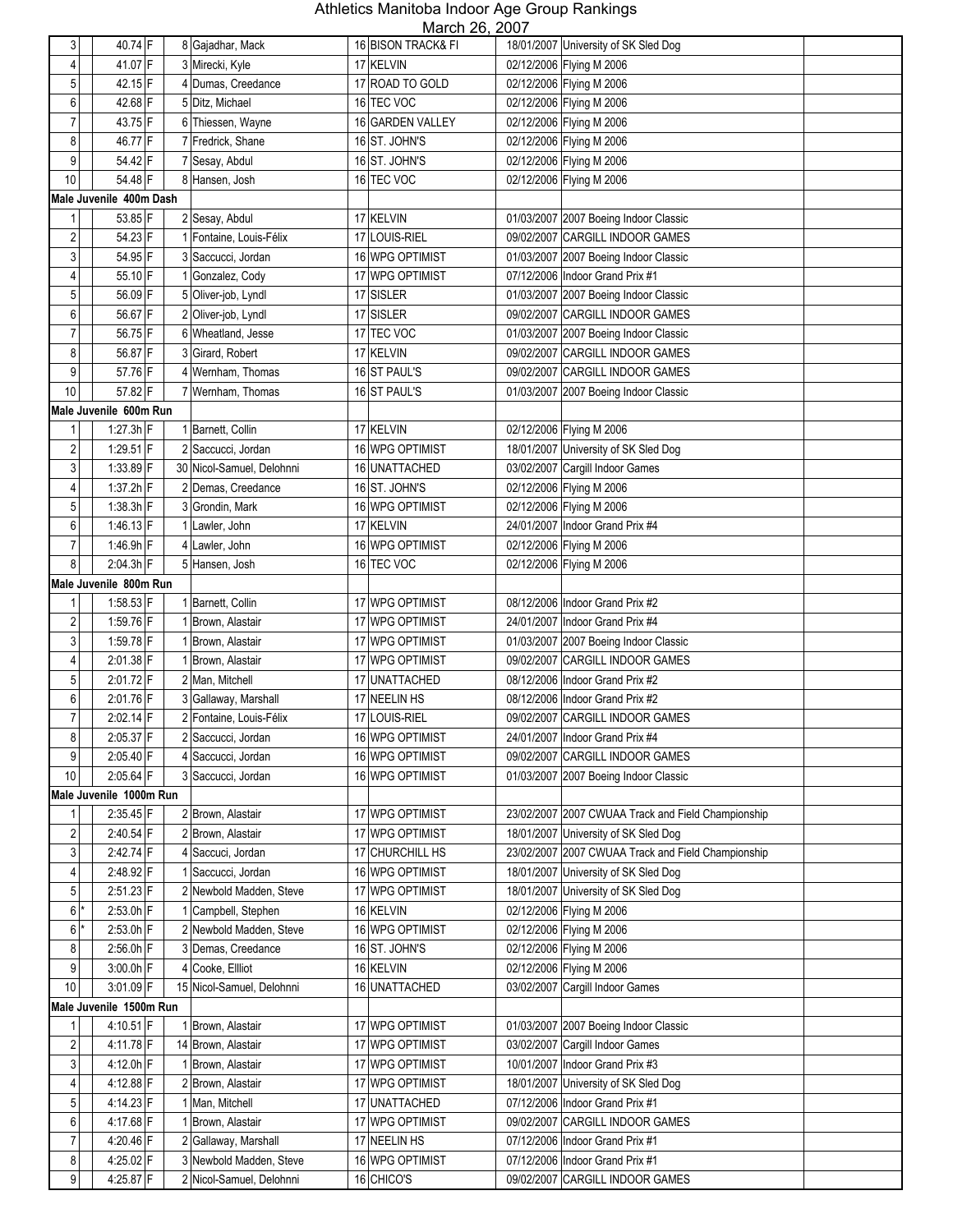# Athletics Manitoba Indoor Age Group Rankings

March 26, 2007

| Rank | | Mark | | Place | Name | Age | Club | Date | Meet | |
|---|---|---|---|---|---|---|---|---|---|---|
| 3 | | 40.74 | F | 8 | Gajadhar, Mack | 16 | BISON TRACK& FI | 18/01/2007 | University of SK Sled Dog | |
| 4 | | 41.07 | F | 3 | Mirecki, Kyle | 17 | KELVIN | 02/12/2006 | Flying M 2006 | |
| 5 | | 42.15 | F | 4 | Dumas, Creedance | 17 | ROAD TO GOLD | 02/12/2006 | Flying M 2006 | |
| 6 | | 42.68 | F | 5 | Ditz, Michael | 16 | TEC VOC | 02/12/2006 | Flying M 2006 | |
| 7 | | 43.75 | F | 6 | Thiessen, Wayne | 16 | GARDEN VALLEY | 02/12/2006 | Flying M 2006 | |
| 8 | | 46.77 | F | 7 | Fredrick, Shane | 16 | ST. JOHN'S | 02/12/2006 | Flying M 2006 | |
| 9 | | 54.42 | F | 7 | Sesay, Abdul | 16 | ST. JOHN'S | 02/12/2006 | Flying M 2006 | |
| 10 | | 54.48 | F | 8 | Hansen, Josh | 16 | TEC VOC | 02/12/2006 | Flying M 2006 | |
| **Male Juvenile 400m Dash** | | | | | | | | | | |
| 1 | | 53.85 | F | 2 | Sesay, Abdul | 17 | KELVIN | 01/03/2007 | 2007 Boeing Indoor Classic | |
| 2 | | 54.23 | F | 1 | Fontaine, Louis-Félix | 17 | LOUIS-RIEL | 09/02/2007 | CARGILL INDOOR GAMES | |
| 3 | | 54.95 | F | 3 | Saccucci, Jordan | 16 | WPG OPTIMIST | 01/03/2007 | 2007 Boeing Indoor Classic | |
| 4 | | 55.10 | F | 1 | Gonzalez, Cody | 17 | WPG OPTIMIST | 07/12/2006 | Indoor Grand Prix #1 | |
| 5 | | 56.09 | F | 5 | Oliver-job, Lyndl | 17 | SISLER | 01/03/2007 | 2007 Boeing Indoor Classic | |
| 6 | | 56.67 | F | 2 | Oliver-job, Lyndl | 17 | SISLER | 09/02/2007 | CARGILL INDOOR GAMES | |
| 7 | | 56.75 | F | 6 | Wheatland, Jesse | 17 | TEC VOC | 01/03/2007 | 2007 Boeing Indoor Classic | |
| 8 | | 56.87 | F | 3 | Girard, Robert | 17 | KELVIN | 09/02/2007 | CARGILL INDOOR GAMES | |
| 9 | | 57.76 | F | 4 | Wernham, Thomas | 16 | ST PAUL'S | 09/02/2007 | CARGILL INDOOR GAMES | |
| 10 | | 57.82 | F | 7 | Wernham, Thomas | 16 | ST PAUL'S | 01/03/2007 | 2007 Boeing Indoor Classic | |
| **Male Juvenile 600m Run** | | | | | | | | | | |
| 1 | | 1:27.3h | F | 1 | Barnett, Collin | 17 | KELVIN | 02/12/2006 | Flying M 2006 | |
| 2 | | 1:29.51 | F | 2 | Saccucci, Jordan | 16 | WPG OPTIMIST | 18/01/2007 | University of SK Sled Dog | |
| 3 | | 1:33.89 | F | 30 | Nicol-Samuel, Delohnni | 16 | UNATTACHED | 03/02/2007 | Cargill Indoor Games | |
| 4 | | 1:37.2h | F | 2 | Demas, Creedance | 16 | ST. JOHN'S | 02/12/2006 | Flying M 2006 | |
| 5 | | 1:38.3h | F | 3 | Grondin, Mark | 16 | WPG OPTIMIST | 02/12/2006 | Flying M 2006 | |
| 6 | | 1:46.13 | F | 1 | Lawler, John | 17 | KELVIN | 24/01/2007 | Indoor Grand Prix #4 | |
| 7 | | 1:46.9h | F | 4 | Lawler, John | 16 | WPG OPTIMIST | 02/12/2006 | Flying M 2006 | |
| 8 | | 2:04.3h | F | 5 | Hansen, Josh | 16 | TEC VOC | 02/12/2006 | Flying M 2006 | |
| **Male Juvenile 800m Run** | | | | | | | | | | |
| 1 | | 1:58.53 | F | 1 | Barnett, Collin | 17 | WPG OPTIMIST | 08/12/2006 | Indoor Grand Prix #2 | |
| 2 | | 1:59.76 | F | 1 | Brown, Alastair | 17 | WPG OPTIMIST | 24/01/2007 | Indoor Grand Prix #4 | |
| 3 | | 1:59.78 | F | 1 | Brown, Alastair | 17 | WPG OPTIMIST | 01/03/2007 | 2007 Boeing Indoor Classic | |
| 4 | | 2:01.38 | F | 1 | Brown, Alastair | 17 | WPG OPTIMIST | 09/02/2007 | CARGILL INDOOR GAMES | |
| 5 | | 2:01.72 | F | 2 | Man, Mitchell | 17 | UNATTACHED | 08/12/2006 | Indoor Grand Prix #2 | |
| 6 | | 2:01.76 | F | 3 | Gallaway, Marshall | 17 | NEELIN HS | 08/12/2006 | Indoor Grand Prix #2 | |
| 7 | | 2:02.14 | F | 2 | Fontaine, Louis-Félix | 17 | LOUIS-RIEL | 09/02/2007 | CARGILL INDOOR GAMES | |
| 8 | | 2:05.37 | F | 2 | Saccucci, Jordan | 16 | WPG OPTIMIST | 24/01/2007 | Indoor Grand Prix #4 | |
| 9 | | 2:05.40 | F | 4 | Saccucci, Jordan | 16 | WPG OPTIMIST | 09/02/2007 | CARGILL INDOOR GAMES | |
| 10 | | 2:05.64 | F | 3 | Saccucci, Jordan | 16 | WPG OPTIMIST | 01/03/2007 | 2007 Boeing Indoor Classic | |
| **Male Juvenile 1000m Run** | | | | | | | | | | |
| 1 | | 2:35.45 | F | 2 | Brown, Alastair | 17 | WPG OPTIMIST | 23/02/2007 | 2007 CWUAA Track and Field Championship | |
| 2 | | 2:40.54 | F | 2 | Brown, Alastair | 17 | WPG OPTIMIST | 18/01/2007 | University of SK Sled Dog | |
| 3 | | 2:42.74 | F | 4 | Saccuci, Jordan | 17 | CHURCHILL HS | 23/02/2007 | 2007 CWUAA Track and Field Championship | |
| 4 | | 2:48.92 | F | 1 | Saccucci, Jordan | 16 | WPG OPTIMIST | 18/01/2007 | University of SK Sled Dog | |
| 5 | | 2:51.23 | F | 2 | Newbold Madden, Steve | 17 | WPG OPTIMIST | 18/01/2007 | University of SK Sled Dog | |
| 6 | * | 2:53.0h | F | 1 | Campbell, Stephen | 16 | KELVIN | 02/12/2006 | Flying M 2006 | |
| 6 | * | 2:53.0h | F | 2 | Newbold Madden, Steve | 16 | WPG OPTIMIST | 02/12/2006 | Flying M 2006 | |
| 8 | | 2:56.0h | F | 3 | Demas, Creedance | 16 | ST. JOHN'S | 02/12/2006 | Flying M 2006 | |
| 9 | | 3:00.0h | F | 4 | Cooke, Ellliot | 16 | KELVIN | 02/12/2006 | Flying M 2006 | |
| 10 | | 3:01.09 | F | 15 | Nicol-Samuel, Delohnni | 16 | UNATTACHED | 03/02/2007 | Cargill Indoor Games | |
| **Male Juvenile 1500m Run** | | | | | | | | | | |
| 1 | | 4:10.51 | F | 1 | Brown, Alastair | 17 | WPG OPTIMIST | 01/03/2007 | 2007 Boeing Indoor Classic | |
| 2 | | 4:11.78 | F | 14 | Brown, Alastair | 17 | WPG OPTIMIST | 03/02/2007 | Cargill Indoor Games | |
| 3 | | 4:12.0h | F | 1 | Brown, Alastair | 17 | WPG OPTIMIST | 10/01/2007 | Indoor Grand Prix #3 | |
| 4 | | 4:12.88 | F | 2 | Brown, Alastair | 17 | WPG OPTIMIST | 18/01/2007 | University of SK Sled Dog | |
| 5 | | 4:14.23 | F | 1 | Man, Mitchell | 17 | UNATTACHED | 07/12/2006 | Indoor Grand Prix #1 | |
| 6 | | 4:17.68 | F | 1 | Brown, Alastair | 17 | WPG OPTIMIST | 09/02/2007 | CARGILL INDOOR GAMES | |
| 7 | | 4:20.46 | F | 2 | Gallaway, Marshall | 17 | NEELIN HS | 07/12/2006 | Indoor Grand Prix #1 | |
| 8 | | 4:25.02 | F | 3 | Newbold Madden, Steve | 16 | WPG OPTIMIST | 07/12/2006 | Indoor Grand Prix #1 | |
| 9 | | 4:25.87 | F | 2 | Nicol-Samuel, Delohnni | 16 | CHICO'S | 09/02/2007 | CARGILL INDOOR GAMES | |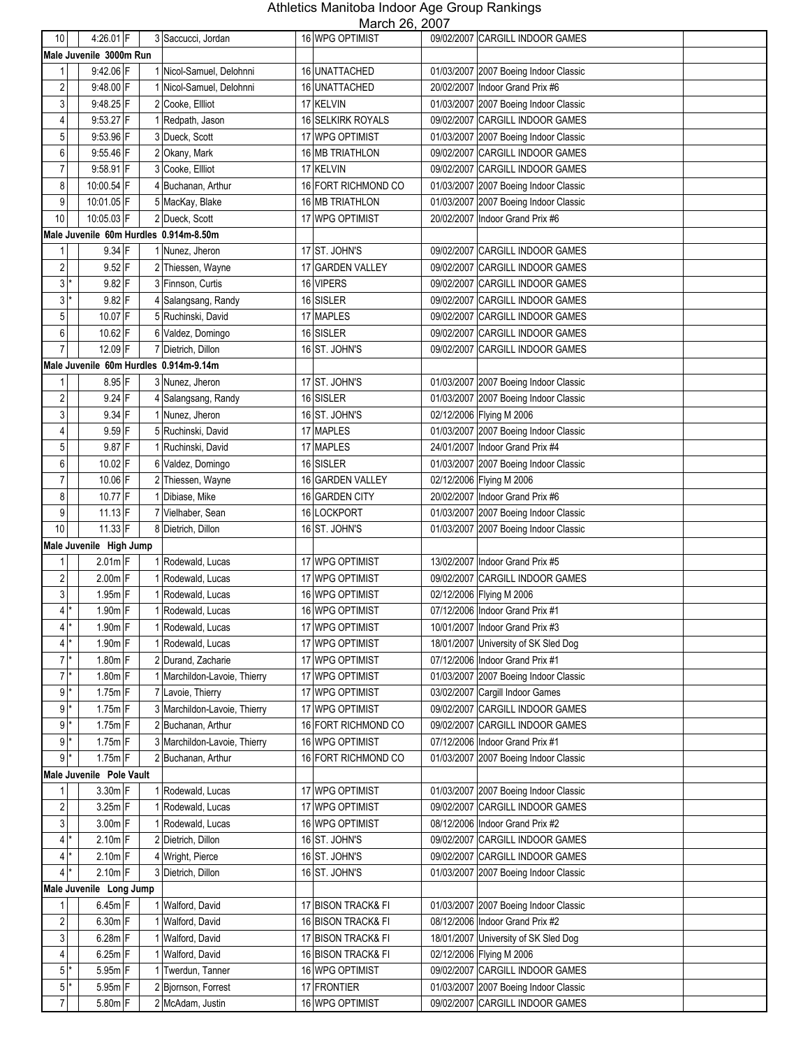# Athletics Manitoba Indoor Age Group Rankings

March 26, 2007

| | | | | | | | | | |
|---|---|---|---|---|---|---|---|---|---|
| 10 | | 4:26.01 | F | 3 | Saccucci, Jordan | 16 | WPG OPTIMIST | 09/02/2007 | CARGILL INDOOR GAMES |
| **Male Juvenile 3000m Run** | | | | | | | | | |
| 1 | | 9:42.06 | F | 1 | Nicol-Samuel, Delohnni | 16 | UNATTACHED | 01/03/2007 | 2007 Boeing Indoor Classic |
| 2 | | 9:48.00 | F | 1 | Nicol-Samuel, Delohnni | 16 | UNATTACHED | 20/02/2007 | Indoor Grand Prix #6 |
| 3 | | 9:48.25 | F | 2 | Cooke, Ellliot | 17 | KELVIN | 01/03/2007 | 2007 Boeing Indoor Classic |
| 4 | | 9:53.27 | F | 1 | Redpath, Jason | 16 | SELKIRK ROYALS | 09/02/2007 | CARGILL INDOOR GAMES |
| 5 | | 9:53.96 | F | 3 | Dueck, Scott | 17 | WPG OPTIMIST | 01/03/2007 | 2007 Boeing Indoor Classic |
| 6 | | 9:55.46 | F | 2 | Okany, Mark | 16 | MB TRIATHLON | 09/02/2007 | CARGILL INDOOR GAMES |
| 7 | | 9:58.91 | F | 3 | Cooke, Ellliot | 17 | KELVIN | 09/02/2007 | CARGILL INDOOR GAMES |
| 8 | | 10:00.54 | F | 4 | Buchanan, Arthur | 16 | FORT RICHMOND CO | 01/03/2007 | 2007 Boeing Indoor Classic |
| 9 | | 10:01.05 | F | 5 | MacKay, Blake | 16 | MB TRIATHLON | 01/03/2007 | 2007 Boeing Indoor Classic |
| 10 | | 10:05.03 | F | 2 | Dueck, Scott | 17 | WPG OPTIMIST | 20/02/2007 | Indoor Grand Prix #6 |
| **Male Juvenile 60m Hurdles 0.914m-8.50m** | | | | | | | | | |
| 1 | | 9.34 | F | 1 | Nunez, Jheron | 17 | ST. JOHN'S | 09/02/2007 | CARGILL INDOOR GAMES |
| 2 | | 9.52 | F | 2 | Thiessen, Wayne | 17 | GARDEN VALLEY | 09/02/2007 | CARGILL INDOOR GAMES |
| 3 | * | 9.82 | F | 3 | Finnson, Curtis | 16 | VIPERS | 09/02/2007 | CARGILL INDOOR GAMES |
| 3 | * | 9.82 | F | 4 | Salangsang, Randy | 16 | SISLER | 09/02/2007 | CARGILL INDOOR GAMES |
| 5 | | 10.07 | F | 5 | Ruchinski, David | 17 | MAPLES | 09/02/2007 | CARGILL INDOOR GAMES |
| 6 | | 10.62 | F | 6 | Valdez, Domingo | 16 | SISLER | 09/02/2007 | CARGILL INDOOR GAMES |
| 7 | | 12.09 | F | 7 | Dietrich, Dillon | 16 | ST. JOHN'S | 09/02/2007 | CARGILL INDOOR GAMES |
| **Male Juvenile 60m Hurdles 0.914m-9.14m** | | | | | | | | | |
| 1 | | 8.95 | F | 3 | Nunez, Jheron | 17 | ST. JOHN'S | 01/03/2007 | 2007 Boeing Indoor Classic |
| 2 | | 9.24 | F | 4 | Salangsang, Randy | 16 | SISLER | 01/03/2007 | 2007 Boeing Indoor Classic |
| 3 | | 9.34 | F | 1 | Nunez, Jheron | 16 | ST. JOHN'S | 02/12/2006 | Flying M 2006 |
| 4 | | 9.59 | F | 5 | Ruchinski, David | 17 | MAPLES | 01/03/2007 | 2007 Boeing Indoor Classic |
| 5 | | 9.87 | F | 1 | Ruchinski, David | 17 | MAPLES | 24/01/2007 | Indoor Grand Prix #4 |
| 6 | | 10.02 | F | 6 | Valdez, Domingo | 16 | SISLER | 01/03/2007 | 2007 Boeing Indoor Classic |
| 7 | | 10.06 | F | 2 | Thiessen, Wayne | 16 | GARDEN VALLEY | 02/12/2006 | Flying M 2006 |
| 8 | | 10.77 | F | 1 | Dibiase, Mike | 16 | GARDEN CITY | 20/02/2007 | Indoor Grand Prix #6 |
| 9 | | 11.13 | F | 7 | Vielhaber, Sean | 16 | LOCKPORT | 01/03/2007 | 2007 Boeing Indoor Classic |
| 10 | | 11.33 | F | 8 | Dietrich, Dillon | 16 | ST. JOHN'S | 01/03/2007 | 2007 Boeing Indoor Classic |
| **Male Juvenile High Jump** | | | | | | | | | |
| 1 | | 2.01m | F | 1 | Rodewald, Lucas | 17 | WPG OPTIMIST | 13/02/2007 | Indoor Grand Prix #5 |
| 2 | | 2.00m | F | 1 | Rodewald, Lucas | 17 | WPG OPTIMIST | 09/02/2007 | CARGILL INDOOR GAMES |
| 3 | | 1.95m | F | 1 | Rodewald, Lucas | 16 | WPG OPTIMIST | 02/12/2006 | Flying M 2006 |
| 4 | * | 1.90m | F | 1 | Rodewald, Lucas | 16 | WPG OPTIMIST | 07/12/2006 | Indoor Grand Prix #1 |
| 4 | * | 1.90m | F | 1 | Rodewald, Lucas | 17 | WPG OPTIMIST | 10/01/2007 | Indoor Grand Prix #3 |
| 4 | * | 1.90m | F | 1 | Rodewald, Lucas | 17 | WPG OPTIMIST | 18/01/2007 | University of SK Sled Dog |
| 7 | * | 1.80m | F | 2 | Durand, Zacharie | 17 | WPG OPTIMIST | 07/12/2006 | Indoor Grand Prix #1 |
| 7 | * | 1.80m | F | 1 | Marchildon-Lavoie, Thierry | 17 | WPG OPTIMIST | 01/03/2007 | 2007 Boeing Indoor Classic |
| 9 | * | 1.75m | F | 7 | Lavoie, Thierry | 17 | WPG OPTIMIST | 03/02/2007 | Cargill Indoor Games |
| 9 | * | 1.75m | F | 3 | Marchildon-Lavoie, Thierry | 17 | WPG OPTIMIST | 09/02/2007 | CARGILL INDOOR GAMES |
| 9 | * | 1.75m | F | 2 | Buchanan, Arthur | 16 | FORT RICHMOND CO | 09/02/2007 | CARGILL INDOOR GAMES |
| 9 | * | 1.75m | F | 3 | Marchildon-Lavoie, Thierry | 16 | WPG OPTIMIST | 07/12/2006 | Indoor Grand Prix #1 |
| 9 | * | 1.75m | F | 2 | Buchanan, Arthur | 16 | FORT RICHMOND CO | 01/03/2007 | 2007 Boeing Indoor Classic |
| **Male Juvenile Pole Vault** | | | | | | | | | |
| 1 | | 3.30m | F | 1 | Rodewald, Lucas | 17 | WPG OPTIMIST | 01/03/2007 | 2007 Boeing Indoor Classic |
| 2 | | 3.25m | F | 1 | Rodewald, Lucas | 17 | WPG OPTIMIST | 09/02/2007 | CARGILL INDOOR GAMES |
| 3 | | 3.00m | F | 1 | Rodewald, Lucas | 16 | WPG OPTIMIST | 08/12/2006 | Indoor Grand Prix #2 |
| 4 | * | 2.10m | F | 2 | Dietrich, Dillon | 16 | ST. JOHN'S | 09/02/2007 | CARGILL INDOOR GAMES |
| 4 | * | 2.10m | F | 4 | Wright, Pierce | 16 | ST. JOHN'S | 09/02/2007 | CARGILL INDOOR GAMES |
| 4 | * | 2.10m | F | 3 | Dietrich, Dillon | 16 | ST. JOHN'S | 01/03/2007 | 2007 Boeing Indoor Classic |
| **Male Juvenile Long Jump** | | | | | | | | | |
| 1 | | 6.45m | F | 1 | Walford, David | 17 | BISON TRACK& FI | 01/03/2007 | 2007 Boeing Indoor Classic |
| 2 | | 6.30m | F | 1 | Walford, David | 16 | BISON TRACK& FI | 08/12/2006 | Indoor Grand Prix #2 |
| 3 | | 6.28m | F | 1 | Walford, David | 17 | BISON TRACK& FI | 18/01/2007 | University of SK Sled Dog |
| 4 | | 6.25m | F | 1 | Walford, David | 16 | BISON TRACK& FI | 02/12/2006 | Flying M 2006 |
| 5 | * | 5.95m | F | 1 | Twerdun, Tanner | 16 | WPG OPTIMIST | 09/02/2007 | CARGILL INDOOR GAMES |
| 5 | * | 5.95m | F | 2 | Bjornson, Forrest | 17 | FRONTIER | 01/03/2007 | 2007 Boeing Indoor Classic |
| 7 | | 5.80m | F | 2 | McAdam, Justin | 16 | WPG OPTIMIST | 09/02/2007 | CARGILL INDOOR GAMES |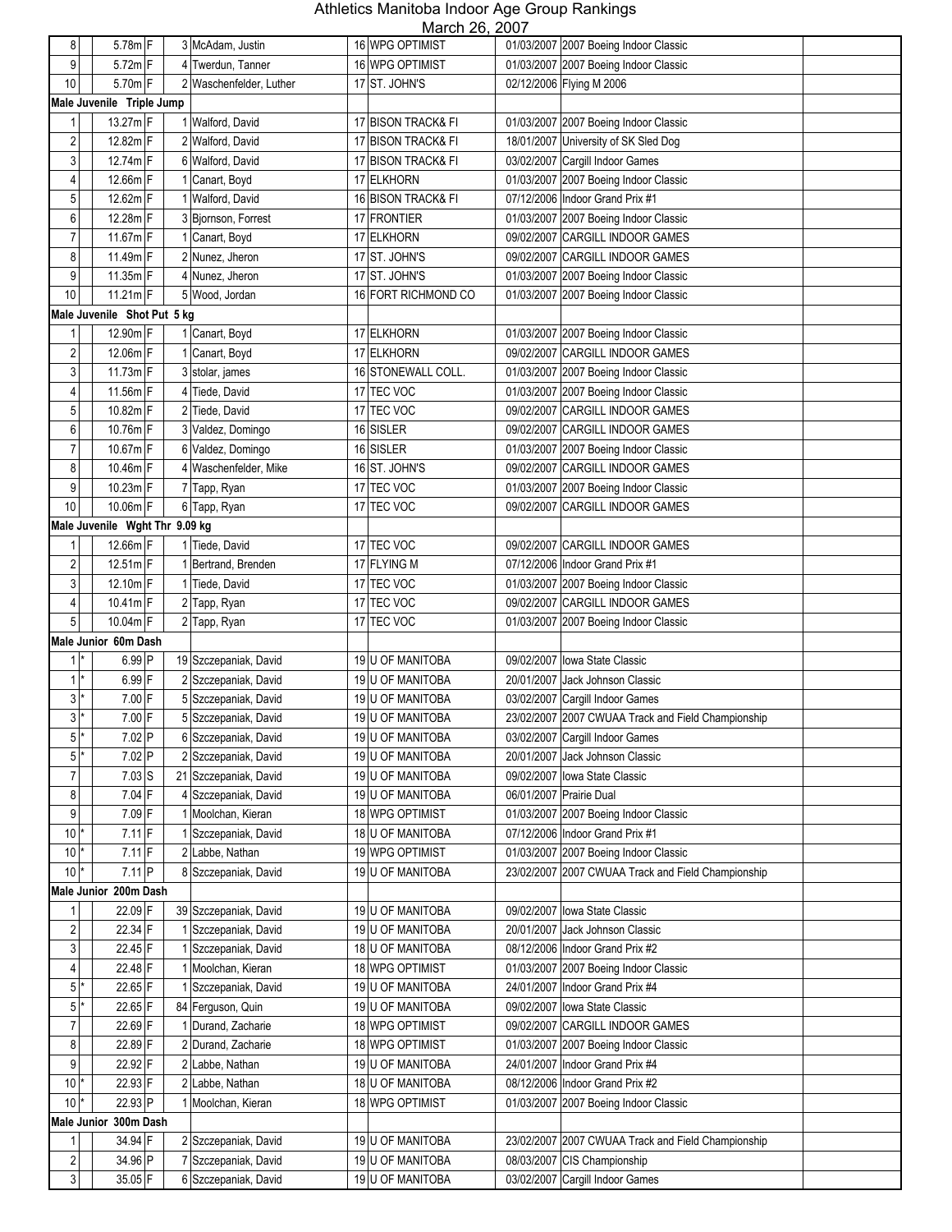# Athletics Manitoba Indoor Age Group Rankings

March 26, 2007

| Rank | Tie | Mark | Type | Place | Name | Age | Club | Date | Meet | |
|---|---|---|---|---|---|---|---|---|---|---|
| 8 | | 5.78m | F | 3 | McAdam, Justin | 16 | WPG OPTIMIST | 01/03/2007 | 2007 Boeing Indoor Classic | |
| 9 | | 5.72m | F | 4 | Twerdun, Tanner | 16 | WPG OPTIMIST | 01/03/2007 | 2007 Boeing Indoor Classic | |
| 10 | | 5.70m | F | 2 | Waschenfelder, Luther | 17 | ST. JOHN'S | 02/12/2006 | Flying M 2006 | |
| **Male Juvenile Triple Jump** | | | | | | | | | | |
| 1 | | 13.27m | F | 1 | Walford, David | 17 | BISON TRACK& FI | 01/03/2007 | 2007 Boeing Indoor Classic | |
| 2 | | 12.82m | F | 2 | Walford, David | 17 | BISON TRACK& FI | 18/01/2007 | University of SK Sled Dog | |
| 3 | | 12.74m | F | 6 | Walford, David | 17 | BISON TRACK& FI | 03/02/2007 | Cargill Indoor Games | |
| 4 | | 12.66m | F | 1 | Canart, Boyd | 17 | ELKHORN | 01/03/2007 | 2007 Boeing Indoor Classic | |
| 5 | | 12.62m | F | 1 | Walford, David | 16 | BISON TRACK& FI | 07/12/2006 | Indoor Grand Prix #1 | |
| 6 | | 12.28m | F | 3 | Bjornson, Forrest | 17 | FRONTIER | 01/03/2007 | 2007 Boeing Indoor Classic | |
| 7 | | 11.67m | F | 1 | Canart, Boyd | 17 | ELKHORN | 09/02/2007 | CARGILL INDOOR GAMES | |
| 8 | | 11.49m | F | 2 | Nunez, Jheron | 17 | ST. JOHN'S | 09/02/2007 | CARGILL INDOOR GAMES | |
| 9 | | 11.35m | F | 4 | Nunez, Jheron | 17 | ST. JOHN'S | 01/03/2007 | 2007 Boeing Indoor Classic | |
| 10 | | 11.21m | F | 5 | Wood, Jordan | 16 | FORT RICHMOND CO | 01/03/2007 | 2007 Boeing Indoor Classic | |
| **Male Juvenile Shot Put 5 kg** | | | | | | | | | | |
| 1 | | 12.90m | F | 1 | Canart, Boyd | 17 | ELKHORN | 01/03/2007 | 2007 Boeing Indoor Classic | |
| 2 | | 12.06m | F | 1 | Canart, Boyd | 17 | ELKHORN | 09/02/2007 | CARGILL INDOOR GAMES | |
| 3 | | 11.73m | F | 3 | stolar, james | 16 | STONEWALL COLL. | 01/03/2007 | 2007 Boeing Indoor Classic | |
| 4 | | 11.56m | F | 4 | Tiede, David | 17 | TEC VOC | 01/03/2007 | 2007 Boeing Indoor Classic | |
| 5 | | 10.82m | F | 2 | Tiede, David | 17 | TEC VOC | 09/02/2007 | CARGILL INDOOR GAMES | |
| 6 | | 10.76m | F | 3 | Valdez, Domingo | 16 | SISLER | 09/02/2007 | CARGILL INDOOR GAMES | |
| 7 | | 10.67m | F | 6 | Valdez, Domingo | 16 | SISLER | 01/03/2007 | 2007 Boeing Indoor Classic | |
| 8 | | 10.46m | F | 4 | Waschenfelder, Mike | 16 | ST. JOHN'S | 09/02/2007 | CARGILL INDOOR GAMES | |
| 9 | | 10.23m | F | 7 | Tapp, Ryan | 17 | TEC VOC | 01/03/2007 | 2007 Boeing Indoor Classic | |
| 10 | | 10.06m | F | 6 | Tapp, Ryan | 17 | TEC VOC | 09/02/2007 | CARGILL INDOOR GAMES | |
| **Male Juvenile Wght Thr 9.09 kg** | | | | | | | | | | |
| 1 | | 12.66m | F | 1 | Tiede, David | 17 | TEC VOC | 09/02/2007 | CARGILL INDOOR GAMES | |
| 2 | | 12.51m | F | 1 | Bertrand, Brenden | 17 | FLYING M | 07/12/2006 | Indoor Grand Prix #1 | |
| 3 | | 12.10m | F | 1 | Tiede, David | 17 | TEC VOC | 01/03/2007 | 2007 Boeing Indoor Classic | |
| 4 | | 10.41m | F | 2 | Tapp, Ryan | 17 | TEC VOC | 09/02/2007 | CARGILL INDOOR GAMES | |
| 5 | | 10.04m | F | 2 | Tapp, Ryan | 17 | TEC VOC | 01/03/2007 | 2007 Boeing Indoor Classic | |
| **Male Junior 60m Dash** | | | | | | | | | | |
| 1 | * | 6.99 | P | 19 | Szczepaniak, David | 19 | U OF MANITOBA | 09/02/2007 | Iowa State Classic | |
| 1 | * | 6.99 | F | 2 | Szczepaniak, David | 19 | U OF MANITOBA | 20/01/2007 | Jack Johnson Classic | |
| 3 | * | 7.00 | F | 5 | Szczepaniak, David | 19 | U OF MANITOBA | 03/02/2007 | Cargill Indoor Games | |
| 3 | * | 7.00 | F | 5 | Szczepaniak, David | 19 | U OF MANITOBA | 23/02/2007 | 2007 CWUAA Track and Field Championship | |
| 5 | * | 7.02 | P | 6 | Szczepaniak, David | 19 | U OF MANITOBA | 03/02/2007 | Cargill Indoor Games | |
| 5 | * | 7.02 | P | 2 | Szczepaniak, David | 19 | U OF MANITOBA | 20/01/2007 | Jack Johnson Classic | |
| 7 | | 7.03 | S | 21 | Szczepaniak, David | 19 | U OF MANITOBA | 09/02/2007 | Iowa State Classic | |
| 8 | | 7.04 | F | 4 | Szczepaniak, David | 19 | U OF MANITOBA | 06/01/2007 | Prairie Dual | |
| 9 | | 7.09 | F | 1 | Moolchan, Kieran | 18 | WPG OPTIMIST | 01/03/2007 | 2007 Boeing Indoor Classic | |
| 10 | * | 7.11 | F | 1 | Szczepaniak, David | 18 | U OF MANITOBA | 07/12/2006 | Indoor Grand Prix #1 | |
| 10 | * | 7.11 | F | 2 | Labbe, Nathan | 19 | WPG OPTIMIST | 01/03/2007 | 2007 Boeing Indoor Classic | |
| 10 | * | 7.11 | P | 8 | Szczepaniak, David | 19 | U OF MANITOBA | 23/02/2007 | 2007 CWUAA Track and Field Championship | |
| **Male Junior 200m Dash** | | | | | | | | | | |
| 1 | | 22.09 | F | 39 | Szczepaniak, David | 19 | U OF MANITOBA | 09/02/2007 | Iowa State Classic | |
| 2 | | 22.34 | F | 1 | Szczepaniak, David | 19 | U OF MANITOBA | 20/01/2007 | Jack Johnson Classic | |
| 3 | | 22.45 | F | 1 | Szczepaniak, David | 18 | U OF MANITOBA | 08/12/2006 | Indoor Grand Prix #2 | |
| 4 | | 22.48 | F | 1 | Moolchan, Kieran | 18 | WPG OPTIMIST | 01/03/2007 | 2007 Boeing Indoor Classic | |
| 5 | * | 22.65 | F | 1 | Szczepaniak, David | 19 | U OF MANITOBA | 24/01/2007 | Indoor Grand Prix #4 | |
| 5 | * | 22.65 | F | 84 | Ferguson, Quin | 19 | U OF MANITOBA | 09/02/2007 | Iowa State Classic | |
| 7 | | 22.69 | F | 1 | Durand, Zacharie | 18 | WPG OPTIMIST | 09/02/2007 | CARGILL INDOOR GAMES | |
| 8 | | 22.89 | F | 2 | Durand, Zacharie | 18 | WPG OPTIMIST | 01/03/2007 | 2007 Boeing Indoor Classic | |
| 9 | | 22.92 | F | 2 | Labbe, Nathan | 19 | U OF MANITOBA | 24/01/2007 | Indoor Grand Prix #4 | |
| 10 | * | 22.93 | F | 2 | Labbe, Nathan | 18 | U OF MANITOBA | 08/12/2006 | Indoor Grand Prix #2 | |
| 10 | * | 22.93 | P | 1 | Moolchan, Kieran | 18 | WPG OPTIMIST | 01/03/2007 | 2007 Boeing Indoor Classic | |
| **Male Junior 300m Dash** | | | | | | | | | | |
| 1 | | 34.94 | F | 2 | Szczepaniak, David | 19 | U OF MANITOBA | 23/02/2007 | 2007 CWUAA Track and Field Championship | |
| 2 | | 34.96 | P | 7 | Szczepaniak, David | 19 | U OF MANITOBA | 08/03/2007 | CIS Championship | |
| 3 | | 35.05 | F | 6 | Szczepaniak, David | 19 | U OF MANITOBA | 03/02/2007 | Cargill Indoor Games | |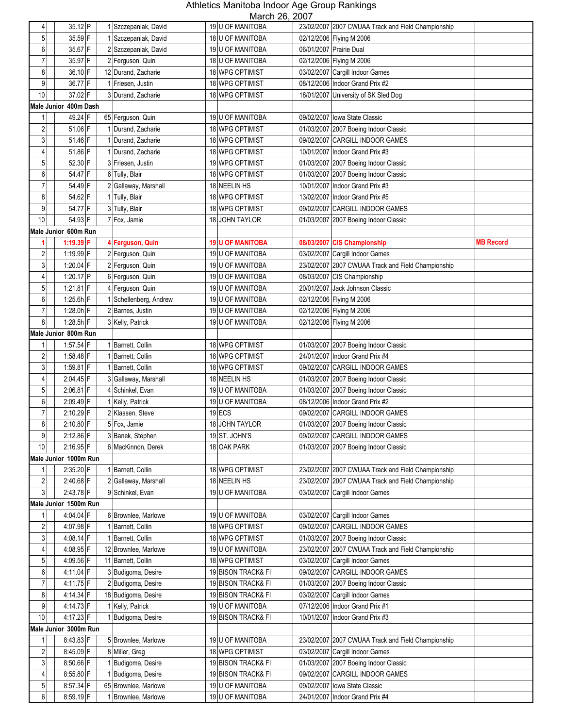# Athletics Manitoba Indoor Age Group Rankings

March 26, 2007

| Rank | Mark | | Place | Name | Age | Club | Date | Meet | Note |
|---|---|---|---|---|---|---|---|---|---|
| 4 | 35.12 | P | 1 | Szczepaniak, David | 19 | U OF MANITOBA | 23/02/2007 | 2007 CWUAA Track and Field Championship | |
| 5 | 35.59 | F | 1 | Szczepaniak, David | 18 | U OF MANITOBA | 02/12/2006 | Flying M 2006 | |
| 6 | 35.67 | F | 2 | Szczepaniak, David | 19 | U OF MANITOBA | 06/01/2007 | Prairie Dual | |
| 7 | 35.97 | F | 2 | Ferguson, Quin | 18 | U OF MANITOBA | 02/12/2006 | Flying M 2006 | |
| 8 | 36.10 | F | 12 | Durand, Zacharie | 18 | WPG OPTIMIST | 03/02/2007 | Cargill Indoor Games | |
| 9 | 36.77 | F | 1 | Friesen, Justin | 18 | WPG OPTIMIST | 08/12/2006 | Indoor Grand Prix #2 | |
| 10 | 37.02 | F | 3 | Durand, Zacharie | 18 | WPG OPTIMIST | 18/01/2007 | University of SK Sled Dog | |
| **Male Junior 400m Dash** | | | | | | | | | |
| 1 | 49.24 | F | 65 | Ferguson, Quin | 19 | U OF MANITOBA | 09/02/2007 | Iowa State Classic | |
| 2 | 51.06 | F | 1 | Durand, Zacharie | 18 | WPG OPTIMIST | 01/03/2007 | 2007 Boeing Indoor Classic | |
| 3 | 51.46 | F | 1 | Durand, Zacharie | 18 | WPG OPTIMIST | 09/02/2007 | CARGILL INDOOR GAMES | |
| 4 | 51.86 | F | 1 | Durand, Zacharie | 18 | WPG OPTIMIST | 10/01/2007 | Indoor Grand Prix #3 | |
| 5 | 52.30 | F | 3 | Friesen, Justin | 19 | WPG OPTIMIST | 01/03/2007 | 2007 Boeing Indoor Classic | |
| 6 | 54.47 | F | 6 | Tully, Blair | 18 | WPG OPTIMIST | 01/03/2007 | 2007 Boeing Indoor Classic | |
| 7 | 54.49 | F | 2 | Gallaway, Marshall | 18 | NEELIN HS | 10/01/2007 | Indoor Grand Prix #3 | |
| 8 | 54.62 | F | 1 | Tully, Blair | 18 | WPG OPTIMIST | 13/02/2007 | Indoor Grand Prix #5 | |
| 9 | 54.77 | F | 3 | Tully, Blair | 18 | WPG OPTIMIST | 09/02/2007 | CARGILL INDOOR GAMES | |
| 10 | 54.93 | F | 7 | Fox, Jamie | 18 | JOHN TAYLOR | 01/03/2007 | 2007 Boeing Indoor Classic | |
| **Male Junior 600m Run** | | | | | | | | | |
| **1** | **1:19.39** | **F** | **4** | **Ferguson, Quin** | **19** | **U OF MANITOBA** | **08/03/2007** | **CIS Championship** | **MB Record** |
| 2 | 1:19.99 | F | 2 | Ferguson, Quin | 19 | U OF MANITOBA | 03/02/2007 | Cargill Indoor Games | |
| 3 | 1:20.04 | F | 2 | Ferguson, Quin | 19 | U OF MANITOBA | 23/02/2007 | 2007 CWUAA Track and Field Championship | |
| 4 | 1:20.17 | P | 6 | Ferguson, Quin | 19 | U OF MANITOBA | 08/03/2007 | CIS Championship | |
| 5 | 1:21.81 | F | 4 | Ferguson, Quin | 19 | U OF MANITOBA | 20/01/2007 | Jack Johnson Classic | |
| 6 | 1:25.6h | F | 1 | Schellenberg, Andrew | 19 | U OF MANITOBA | 02/12/2006 | Flying M 2006 | |
| 7 | 1:28.0h | F | 2 | Barnes, Justin | 19 | U OF MANITOBA | 02/12/2006 | Flying M 2006 | |
| 8 | 1:28.5h | F | 3 | Kelly, Patrick | 19 | U OF MANITOBA | 02/12/2006 | Flying M 2006 | |
| **Male Junior 800m Run** | | | | | | | | | |
| 1 | 1:57.54 | F | 1 | Barnett, Collin | 18 | WPG OPTIMIST | 01/03/2007 | 2007 Boeing Indoor Classic | |
| 2 | 1:58.48 | F | 1 | Barnett, Collin | 18 | WPG OPTIMIST | 24/01/2007 | Indoor Grand Prix #4 | |
| 3 | 1:59.81 | F | 1 | Barnett, Collin | 18 | WPG OPTIMIST | 09/02/2007 | CARGILL INDOOR GAMES | |
| 4 | 2:04.45 | F | 3 | Gallaway, Marshall | 18 | NEELIN HS | 01/03/2007 | 2007 Boeing Indoor Classic | |
| 5 | 2:06.81 | F | 4 | Schinkel, Evan | 19 | U OF MANITOBA | 01/03/2007 | 2007 Boeing Indoor Classic | |
| 6 | 2:09.49 | F | 1 | Kelly, Patrick | 19 | U OF MANITOBA | 08/12/2006 | Indoor Grand Prix #2 | |
| 7 | 2:10.29 | F | 2 | Klassen, Steve | 19 | ECS | 09/02/2007 | CARGILL INDOOR GAMES | |
| 8 | 2:10.80 | F | 5 | Fox, Jamie | 18 | JOHN TAYLOR | 01/03/2007 | 2007 Boeing Indoor Classic | |
| 9 | 2:12.86 | F | 3 | Banek, Stephen | 19 | ST. JOHN'S | 09/02/2007 | CARGILL INDOOR GAMES | |
| 10 | 2:16.95 | F | 6 | MacKinnon, Derek | 18 | OAK PARK | 01/03/2007 | 2007 Boeing Indoor Classic | |
| **Male Junior 1000m Run** | | | | | | | | | |
| 1 | 2:35.20 | F | 1 | Barnett, Collin | 18 | WPG OPTIMIST | 23/02/2007 | 2007 CWUAA Track and Field Championship | |
| 2 | 2:40.68 | F | 2 | Gallaway, Marshall | 18 | NEELIN HS | 23/02/2007 | 2007 CWUAA Track and Field Championship | |
| 3 | 2:43.78 | F | 9 | Schinkel, Evan | 19 | U OF MANITOBA | 03/02/2007 | Cargill Indoor Games | |
| **Male Junior 1500m Run** | | | | | | | | | |
| 1 | 4:04.04 | F | 6 | Brownlee, Marlowe | 19 | U OF MANITOBA | 03/02/2007 | Cargill Indoor Games | |
| 2 | 4:07.98 | F | 1 | Barnett, Collin | 18 | WPG OPTIMIST | 09/02/2007 | CARGILL INDOOR GAMES | |
| 3 | 4:08.14 | F | 1 | Barnett, Collin | 18 | WPG OPTIMIST | 01/03/2007 | 2007 Boeing Indoor Classic | |
| 4 | 4:08.95 | F | 12 | Brownlee, Marlowe | 19 | U OF MANITOBA | 23/02/2007 | 2007 CWUAA Track and Field Championship | |
| 5 | 4:09.56 | F | 11 | Barnett, Collin | 18 | WPG OPTIMIST | 03/02/2007 | Cargill Indoor Games | |
| 6 | 4:11.04 | F | 3 | Budigoma, Desire | 19 | BISON TRACK& FI | 09/02/2007 | CARGILL INDOOR GAMES | |
| 7 | 4:11.75 | F | 2 | Budigoma, Desire | 19 | BISON TRACK& FI | 01/03/2007 | 2007 Boeing Indoor Classic | |
| 8 | 4:14.34 | F | 18 | Budigoma, Desire | 19 | BISON TRACK& FI | 03/02/2007 | Cargill Indoor Games | |
| 9 | 4:14.73 | F | 1 | Kelly, Patrick | 19 | U OF MANITOBA | 07/12/2006 | Indoor Grand Prix #1 | |
| 10 | 4:17.23 | F | 1 | Budigoma, Desire | 19 | BISON TRACK& FI | 10/01/2007 | Indoor Grand Prix #3 | |
| **Male Junior 3000m Run** | | | | | | | | | |
| 1 | 8:43.83 | F | 5 | Brownlee, Marlowe | 19 | U OF MANITOBA | 23/02/2007 | 2007 CWUAA Track and Field Championship | |
| 2 | 8:45.09 | F | 8 | Miller, Greg | 18 | WPG OPTIMIST | 03/02/2007 | Cargill Indoor Games | |
| 3 | 8:50.66 | F | 1 | Budigoma, Desire | 19 | BISON TRACK& FI | 01/03/2007 | 2007 Boeing Indoor Classic | |
| 4 | 8:55.80 | F | 1 | Budigoma, Desire | 19 | BISON TRACK& FI | 09/02/2007 | CARGILL INDOOR GAMES | |
| 5 | 8:57.34 | F | 65 | Brownlee, Marlowe | 19 | U OF MANITOBA | 09/02/2007 | Iowa State Classic | |
| 6 | 8:59.19 | F | 1 | Brownlee, Marlowe | 19 | U OF MANITOBA | 24/01/2007 | Indoor Grand Prix #4 | |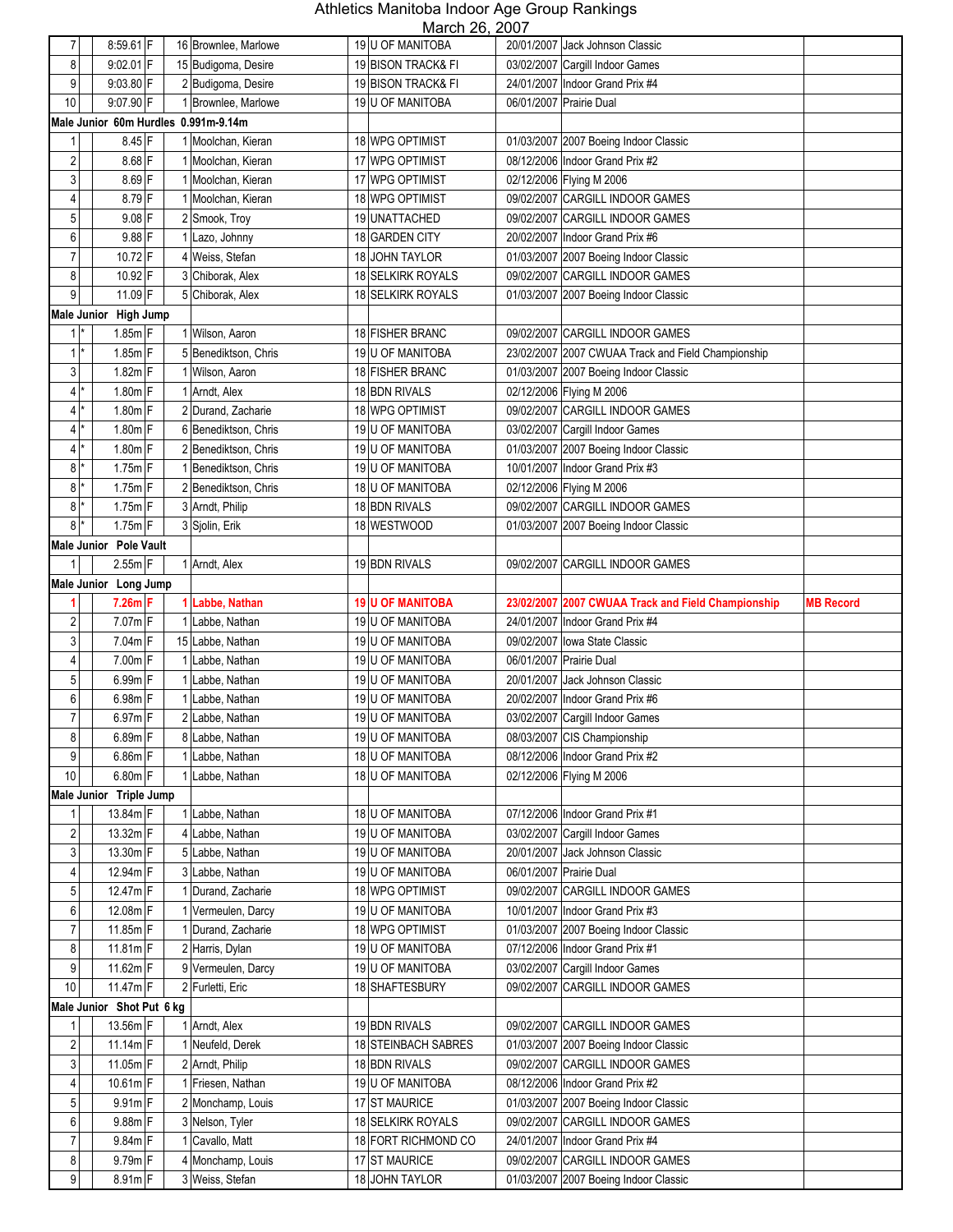# Athletics Manitoba Indoor Age Group Rankings

March 26, 2007

| Rank | * | Mark | F | Place | Name | Age | Club | Date | Meet | Note |
|---|---|---|---|---|---|---|---|---|---|---|
| 7 | | 8:59.61 | F | 16 | Brownlee, Marlowe | 19 | U OF MANITOBA | 20/01/2007 | Jack Johnson Classic | |
| 8 | | 9:02.01 | F | 15 | Budigoma, Desire | 19 | BISON TRACK& FI | 03/02/2007 | Cargill Indoor Games | |
| 9 | | 9:03.80 | F | 2 | Budigoma, Desire | 19 | BISON TRACK& FI | 24/01/2007 | Indoor Grand Prix #4 | |
| 10 | | 9:07.90 | F | 1 | Brownlee, Marlowe | 19 | U OF MANITOBA | 06/01/2007 | Prairie Dual | |
| **Male Junior 60m Hurdles 0.991m-9.14m** | | | | | | | | | | |
| 1 | | 8.45 | F | 1 | Moolchan, Kieran | 18 | WPG OPTIMIST | 01/03/2007 | 2007 Boeing Indoor Classic | |
| 2 | | 8.68 | F | 1 | Moolchan, Kieran | 17 | WPG OPTIMIST | 08/12/2006 | Indoor Grand Prix #2 | |
| 3 | | 8.69 | F | 1 | Moolchan, Kieran | 17 | WPG OPTIMIST | 02/12/2006 | Flying M 2006 | |
| 4 | | 8.79 | F | 1 | Moolchan, Kieran | 18 | WPG OPTIMIST | 09/02/2007 | CARGILL INDOOR GAMES | |
| 5 | | 9.08 | F | 2 | Smook, Troy | 19 | UNATTACHED | 09/02/2007 | CARGILL INDOOR GAMES | |
| 6 | | 9.88 | F | 1 | Lazo, Johnny | 18 | GARDEN CITY | 20/02/2007 | Indoor Grand Prix #6 | |
| 7 | | 10.72 | F | 4 | Weiss, Stefan | 18 | JOHN TAYLOR | 01/03/2007 | 2007 Boeing Indoor Classic | |
| 8 | | 10.92 | F | 3 | Chiborak, Alex | 18 | SELKIRK ROYALS | 09/02/2007 | CARGILL INDOOR GAMES | |
| 9 | | 11.09 | F | 5 | Chiborak, Alex | 18 | SELKIRK ROYALS | 01/03/2007 | 2007 Boeing Indoor Classic | |
| **Male Junior High Jump** | | | | | | | | | | |
| 1 | * | 1.85m | F | 1 | Wilson, Aaron | 18 | FISHER BRANC | 09/02/2007 | CARGILL INDOOR GAMES | |
| 1 | * | 1.85m | F | 5 | Benediktson, Chris | 19 | U OF MANITOBA | 23/02/2007 | 2007 CWUAA Track and Field Championship | |
| 3 | | 1.82m | F | 1 | Wilson, Aaron | 18 | FISHER BRANC | 01/03/2007 | 2007 Boeing Indoor Classic | |
| 4 | * | 1.80m | F | 1 | Arndt, Alex | 18 | BDN RIVALS | 02/12/2006 | Flying M 2006 | |
| 4 | * | 1.80m | F | 2 | Durand, Zacharie | 18 | WPG OPTIMIST | 09/02/2007 | CARGILL INDOOR GAMES | |
| 4 | * | 1.80m | F | 6 | Benediktson, Chris | 19 | U OF MANITOBA | 03/02/2007 | Cargill Indoor Games | |
| 4 | * | 1.80m | F | 2 | Benediktson, Chris | 19 | U OF MANITOBA | 01/03/2007 | 2007 Boeing Indoor Classic | |
| 8 | * | 1.75m | F | 1 | Benediktson, Chris | 19 | U OF MANITOBA | 10/01/2007 | Indoor Grand Prix #3 | |
| 8 | * | 1.75m | F | 2 | Benediktson, Chris | 18 | U OF MANITOBA | 02/12/2006 | Flying M 2006 | |
| 8 | * | 1.75m | F | 3 | Arndt, Philip | 18 | BDN RIVALS | 09/02/2007 | CARGILL INDOOR GAMES | |
| 8 | * | 1.75m | F | 3 | Sjolin, Erik | 18 | WESTWOOD | 01/03/2007 | 2007 Boeing Indoor Classic | |
| **Male Junior Pole Vault** | | | | | | | | | | |
| 1 | | 2.55m | F | 1 | Arndt, Alex | 19 | BDN RIVALS | 09/02/2007 | CARGILL INDOOR GAMES | |
| **Male Junior Long Jump** | | | | | | | | | | |
| **1** | | **7.26m** | **F** | **1** | **Labbe, Nathan** | **19** | **U OF MANITOBA** | **23/02/2007** | **2007 CWUAA Track and Field Championship** | **MB Record** |
| 2 | | 7.07m | F | 1 | Labbe, Nathan | 19 | U OF MANITOBA | 24/01/2007 | Indoor Grand Prix #4 | |
| 3 | | 7.04m | F | 15 | Labbe, Nathan | 19 | U OF MANITOBA | 09/02/2007 | Iowa State Classic | |
| 4 | | 7.00m | F | 1 | Labbe, Nathan | 19 | U OF MANITOBA | 06/01/2007 | Prairie Dual | |
| 5 | | 6.99m | F | 1 | Labbe, Nathan | 19 | U OF MANITOBA | 20/01/2007 | Jack Johnson Classic | |
| 6 | | 6.98m | F | 1 | Labbe, Nathan | 19 | U OF MANITOBA | 20/02/2007 | Indoor Grand Prix #6 | |
| 7 | | 6.97m | F | 2 | Labbe, Nathan | 19 | U OF MANITOBA | 03/02/2007 | Cargill Indoor Games | |
| 8 | | 6.89m | F | 8 | Labbe, Nathan | 19 | U OF MANITOBA | 08/03/2007 | CIS Championship | |
| 9 | | 6.86m | F | 1 | Labbe, Nathan | 18 | U OF MANITOBA | 08/12/2006 | Indoor Grand Prix #2 | |
| 10 | | 6.80m | F | 1 | Labbe, Nathan | 18 | U OF MANITOBA | 02/12/2006 | Flying M 2006 | |
| **Male Junior Triple Jump** | | | | | | | | | | |
| 1 | | 13.84m | F | 1 | Labbe, Nathan | 18 | U OF MANITOBA | 07/12/2006 | Indoor Grand Prix #1 | |
| 2 | | 13.32m | F | 4 | Labbe, Nathan | 19 | U OF MANITOBA | 03/02/2007 | Cargill Indoor Games | |
| 3 | | 13.30m | F | 5 | Labbe, Nathan | 19 | U OF MANITOBA | 20/01/2007 | Jack Johnson Classic | |
| 4 | | 12.94m | F | 3 | Labbe, Nathan | 19 | U OF MANITOBA | 06/01/2007 | Prairie Dual | |
| 5 | | 12.47m | F | 1 | Durand, Zacharie | 18 | WPG OPTIMIST | 09/02/2007 | CARGILL INDOOR GAMES | |
| 6 | | 12.08m | F | 1 | Vermeulen, Darcy | 19 | U OF MANITOBA | 10/01/2007 | Indoor Grand Prix #3 | |
| 7 | | 11.85m | F | 1 | Durand, Zacharie | 18 | WPG OPTIMIST | 01/03/2007 | 2007 Boeing Indoor Classic | |
| 8 | | 11.81m | F | 2 | Harris, Dylan | 19 | U OF MANITOBA | 07/12/2006 | Indoor Grand Prix #1 | |
| 9 | | 11.62m | F | 9 | Vermeulen, Darcy | 19 | U OF MANITOBA | 03/02/2007 | Cargill Indoor Games | |
| 10 | | 11.47m | F | 2 | Furletti, Eric | 18 | SHAFTESBURY | 09/02/2007 | CARGILL INDOOR GAMES | |
| **Male Junior Shot Put 6 kg** | | | | | | | | | | |
| 1 | | 13.56m | F | 1 | Arndt, Alex | 19 | BDN RIVALS | 09/02/2007 | CARGILL INDOOR GAMES | |
| 2 | | 11.14m | F | 1 | Neufeld, Derek | 18 | STEINBACH SABRES | 01/03/2007 | 2007 Boeing Indoor Classic | |
| 3 | | 11.05m | F | 2 | Arndt, Philip | 18 | BDN RIVALS | 09/02/2007 | CARGILL INDOOR GAMES | |
| 4 | | 10.61m | F | 1 | Friesen, Nathan | 19 | U OF MANITOBA | 08/12/2006 | Indoor Grand Prix #2 | |
| 5 | | 9.91m | F | 2 | Monchamp, Louis | 17 | ST MAURICE | 01/03/2007 | 2007 Boeing Indoor Classic | |
| 6 | | 9.88m | F | 3 | Nelson, Tyler | 18 | SELKIRK ROYALS | 09/02/2007 | CARGILL INDOOR GAMES | |
| 7 | | 9.84m | F | 1 | Cavallo, Matt | 18 | FORT RICHMOND CO | 24/01/2007 | Indoor Grand Prix #4 | |
| 8 | | 9.79m | F | 4 | Monchamp, Louis | 17 | ST MAURICE | 09/02/2007 | CARGILL INDOOR GAMES | |
| 9 | | 8.91m | F | 3 | Weiss, Stefan | 18 | JOHN TAYLOR | 01/03/2007 | 2007 Boeing Indoor Classic | |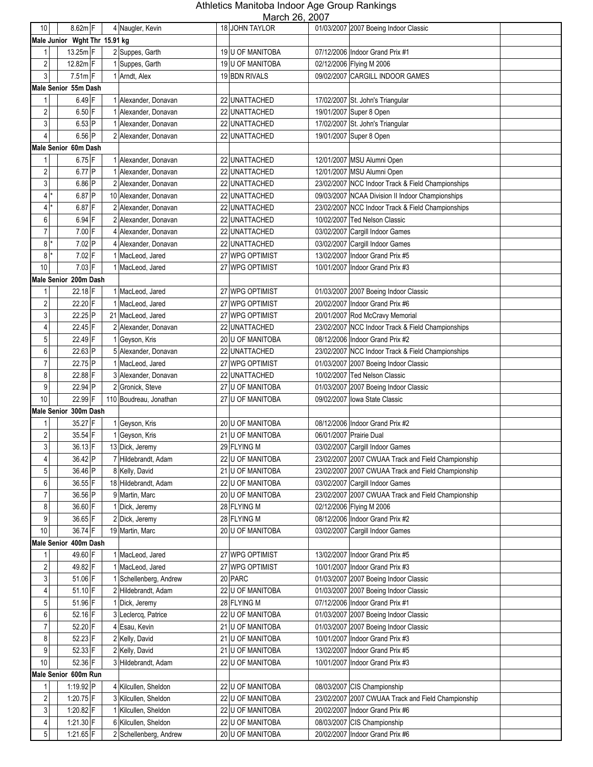# Athletics Manitoba Indoor Age Group Rankings

March 26, 2007

| Rank | Tie | Mark | F/P | Place | Name | Age | Club | Date | Meet | |
|---|---|---|---|---|---|---|---|---|---|---|
| 10 | | 8.62m | F | 4 | Naugler, Kevin | 18 | JOHN TAYLOR | 01/03/2007 | 2007 Boeing Indoor Classic | |
| **Male Junior Wght Thr 15.91 kg** | | | | | | | | | | |
| 1 | | 13.25m | F | 2 | Suppes, Garth | 19 | U OF MANITOBA | 07/12/2006 | Indoor Grand Prix #1 | |
| 2 | | 12.82m | F | 1 | Suppes, Garth | 19 | U OF MANITOBA | 02/12/2006 | Flying M 2006 | |
| 3 | | 7.51m | F | 1 | Arndt, Alex | 19 | BDN RIVALS | 09/02/2007 | CARGILL INDOOR GAMES | |
| **Male Senior 55m Dash** | | | | | | | | | | |
| 1 | | 6.49 | F | 1 | Alexander, Donavan | 22 | UNATTACHED | 17/02/2007 | St. John's Triangular | |
| 2 | | 6.50 | F | 1 | Alexander, Donavan | 22 | UNATTACHED | 19/01/2007 | Super 8 Open | |
| 3 | | 6.53 | P | 1 | Alexander, Donavan | 22 | UNATTACHED | 17/02/2007 | St. John's Triangular | |
| 4 | | 6.56 | P | 2 | Alexander, Donavan | 22 | UNATTACHED | 19/01/2007 | Super 8 Open | |
| **Male Senior 60m Dash** | | | | | | | | | | |
| 1 | | 6.75 | F | 1 | Alexander, Donavan | 22 | UNATTACHED | 12/01/2007 | MSU Alumni Open | |
| 2 | | 6.77 | P | 1 | Alexander, Donavan | 22 | UNATTACHED | 12/01/2007 | MSU Alumni Open | |
| 3 | | 6.86 | P | 2 | Alexander, Donavan | 22 | UNATTACHED | 23/02/2007 | NCC Indoor Track & Field Championships | |
| 4 | * | 6.87 | P | 10 | Alexander, Donavan | 22 | UNATTACHED | 09/03/2007 | NCAA Division II Indoor Championships | |
| 4 | * | 6.87 | F | 2 | Alexander, Donavan | 22 | UNATTACHED | 23/02/2007 | NCC Indoor Track & Field Championships | |
| 6 | | 6.94 | F | 2 | Alexander, Donavan | 22 | UNATTACHED | 10/02/2007 | Ted Nelson Classic | |
| 7 | | 7.00 | F | 4 | Alexander, Donavan | 22 | UNATTACHED | 03/02/2007 | Cargill Indoor Games | |
| 8 | * | 7.02 | P | 4 | Alexander, Donavan | 22 | UNATTACHED | 03/02/2007 | Cargill Indoor Games | |
| 8 | * | 7.02 | F | 1 | MacLeod, Jared | 27 | WPG OPTIMIST | 13/02/2007 | Indoor Grand Prix #5 | |
| 10 | | 7.03 | F | 1 | MacLeod, Jared | 27 | WPG OPTIMIST | 10/01/2007 | Indoor Grand Prix #3 | |
| **Male Senior 200m Dash** | | | | | | | | | | |
| 1 | | 22.18 | F | 1 | MacLeod, Jared | 27 | WPG OPTIMIST | 01/03/2007 | 2007 Boeing Indoor Classic | |
| 2 | | 22.20 | F | 1 | MacLeod, Jared | 27 | WPG OPTIMIST | 20/02/2007 | Indoor Grand Prix #6 | |
| 3 | | 22.25 | P | 21 | MacLeod, Jared | 27 | WPG OPTIMIST | 20/01/2007 | Rod McCravy Memorial | |
| 4 | | 22.45 | F | 2 | Alexander, Donavan | 22 | UNATTACHED | 23/02/2007 | NCC Indoor Track & Field Championships | |
| 5 | | 22.49 | F | 1 | Geyson, Kris | 20 | U OF MANITOBA | 08/12/2006 | Indoor Grand Prix #2 | |
| 6 | | 22.63 | P | 5 | Alexander, Donavan | 22 | UNATTACHED | 23/02/2007 | NCC Indoor Track & Field Championships | |
| 7 | | 22.75 | P | 1 | MacLeod, Jared | 27 | WPG OPTIMIST | 01/03/2007 | 2007 Boeing Indoor Classic | |
| 8 | | 22.88 | F | 3 | Alexander, Donavan | 22 | UNATTACHED | 10/02/2007 | Ted Nelson Classic | |
| 9 | | 22.94 | P | 2 | Gronick, Steve | 27 | U OF MANITOBA | 01/03/2007 | 2007 Boeing Indoor Classic | |
| 10 | | 22.99 | F | 110 | Boudreau, Jonathan | 27 | U OF MANITOBA | 09/02/2007 | Iowa State Classic | |
| **Male Senior 300m Dash** | | | | | | | | | | |
| 1 | | 35.27 | F | 1 | Geyson, Kris | 20 | U OF MANITOBA | 08/12/2006 | Indoor Grand Prix #2 | |
| 2 | | 35.54 | F | 1 | Geyson, Kris | 21 | U OF MANITOBA | 06/01/2007 | Prairie Dual | |
| 3 | | 36.13 | F | 13 | Dick, Jeremy | 29 | FLYING M | 03/02/2007 | Cargill Indoor Games | |
| 4 | | 36.42 | P | 7 | Hildebrandt, Adam | 22 | U OF MANITOBA | 23/02/2007 | 2007 CWUAA Track and Field Championship | |
| 5 | | 36.46 | P | 8 | Kelly, David | 21 | U OF MANITOBA | 23/02/2007 | 2007 CWUAA Track and Field Championship | |
| 6 | | 36.55 | F | 18 | Hildebrandt, Adam | 22 | U OF MANITOBA | 03/02/2007 | Cargill Indoor Games | |
| 7 | | 36.56 | P | 9 | Martin, Marc | 20 | U OF MANITOBA | 23/02/2007 | 2007 CWUAA Track and Field Championship | |
| 8 | | 36.60 | F | 1 | Dick, Jeremy | 28 | FLYING M | 02/12/2006 | Flying M 2006 | |
| 9 | | 36.65 | F | 2 | Dick, Jeremy | 28 | FLYING M | 08/12/2006 | Indoor Grand Prix #2 | |
| 10 | | 36.74 | F | 19 | Martin, Marc | 20 | U OF MANITOBA | 03/02/2007 | Cargill Indoor Games | |
| **Male Senior 400m Dash** | | | | | | | | | | |
| 1 | | 49.60 | F | 1 | MacLeod, Jared | 27 | WPG OPTIMIST | 13/02/2007 | Indoor Grand Prix #5 | |
| 2 | | 49.82 | F | 1 | MacLeod, Jared | 27 | WPG OPTIMIST | 10/01/2007 | Indoor Grand Prix #3 | |
| 3 | | 51.06 | F | 1 | Schellenberg, Andrew | 20 | PARC | 01/03/2007 | 2007 Boeing Indoor Classic | |
| 4 | | 51.10 | F | 2 | Hildebrandt, Adam | 22 | U OF MANITOBA | 01/03/2007 | 2007 Boeing Indoor Classic | |
| 5 | | 51.96 | F | 1 | Dick, Jeremy | 28 | FLYING M | 07/12/2006 | Indoor Grand Prix #1 | |
| 6 | | 52.16 | F | 3 | Leclercq, Patrice | 22 | U OF MANITOBA | 01/03/2007 | 2007 Boeing Indoor Classic | |
| 7 | | 52.20 | F | 4 | Esau, Kevin | 21 | U OF MANITOBA | 01/03/2007 | 2007 Boeing Indoor Classic | |
| 8 | | 52.23 | F | 2 | Kelly, David | 21 | U OF MANITOBA | 10/01/2007 | Indoor Grand Prix #3 | |
| 9 | | 52.33 | F | 2 | Kelly, David | 21 | U OF MANITOBA | 13/02/2007 | Indoor Grand Prix #5 | |
| 10 | | 52.36 | F | 3 | Hildebrandt, Adam | 22 | U OF MANITOBA | 10/01/2007 | Indoor Grand Prix #3 | |
| **Male Senior 600m Run** | | | | | | | | | | |
| 1 | | 1:19.92 | P | 4 | Kilcullen, Sheldon | 22 | U OF MANITOBA | 08/03/2007 | CIS Championship | |
| 2 | | 1:20.75 | F | 3 | Kilcullen, Sheldon | 22 | U OF MANITOBA | 23/02/2007 | 2007 CWUAA Track and Field Championship | |
| 3 | | 1:20.82 | F | 1 | Kilcullen, Sheldon | 22 | U OF MANITOBA | 20/02/2007 | Indoor Grand Prix #6 | |
| 4 | | 1:21.30 | F | 6 | Kilcullen, Sheldon | 22 | U OF MANITOBA | 08/03/2007 | CIS Championship | |
| 5 | | 1:21.65 | F | 2 | Schellenberg, Andrew | 20 | U OF MANITOBA | 20/02/2007 | Indoor Grand Prix #6 | |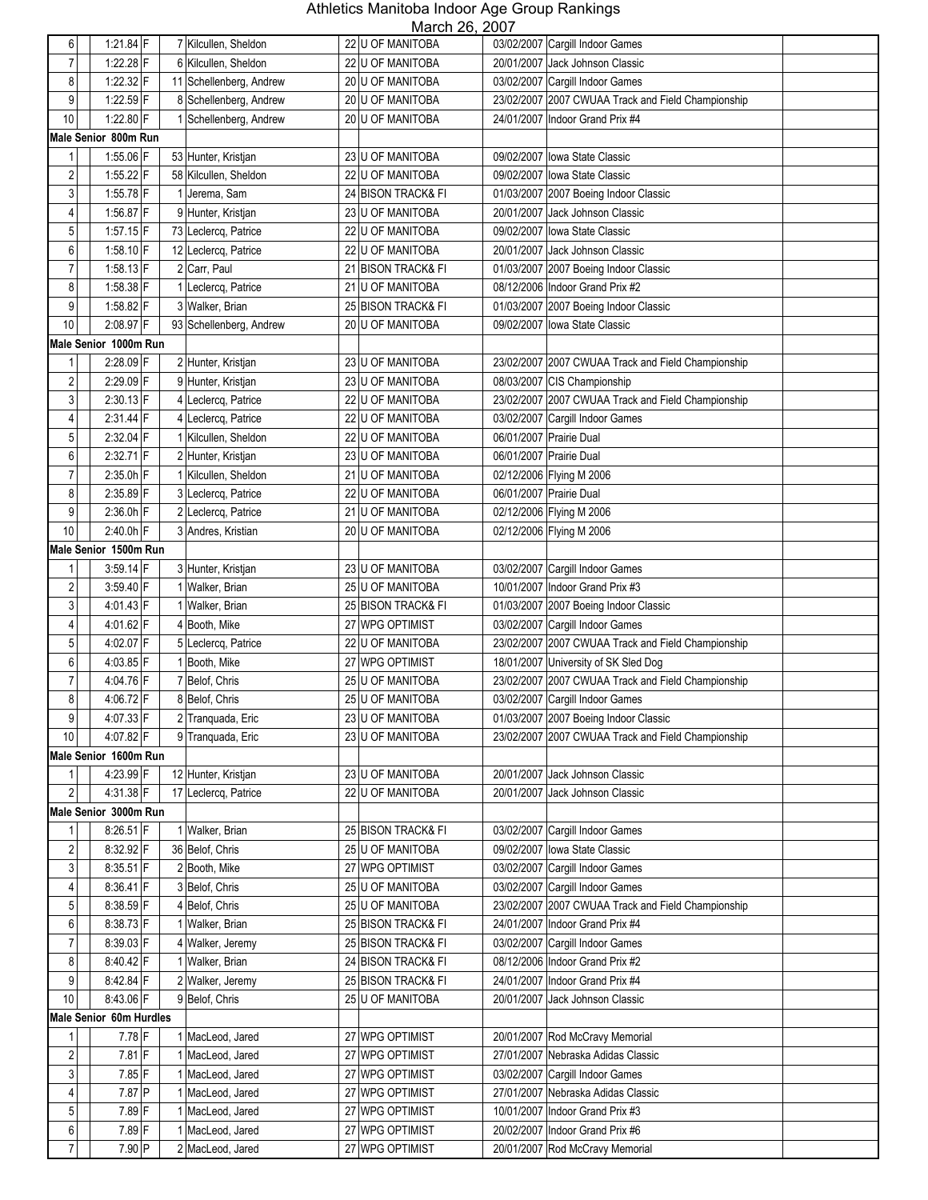# Athletics Manitoba Indoor Age Group Rankings

March 26, 2007

| | | | | | | | | | | |
|---|---|---|---|---|---|---|---|---|---|---|
| 6 | | 1:21.84 | F | 7 | Kilcullen, Sheldon | 22 | U OF MANITOBA | 03/02/2007 | Cargill Indoor Games | |
| 7 | | 1:22.28 | F | 6 | Kilcullen, Sheldon | 22 | U OF MANITOBA | 20/01/2007 | Jack Johnson Classic | |
| 8 | | 1:22.32 | F | 11 | Schellenberg, Andrew | 20 | U OF MANITOBA | 03/02/2007 | Cargill Indoor Games | |
| 9 | | 1:22.59 | F | 8 | Schellenberg, Andrew | 20 | U OF MANITOBA | 23/02/2007 | 2007 CWUAA Track and Field Championship | |
| 10 | | 1:22.80 | F | 1 | Schellenberg, Andrew | 20 | U OF MANITOBA | 24/01/2007 | Indoor Grand Prix #4 | |
| **Male Senior 800m Run** | | | | | | | | | | |
| 1 | | 1:55.06 | F | 53 | Hunter, Kristjan | 23 | U OF MANITOBA | 09/02/2007 | Iowa State Classic | |
| 2 | | 1:55.22 | F | 58 | Kilcullen, Sheldon | 22 | U OF MANITOBA | 09/02/2007 | Iowa State Classic | |
| 3 | | 1:55.78 | F | 1 | Jerema, Sam | 24 | BISON TRACK& FI | 01/03/2007 | 2007 Boeing Indoor Classic | |
| 4 | | 1:56.87 | F | 9 | Hunter, Kristjan | 23 | U OF MANITOBA | 20/01/2007 | Jack Johnson Classic | |
| 5 | | 1:57.15 | F | 73 | Leclercq, Patrice | 22 | U OF MANITOBA | 09/02/2007 | Iowa State Classic | |
| 6 | | 1:58.10 | F | 12 | Leclercq, Patrice | 22 | U OF MANITOBA | 20/01/2007 | Jack Johnson Classic | |
| 7 | | 1:58.13 | F | 2 | Carr, Paul | 21 | BISON TRACK& FI | 01/03/2007 | 2007 Boeing Indoor Classic | |
| 8 | | 1:58.38 | F | 1 | Leclercq, Patrice | 21 | U OF MANITOBA | 08/12/2006 | Indoor Grand Prix #2 | |
| 9 | | 1:58.82 | F | 3 | Walker, Brian | 25 | BISON TRACK& FI | 01/03/2007 | 2007 Boeing Indoor Classic | |
| 10 | | 2:08.97 | F | 93 | Schellenberg, Andrew | 20 | U OF MANITOBA | 09/02/2007 | Iowa State Classic | |
| **Male Senior 1000m Run** | | | | | | | | | | |
| 1 | | 2:28.09 | F | 2 | Hunter, Kristjan | 23 | U OF MANITOBA | 23/02/2007 | 2007 CWUAA Track and Field Championship | |
| 2 | | 2:29.09 | F | 9 | Hunter, Kristjan | 23 | U OF MANITOBA | 08/03/2007 | CIS Championship | |
| 3 | | 2:30.13 | F | 4 | Leclercq, Patrice | 22 | U OF MANITOBA | 23/02/2007 | 2007 CWUAA Track and Field Championship | |
| 4 | | 2:31.44 | F | 4 | Leclercq, Patrice | 22 | U OF MANITOBA | 03/02/2007 | Cargill Indoor Games | |
| 5 | | 2:32.04 | F | 1 | Kilcullen, Sheldon | 22 | U OF MANITOBA | 06/01/2007 | Prairie Dual | |
| 6 | | 2:32.71 | F | 2 | Hunter, Kristjan | 23 | U OF MANITOBA | 06/01/2007 | Prairie Dual | |
| 7 | | 2:35.0h | F | 1 | Kilcullen, Sheldon | 21 | U OF MANITOBA | 02/12/2006 | Flying M 2006 | |
| 8 | | 2:35.89 | F | 3 | Leclercq, Patrice | 22 | U OF MANITOBA | 06/01/2007 | Prairie Dual | |
| 9 | | 2:36.0h | F | 2 | Leclercq, Patrice | 21 | U OF MANITOBA | 02/12/2006 | Flying M 2006 | |
| 10 | | 2:40.0h | F | 3 | Andres, Kristian | 20 | U OF MANITOBA | 02/12/2006 | Flying M 2006 | |
| **Male Senior 1500m Run** | | | | | | | | | | |
| 1 | | 3:59.14 | F | 3 | Hunter, Kristjan | 23 | U OF MANITOBA | 03/02/2007 | Cargill Indoor Games | |
| 2 | | 3:59.40 | F | 1 | Walker, Brian | 25 | U OF MANITOBA | 10/01/2007 | Indoor Grand Prix #3 | |
| 3 | | 4:01.43 | F | 1 | Walker, Brian | 25 | BISON TRACK& FI | 01/03/2007 | 2007 Boeing Indoor Classic | |
| 4 | | 4:01.62 | F | 4 | Booth, Mike | 27 | WPG OPTIMIST | 03/02/2007 | Cargill Indoor Games | |
| 5 | | 4:02.07 | F | 5 | Leclercq, Patrice | 22 | U OF MANITOBA | 23/02/2007 | 2007 CWUAA Track and Field Championship | |
| 6 | | 4:03.85 | F | 1 | Booth, Mike | 27 | WPG OPTIMIST | 18/01/2007 | University of SK Sled Dog | |
| 7 | | 4:04.76 | F | 7 | Belof, Chris | 25 | U OF MANITOBA | 23/02/2007 | 2007 CWUAA Track and Field Championship | |
| 8 | | 4:06.72 | F | 8 | Belof, Chris | 25 | U OF MANITOBA | 03/02/2007 | Cargill Indoor Games | |
| 9 | | 4:07.33 | F | 2 | Tranquada, Eric | 23 | U OF MANITOBA | 01/03/2007 | 2007 Boeing Indoor Classic | |
| 10 | | 4:07.82 | F | 9 | Tranquada, Eric | 23 | U OF MANITOBA | 23/02/2007 | 2007 CWUAA Track and Field Championship | |
| **Male Senior 1600m Run** | | | | | | | | | | |
| 1 | | 4:23.99 | F | 12 | Hunter, Kristjan | 23 | U OF MANITOBA | 20/01/2007 | Jack Johnson Classic | |
| 2 | | 4:31.38 | F | 17 | Leclercq, Patrice | 22 | U OF MANITOBA | 20/01/2007 | Jack Johnson Classic | |
| **Male Senior 3000m Run** | | | | | | | | | | |
| 1 | | 8:26.51 | F | 1 | Walker, Brian | 25 | BISON TRACK& FI | 03/02/2007 | Cargill Indoor Games | |
| 2 | | 8:32.92 | F | 36 | Belof, Chris | 25 | U OF MANITOBA | 09/02/2007 | Iowa State Classic | |
| 3 | | 8:35.51 | F | 2 | Booth, Mike | 27 | WPG OPTIMIST | 03/02/2007 | Cargill Indoor Games | |
| 4 | | 8:36.41 | F | 3 | Belof, Chris | 25 | U OF MANITOBA | 03/02/2007 | Cargill Indoor Games | |
| 5 | | 8:38.59 | F | 4 | Belof, Chris | 25 | U OF MANITOBA | 23/02/2007 | 2007 CWUAA Track and Field Championship | |
| 6 | | 8:38.73 | F | 1 | Walker, Brian | 25 | BISON TRACK& FI | 24/01/2007 | Indoor Grand Prix #4 | |
| 7 | | 8:39.03 | F | 4 | Walker, Jeremy | 25 | BISON TRACK& FI | 03/02/2007 | Cargill Indoor Games | |
| 8 | | 8:40.42 | F | 1 | Walker, Brian | 24 | BISON TRACK& FI | 08/12/2006 | Indoor Grand Prix #2 | |
| 9 | | 8:42.84 | F | 2 | Walker, Jeremy | 25 | BISON TRACK& FI | 24/01/2007 | Indoor Grand Prix #4 | |
| 10 | | 8:43.06 | F | 9 | Belof, Chris | 25 | U OF MANITOBA | 20/01/2007 | Jack Johnson Classic | |
| **Male Senior 60m Hurdles** | | | | | | | | | | |
| 1 | | 7.78 | F | 1 | MacLeod, Jared | 27 | WPG OPTIMIST | 20/01/2007 | Rod McCravy Memorial | |
| 2 | | 7.81 | F | 1 | MacLeod, Jared | 27 | WPG OPTIMIST | 27/01/2007 | Nebraska Adidas Classic | |
| 3 | | 7.85 | F | 1 | MacLeod, Jared | 27 | WPG OPTIMIST | 03/02/2007 | Cargill Indoor Games | |
| 4 | | 7.87 | P | 1 | MacLeod, Jared | 27 | WPG OPTIMIST | 27/01/2007 | Nebraska Adidas Classic | |
| 5 | | 7.89 | F | 1 | MacLeod, Jared | 27 | WPG OPTIMIST | 10/01/2007 | Indoor Grand Prix #3 | |
| 6 | | 7.89 | F | 1 | MacLeod, Jared | 27 | WPG OPTIMIST | 20/02/2007 | Indoor Grand Prix #6 | |
| 7 | | 7.90 | P | 2 | MacLeod, Jared | 27 | WPG OPTIMIST | 20/01/2007 | Rod McCravy Memorial | |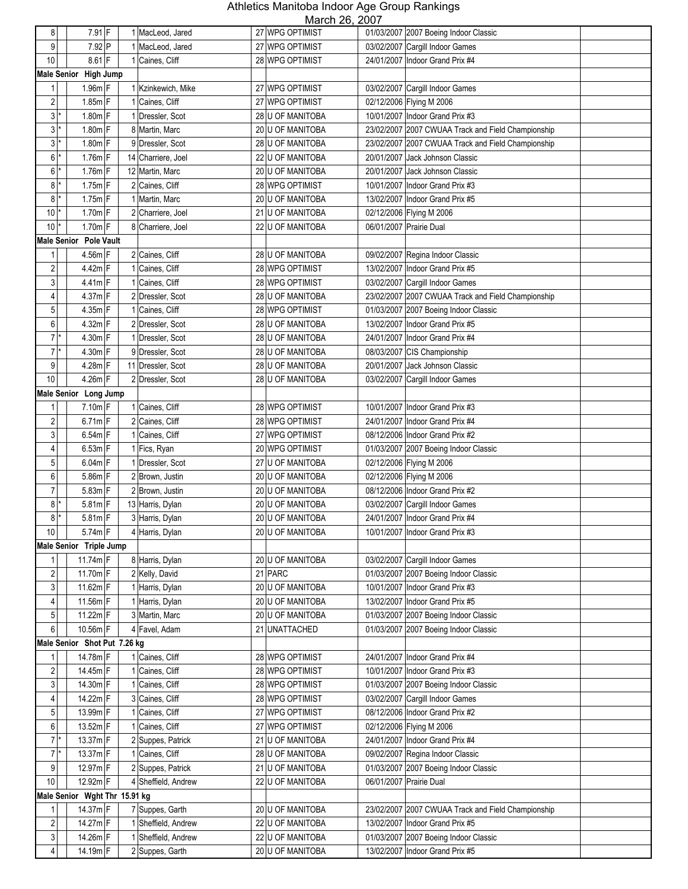# Athletics Manitoba Indoor Age Group Rankings

March 26, 2007

| Rank | | Mark | | Place | Name | Age | Club | Date | Meet | |
|---|---|---|---|---|---|---|---|---|---|---|
| 8 | | 7.91 | F | 1 | MacLeod, Jared | 27 | WPG OPTIMIST | 01/03/2007 | 2007 Boeing Indoor Classic | |
| 9 | | 7.92 | P | 1 | MacLeod, Jared | 27 | WPG OPTIMIST | 03/02/2007 | Cargill Indoor Games | |
| 10 | | 8.61 | F | 1 | Caines, Cliff | 28 | WPG OPTIMIST | 24/01/2007 | Indoor Grand Prix #4 | |
| **Male Senior High Jump** | | | | | | | | | | |
| 1 | | 1.96m | F | 1 | Kzinkewich, Mike | 27 | WPG OPTIMIST | 03/02/2007 | Cargill Indoor Games | |
| 2 | | 1.85m | F | 1 | Caines, Cliff | 27 | WPG OPTIMIST | 02/12/2006 | Flying M 2006 | |
| 3 | * | 1.80m | F | 1 | Dressler, Scot | 28 | U OF MANITOBA | 10/01/2007 | Indoor Grand Prix #3 | |
| 3 | * | 1.80m | F | 8 | Martin, Marc | 20 | U OF MANITOBA | 23/02/2007 | 2007 CWUAA Track and Field Championship | |
| 3 | * | 1.80m | F | 9 | Dressler, Scot | 28 | U OF MANITOBA | 23/02/2007 | 2007 CWUAA Track and Field Championship | |
| 6 | * | 1.76m | F | 14 | Charriere, Joel | 22 | U OF MANITOBA | 20/01/2007 | Jack Johnson Classic | |
| 6 | * | 1.76m | F | 12 | Martin, Marc | 20 | U OF MANITOBA | 20/01/2007 | Jack Johnson Classic | |
| 8 | * | 1.75m | F | 2 | Caines, Cliff | 28 | WPG OPTIMIST | 10/01/2007 | Indoor Grand Prix #3 | |
| 8 | * | 1.75m | F | 1 | Martin, Marc | 20 | U OF MANITOBA | 13/02/2007 | Indoor Grand Prix #5 | |
| 10 | * | 1.70m | F | 2 | Charriere, Joel | 21 | U OF MANITOBA | 02/12/2006 | Flying M 2006 | |
| 10 | * | 1.70m | F | 8 | Charriere, Joel | 22 | U OF MANITOBA | 06/01/2007 | Prairie Dual | |
| **Male Senior Pole Vault** | | | | | | | | | | |
| 1 | | 4.56m | F | 2 | Caines, Cliff | 28 | U OF MANITOBA | 09/02/2007 | Regina Indoor Classic | |
| 2 | | 4.42m | F | 1 | Caines, Cliff | 28 | WPG OPTIMIST | 13/02/2007 | Indoor Grand Prix #5 | |
| 3 | | 4.41m | F | 1 | Caines, Cliff | 28 | WPG OPTIMIST | 03/02/2007 | Cargill Indoor Games | |
| 4 | | 4.37m | F | 2 | Dressler, Scot | 28 | U OF MANITOBA | 23/02/2007 | 2007 CWUAA Track and Field Championship | |
| 5 | | 4.35m | F | 1 | Caines, Cliff | 28 | WPG OPTIMIST | 01/03/2007 | 2007 Boeing Indoor Classic | |
| 6 | | 4.32m | F | 2 | Dressler, Scot | 28 | U OF MANITOBA | 13/02/2007 | Indoor Grand Prix #5 | |
| 7 | * | 4.30m | F | 1 | Dressler, Scot | 28 | U OF MANITOBA | 24/01/2007 | Indoor Grand Prix #4 | |
| 7 | * | 4.30m | F | 9 | Dressler, Scot | 28 | U OF MANITOBA | 08/03/2007 | CIS Championship | |
| 9 | | 4.28m | F | 11 | Dressler, Scot | 28 | U OF MANITOBA | 20/01/2007 | Jack Johnson Classic | |
| 10 | | 4.26m | F | 2 | Dressler, Scot | 28 | U OF MANITOBA | 03/02/2007 | Cargill Indoor Games | |
| **Male Senior Long Jump** | | | | | | | | | | |
| 1 | | 7.10m | F | 1 | Caines, Cliff | 28 | WPG OPTIMIST | 10/01/2007 | Indoor Grand Prix #3 | |
| 2 | | 6.71m | F | 2 | Caines, Cliff | 28 | WPG OPTIMIST | 24/01/2007 | Indoor Grand Prix #4 | |
| 3 | | 6.54m | F | 1 | Caines, Cliff | 27 | WPG OPTIMIST | 08/12/2006 | Indoor Grand Prix #2 | |
| 4 | | 6.53m | F | 1 | Fics, Ryan | 20 | WPG OPTIMIST | 01/03/2007 | 2007 Boeing Indoor Classic | |
| 5 | | 6.04m | F | 1 | Dressler, Scot | 27 | U OF MANITOBA | 02/12/2006 | Flying M 2006 | |
| 6 | | 5.86m | F | 2 | Brown, Justin | 20 | U OF MANITOBA | 02/12/2006 | Flying M 2006 | |
| 7 | | 5.83m | F | 2 | Brown, Justin | 20 | U OF MANITOBA | 08/12/2006 | Indoor Grand Prix #2 | |
| 8 | * | 5.81m | F | 13 | Harris, Dylan | 20 | U OF MANITOBA | 03/02/2007 | Cargill Indoor Games | |
| 8 | * | 5.81m | F | 3 | Harris, Dylan | 20 | U OF MANITOBA | 24/01/2007 | Indoor Grand Prix #4 | |
| 10 | | 5.74m | F | 4 | Harris, Dylan | 20 | U OF MANITOBA | 10/01/2007 | Indoor Grand Prix #3 | |
| **Male Senior Triple Jump** | | | | | | | | | | |
| 1 | | 11.74m | F | 8 | Harris, Dylan | 20 | U OF MANITOBA | 03/02/2007 | Cargill Indoor Games | |
| 2 | | 11.70m | F | 2 | Kelly, David | 21 | PARC | 01/03/2007 | 2007 Boeing Indoor Classic | |
| 3 | | 11.62m | F | 1 | Harris, Dylan | 20 | U OF MANITOBA | 10/01/2007 | Indoor Grand Prix #3 | |
| 4 | | 11.56m | F | 1 | Harris, Dylan | 20 | U OF MANITOBA | 13/02/2007 | Indoor Grand Prix #5 | |
| 5 | | 11.22m | F | 3 | Martin, Marc | 20 | U OF MANITOBA | 01/03/2007 | 2007 Boeing Indoor Classic | |
| 6 | | 10.56m | F | 4 | Favel, Adam | 21 | UNATTACHED | 01/03/2007 | 2007 Boeing Indoor Classic | |
| **Male Senior Shot Put 7.26 kg** | | | | | | | | | | |
| 1 | | 14.78m | F | 1 | Caines, Cliff | 28 | WPG OPTIMIST | 24/01/2007 | Indoor Grand Prix #4 | |
| 2 | | 14.45m | F | 1 | Caines, Cliff | 28 | WPG OPTIMIST | 10/01/2007 | Indoor Grand Prix #3 | |
| 3 | | 14.30m | F | 1 | Caines, Cliff | 28 | WPG OPTIMIST | 01/03/2007 | 2007 Boeing Indoor Classic | |
| 4 | | 14.22m | F | 3 | Caines, Cliff | 28 | WPG OPTIMIST | 03/02/2007 | Cargill Indoor Games | |
| 5 | | 13.99m | F | 1 | Caines, Cliff | 27 | WPG OPTIMIST | 08/12/2006 | Indoor Grand Prix #2 | |
| 6 | | 13.52m | F | 1 | Caines, Cliff | 27 | WPG OPTIMIST | 02/12/2006 | Flying M 2006 | |
| 7 | * | 13.37m | F | 2 | Suppes, Patrick | 21 | U OF MANITOBA | 24/01/2007 | Indoor Grand Prix #4 | |
| 7 | * | 13.37m | F | 1 | Caines, Cliff | 28 | U OF MANITOBA | 09/02/2007 | Regina Indoor Classic | |
| 9 | | 12.97m | F | 2 | Suppes, Patrick | 21 | U OF MANITOBA | 01/03/2007 | 2007 Boeing Indoor Classic | |
| 10 | | 12.92m | F | 4 | Sheffield, Andrew | 22 | U OF MANITOBA | 06/01/2007 | Prairie Dual | |
| **Male Senior Wght Thr 15.91 kg** | | | | | | | | | | |
| 1 | | 14.37m | F | 7 | Suppes, Garth | 20 | U OF MANITOBA | 23/02/2007 | 2007 CWUAA Track and Field Championship | |
| 2 | | 14.27m | F | 1 | Sheffield, Andrew | 22 | U OF MANITOBA | 13/02/2007 | Indoor Grand Prix #5 | |
| 3 | | 14.26m | F | 1 | Sheffield, Andrew | 22 | U OF MANITOBA | 01/03/2007 | 2007 Boeing Indoor Classic | |
| 4 | | 14.19m | F | 2 | Suppes, Garth | 20 | U OF MANITOBA | 13/02/2007 | Indoor Grand Prix #5 | |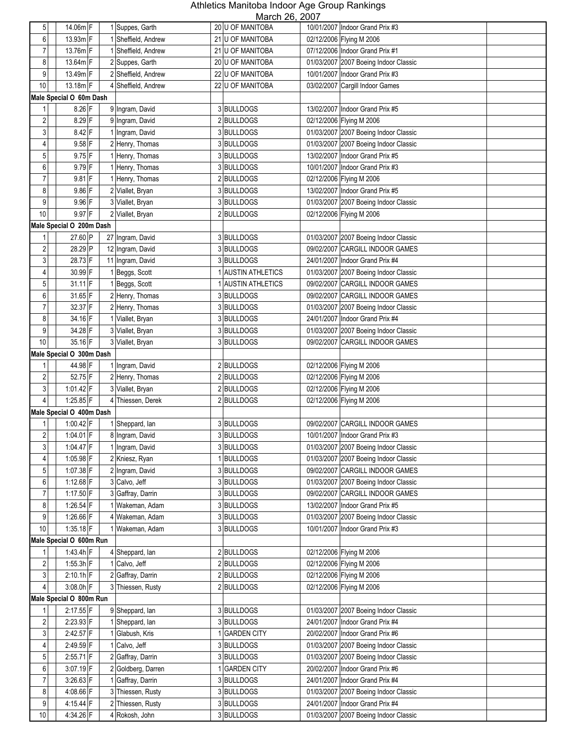# Athletics Manitoba Indoor Age Group Rankings

March 26, 2007

| Rank | Mark | | Place | Name | Age | Club | Date | Meet | |
|---|---|---|---|---|---|---|---|---|---|
| 5 | 14.06m | F | 1 | Suppes, Garth | 20 | U OF MANITOBA | 10/01/2007 | Indoor Grand Prix #3 | |
| 6 | 13.93m | F | 1 | Sheffield, Andrew | 21 | U OF MANITOBA | 02/12/2006 | Flying M 2006 | |
| 7 | 13.76m | F | 1 | Sheffield, Andrew | 21 | U OF MANITOBA | 07/12/2006 | Indoor Grand Prix #1 | |
| 8 | 13.64m | F | 2 | Suppes, Garth | 20 | U OF MANITOBA | 01/03/2007 | 2007 Boeing Indoor Classic | |
| 9 | 13.49m | F | 2 | Sheffield, Andrew | 22 | U OF MANITOBA | 10/01/2007 | Indoor Grand Prix #3 | |
| 10 | 13.18m | F | 4 | Sheffield, Andrew | 22 | U OF MANITOBA | 03/02/2007 | Cargill Indoor Games | |
| **Male Special O 60m Dash** | | | | | | | | | |
| 1 | 8.26 | F | 9 | Ingram, David | 3 | BULLDOGS | 13/02/2007 | Indoor Grand Prix #5 | |
| 2 | 8.29 | F | 9 | Ingram, David | 2 | BULLDOGS | 02/12/2006 | Flying M 2006 | |
| 3 | 8.42 | F | 1 | Ingram, David | 3 | BULLDOGS | 01/03/2007 | 2007 Boeing Indoor Classic | |
| 4 | 9.58 | F | 2 | Henry, Thomas | 3 | BULLDOGS | 01/03/2007 | 2007 Boeing Indoor Classic | |
| 5 | 9.75 | F | 1 | Henry, Thomas | 3 | BULLDOGS | 13/02/2007 | Indoor Grand Prix #5 | |
| 6 | 9.79 | F | 1 | Henry, Thomas | 3 | BULLDOGS | 10/01/2007 | Indoor Grand Prix #3 | |
| 7 | 9.81 | F | 1 | Henry, Thomas | 2 | BULLDOGS | 02/12/2006 | Flying M 2006 | |
| 8 | 9.86 | F | 2 | Viallet, Bryan | 3 | BULLDOGS | 13/02/2007 | Indoor Grand Prix #5 | |
| 9 | 9.96 | F | 3 | Viallet, Bryan | 3 | BULLDOGS | 01/03/2007 | 2007 Boeing Indoor Classic | |
| 10 | 9.97 | F | 2 | Viallet, Bryan | 2 | BULLDOGS | 02/12/2006 | Flying M 2006 | |
| **Male Special O 200m Dash** | | | | | | | | | |
| 1 | 27.60 | P | 27 | Ingram, David | 3 | BULLDOGS | 01/03/2007 | 2007 Boeing Indoor Classic | |
| 2 | 28.29 | P | 12 | Ingram, David | 3 | BULLDOGS | 09/02/2007 | CARGILL INDOOR GAMES | |
| 3 | 28.73 | F | 11 | Ingram, David | 3 | BULLDOGS | 24/01/2007 | Indoor Grand Prix #4 | |
| 4 | 30.99 | F | 1 | Beggs, Scott | 1 | AUSTIN ATHLETICS | 01/03/2007 | 2007 Boeing Indoor Classic | |
| 5 | 31.11 | F | 1 | Beggs, Scott | 1 | AUSTIN ATHLETICS | 09/02/2007 | CARGILL INDOOR GAMES | |
| 6 | 31.65 | F | 2 | Henry, Thomas | 3 | BULLDOGS | 09/02/2007 | CARGILL INDOOR GAMES | |
| 7 | 32.37 | F | 2 | Henry, Thomas | 3 | BULLDOGS | 01/03/2007 | 2007 Boeing Indoor Classic | |
| 8 | 34.16 | F | 1 | Viallet, Bryan | 3 | BULLDOGS | 24/01/2007 | Indoor Grand Prix #4 | |
| 9 | 34.28 | F | 3 | Viallet, Bryan | 3 | BULLDOGS | 01/03/2007 | 2007 Boeing Indoor Classic | |
| 10 | 35.16 | F | 3 | Viallet, Bryan | 3 | BULLDOGS | 09/02/2007 | CARGILL INDOOR GAMES | |
| **Male Special O 300m Dash** | | | | | | | | | |
| 1 | 44.98 | F | 1 | Ingram, David | 2 | BULLDOGS | 02/12/2006 | Flying M 2006 | |
| 2 | 52.75 | F | 2 | Henry, Thomas | 2 | BULLDOGS | 02/12/2006 | Flying M 2006 | |
| 3 | 1:01.42 | F | 3 | Viallet, Bryan | 2 | BULLDOGS | 02/12/2006 | Flying M 2006 | |
| 4 | 1:25.85 | F | 4 | Thiessen, Derek | 2 | BULLDOGS | 02/12/2006 | Flying M 2006 | |
| **Male Special O 400m Dash** | | | | | | | | | |
| 1 | 1:00.42 | F | 1 | Sheppard, Ian | 3 | BULLDOGS | 09/02/2007 | CARGILL INDOOR GAMES | |
| 2 | 1:04.01 | F | 8 | Ingram, David | 3 | BULLDOGS | 10/01/2007 | Indoor Grand Prix #3 | |
| 3 | 1:04.47 | F | 1 | Ingram, David | 3 | BULLDOGS | 01/03/2007 | 2007 Boeing Indoor Classic | |
| 4 | 1:05.98 | F | 2 | Kniesz, Ryan | 1 | BULLDOGS | 01/03/2007 | 2007 Boeing Indoor Classic | |
| 5 | 1:07.38 | F | 2 | Ingram, David | 3 | BULLDOGS | 09/02/2007 | CARGILL INDOOR GAMES | |
| 6 | 1:12.68 | F | 3 | Calvo, Jeff | 3 | BULLDOGS | 01/03/2007 | 2007 Boeing Indoor Classic | |
| 7 | 1:17.50 | F | 3 | Gaffray, Darrin | 3 | BULLDOGS | 09/02/2007 | CARGILL INDOOR GAMES | |
| 8 | 1:26.54 | F | 1 | Wakeman, Adam | 3 | BULLDOGS | 13/02/2007 | Indoor Grand Prix #5 | |
| 9 | 1:26.66 | F | 4 | Wakeman, Adam | 3 | BULLDOGS | 01/03/2007 | 2007 Boeing Indoor Classic | |
| 10 | 1:35.18 | F | 1 | Wakeman, Adam | 3 | BULLDOGS | 10/01/2007 | Indoor Grand Prix #3 | |
| **Male Special O 600m Run** | | | | | | | | | |
| 1 | 1:43.4h | F | 4 | Sheppard, Ian | 2 | BULLDOGS | 02/12/2006 | Flying M 2006 | |
| 2 | 1:55.3h | F | 1 | Calvo, Jeff | 2 | BULLDOGS | 02/12/2006 | Flying M 2006 | |
| 3 | 2:10.1h | F | 2 | Gaffray, Darrin | 2 | BULLDOGS | 02/12/2006 | Flying M 2006 | |
| 4 | 3:08.0h | F | 3 | Thiessen, Rusty | 2 | BULLDOGS | 02/12/2006 | Flying M 2006 | |
| **Male Special O 800m Run** | | | | | | | | | |
| 1 | 2:17.55 | F | 9 | Sheppard, Ian | 3 | BULLDOGS | 01/03/2007 | 2007 Boeing Indoor Classic | |
| 2 | 2:23.93 | F | 1 | Sheppard, Ian | 3 | BULLDOGS | 24/01/2007 | Indoor Grand Prix #4 | |
| 3 | 2:42.57 | F | 1 | Glabush, Kris | 1 | GARDEN CITY | 20/02/2007 | Indoor Grand Prix #6 | |
| 4 | 2:49.59 | F | 1 | Calvo, Jeff | 3 | BULLDOGS | 01/03/2007 | 2007 Boeing Indoor Classic | |
| 5 | 2:55.71 | F | 2 | Gaffray, Darrin | 3 | BULLDOGS | 01/03/2007 | 2007 Boeing Indoor Classic | |
| 6 | 3:07.19 | F | 2 | Goldberg, Darren | 1 | GARDEN CITY | 20/02/2007 | Indoor Grand Prix #6 | |
| 7 | 3:26.63 | F | 1 | Gaffray, Darrin | 3 | BULLDOGS | 24/01/2007 | Indoor Grand Prix #4 | |
| 8 | 4:08.66 | F | 3 | Thiessen, Rusty | 3 | BULLDOGS | 01/03/2007 | 2007 Boeing Indoor Classic | |
| 9 | 4:15.44 | F | 2 | Thiessen, Rusty | 3 | BULLDOGS | 24/01/2007 | Indoor Grand Prix #4 | |
| 10 | 4:34.26 | F | 4 | Rokosh, John | 3 | BULLDOGS | 01/03/2007 | 2007 Boeing Indoor Classic | |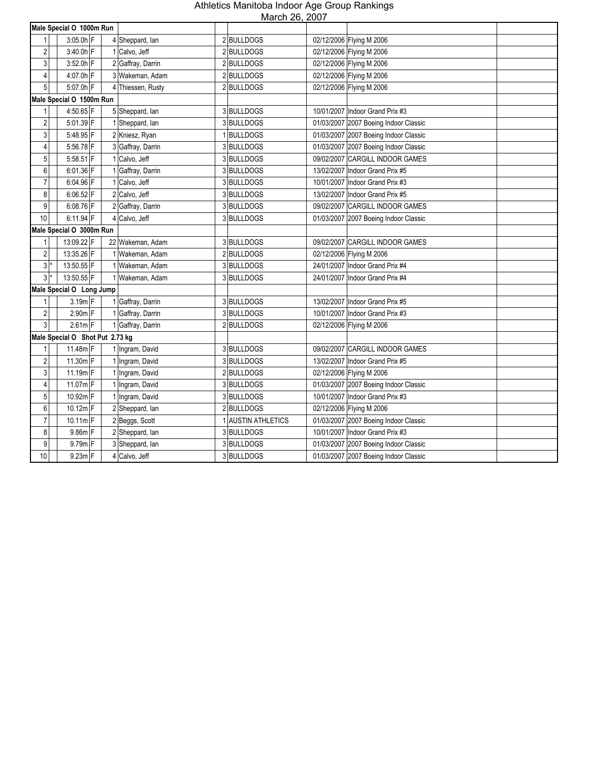# Athletics Manitoba Indoor Age Group Rankings

March 26, 2007

| | | | | | | | | | | | |
|---|---|---|---|---|---|---|---|---|---|---|---|
| **Male Special O 1000m Run** | | | | | | | | | | | |
| 1 | | 3:05.0h | F | 4 | Sheppard, Ian | 2 | BULLDOGS | 02/12/2006 | Flying M 2006 | | |
| 2 | | 3:40.0h | F | 1 | Calvo, Jeff | 2 | BULLDOGS | 02/12/2006 | Flying M 2006 | | |
| 3 | | 3:52.0h | F | 2 | Gaffray, Darrin | 2 | BULLDOGS | 02/12/2006 | Flying M 2006 | | |
| 4 | | 4:07.0h | F | 3 | Wakeman, Adam | 2 | BULLDOGS | 02/12/2006 | Flying M 2006 | | |
| 5 | | 5:07.0h | F | 4 | Thiessen, Rusty | 2 | BULLDOGS | 02/12/2006 | Flying M 2006 | | |
| **Male Special O 1500m Run** | | | | | | | | | | | |
| 1 | | 4:50.65 | F | 5 | Sheppard, Ian | 3 | BULLDOGS | 10/01/2007 | Indoor Grand Prix #3 | | |
| 2 | | 5:01.39 | F | 1 | Sheppard, Ian | 3 | BULLDOGS | 01/03/2007 | 2007 Boeing Indoor Classic | | |
| 3 | | 5:48.95 | F | 2 | Kniesz, Ryan | 1 | BULLDOGS | 01/03/2007 | 2007 Boeing Indoor Classic | | |
| 4 | | 5:56.78 | F | 3 | Gaffray, Darrin | 3 | BULLDOGS | 01/03/2007 | 2007 Boeing Indoor Classic | | |
| 5 | | 5:58.51 | F | 1 | Calvo, Jeff | 3 | BULLDOGS | 09/02/2007 | CARGILL INDOOR GAMES | | |
| 6 | | 6:01.36 | F | 1 | Gaffray, Darrin | 3 | BULLDOGS | 13/02/2007 | Indoor Grand Prix #5 | | |
| 7 | | 6:04.96 | F | 1 | Calvo, Jeff | 3 | BULLDOGS | 10/01/2007 | Indoor Grand Prix #3 | | |
| 8 | | 6:06.52 | F | 2 | Calvo, Jeff | 3 | BULLDOGS | 13/02/2007 | Indoor Grand Prix #5 | | |
| 9 | | 6:08.76 | F | 2 | Gaffray, Darrin | 3 | BULLDOGS | 09/02/2007 | CARGILL INDOOR GAMES | | |
| 10 | | 6:11.94 | F | 4 | Calvo, Jeff | 3 | BULLDOGS | 01/03/2007 | 2007 Boeing Indoor Classic | | |
| **Male Special O 3000m Run** | | | | | | | | | | | |
| 1 | | 13:09.22 | F | 22 | Wakeman, Adam | 3 | BULLDOGS | 09/02/2007 | CARGILL INDOOR GAMES | | |
| 2 | | 13:35.26 | F | 1 | Wakeman, Adam | 2 | BULLDOGS | 02/12/2006 | Flying M 2006 | | |
| 3 | * | 13:50.55 | F | 1 | Wakeman, Adam | 3 | BULLDOGS | 24/01/2007 | Indoor Grand Prix #4 | | |
| 3 | * | 13:50.55 | F | 1 | Wakeman, Adam | 3 | BULLDOGS | 24/01/2007 | Indoor Grand Prix #4 | | |
| **Male Special O Long Jump** | | | | | | | | | | | |
| 1 | | 3.19m | F | 1 | Gaffray, Darrin | 3 | BULLDOGS | 13/02/2007 | Indoor Grand Prix #5 | | |
| 2 | | 2.90m | F | 1 | Gaffray, Darrin | 3 | BULLDOGS | 10/01/2007 | Indoor Grand Prix #3 | | |
| 3 | | 2.61m | F | 1 | Gaffray, Darrin | 2 | BULLDOGS | 02/12/2006 | Flying M 2006 | | |
| **Male Special O Shot Put 2.73 kg** | | | | | | | | | | | |
| 1 | | 11.48m | F | 1 | Ingram, David | 3 | BULLDOGS | 09/02/2007 | CARGILL INDOOR GAMES | | |
| 2 | | 11.30m | F | 1 | Ingram, David | 3 | BULLDOGS | 13/02/2007 | Indoor Grand Prix #5 | | |
| 3 | | 11.19m | F | 1 | Ingram, David | 2 | BULLDOGS | 02/12/2006 | Flying M 2006 | | |
| 4 | | 11.07m | F | 1 | Ingram, David | 3 | BULLDOGS | 01/03/2007 | 2007 Boeing Indoor Classic | | |
| 5 | | 10.92m | F | 1 | Ingram, David | 3 | BULLDOGS | 10/01/2007 | Indoor Grand Prix #3 | | |
| 6 | | 10.12m | F | 2 | Sheppard, Ian | 2 | BULLDOGS | 02/12/2006 | Flying M 2006 | | |
| 7 | | 10.11m | F | 2 | Beggs, Scott | 1 | AUSTIN ATHLETICS | 01/03/2007 | 2007 Boeing Indoor Classic | | |
| 8 | | 9.86m | F | 2 | Sheppard, Ian | 3 | BULLDOGS | 10/01/2007 | Indoor Grand Prix #3 | | |
| 9 | | 9.79m | F | 3 | Sheppard, Ian | 3 | BULLDOGS | 01/03/2007 | 2007 Boeing Indoor Classic | | |
| 10 | | 9.23m | F | 4 | Calvo, Jeff | 3 | BULLDOGS | 01/03/2007 | 2007 Boeing Indoor Classic | | |